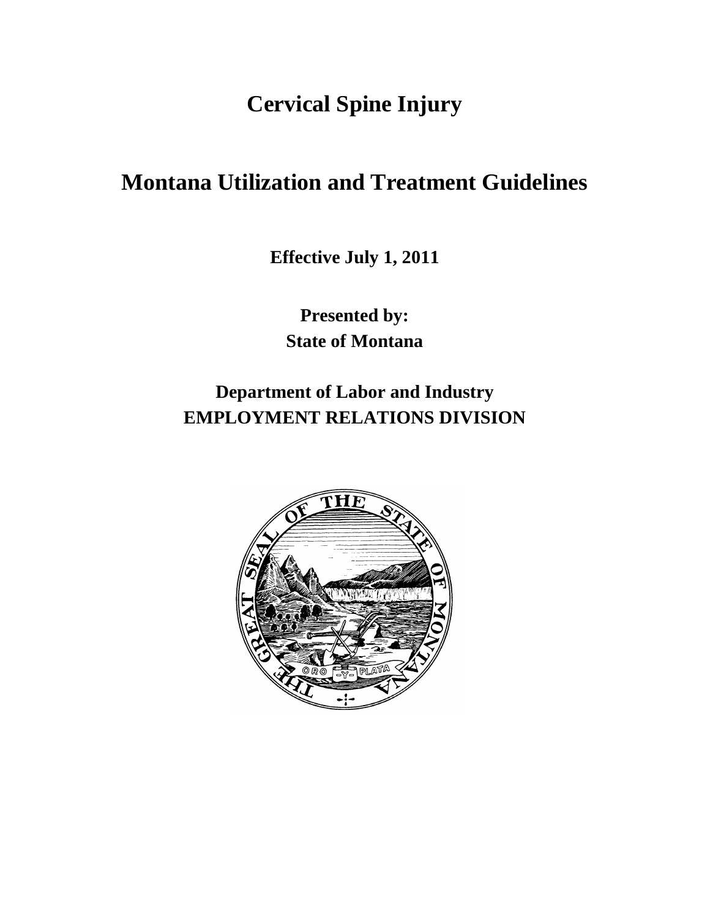# Cervical Spine Injury

# Montana Utilization and Treatment Guidelines

**Effective July 1, 2011**

**Presented by:**
**State of Montana**

**Department of Labor and Industry**
**EMPLOYMENT RELATIONS DIVISION**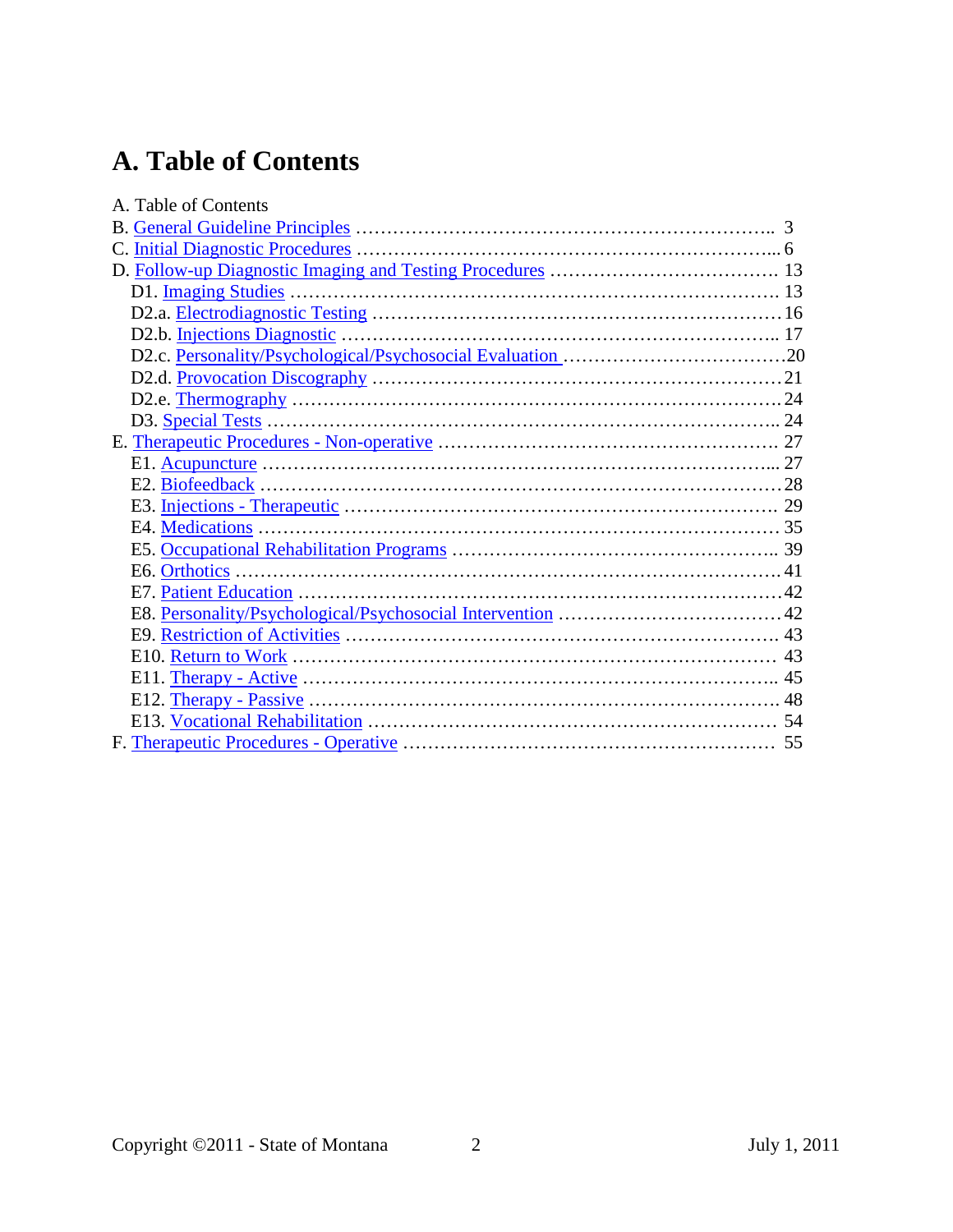# A. Table of Contents

A. Table of Contents

B. General Guideline Principles …………………………………………………………….. 3

C. Initial Diagnostic Procedures ……………………………………………………………... 6

D. Follow-up Diagnostic Imaging and Testing Procedures ………………………………. 13

- D1. Imaging Studies ……………………………………………………………………. 13
- D2.a. Electrodiagnostic Testing …………………………………………………………16
- D2.b. Injections Diagnostic …………………………………………………………….. 17
- D2.c. Personality/Psychological/Psychosocial Evaluation ………………………………20
- D2.d. Provocation Discography …………………………………………………………21
- D2.e. Thermography ……………………………………………………………………24
- D3. Special Tests ……………………………………………………………………….. 24

E. Therapeutic Procedures - Non-operative ……………………………………………… 27

- E1. Acupuncture ………………………………………………………………………... 27
- E2. Biofeedback …………………………………………………………………………28
- E3. Injections - Therapeutic …………………………………………………………… 29
- E4. Medications ………………………………………………………………………… 35
- E5. Occupational Rehabilitation Programs …………………………………………….. 39
- E6. Orthotics ……………………………………………………………………………41
- E7. Patient Education ……………………………………………………………………42
- E8. Personality/Psychological/Psychosocial Intervention ………………………………42
- E9. Restriction of Activities ……………………………………………………………. 43
- E10. Return to Work …………………………………………………………………… 43
- E11. Therapy - Active ………………………………………………………………….. 45
- E12. Therapy - Passive …………………………………………………………………. 48
- E13. Vocational Rehabilitation ………………………………………………………… 54

F. Therapeutic Procedures - Operative …………………………………………………… 55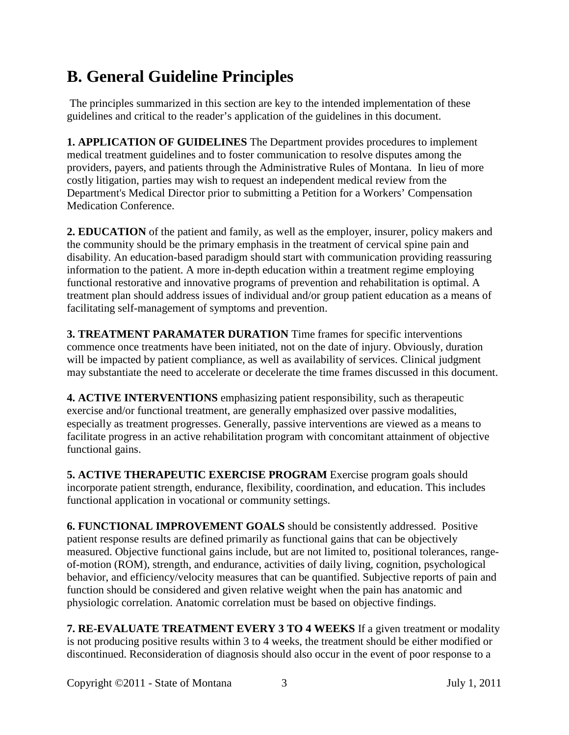# B. General Guideline Principles

The principles summarized in this section are key to the intended implementation of these guidelines and critical to the reader's application of the guidelines in this document.

**1. APPLICATION OF GUIDELINES** The Department provides procedures to implement medical treatment guidelines and to foster communication to resolve disputes among the providers, payers, and patients through the Administrative Rules of Montana. In lieu of more costly litigation, parties may wish to request an independent medical review from the Department's Medical Director prior to submitting a Petition for a Workers' Compensation Medication Conference.

**2. EDUCATION** of the patient and family, as well as the employer, insurer, policy makers and the community should be the primary emphasis in the treatment of cervical spine pain and disability. An education-based paradigm should start with communication providing reassuring information to the patient. A more in-depth education within a treatment regime employing functional restorative and innovative programs of prevention and rehabilitation is optimal. A treatment plan should address issues of individual and/or group patient education as a means of facilitating self-management of symptoms and prevention.

**3. TREATMENT PARAMATER DURATION** Time frames for specific interventions commence once treatments have been initiated, not on the date of injury. Obviously, duration will be impacted by patient compliance, as well as availability of services. Clinical judgment may substantiate the need to accelerate or decelerate the time frames discussed in this document.

**4. ACTIVE INTERVENTIONS** emphasizing patient responsibility, such as therapeutic exercise and/or functional treatment, are generally emphasized over passive modalities, especially as treatment progresses. Generally, passive interventions are viewed as a means to facilitate progress in an active rehabilitation program with concomitant attainment of objective functional gains.

**5. ACTIVE THERAPEUTIC EXERCISE PROGRAM** Exercise program goals should incorporate patient strength, endurance, flexibility, coordination, and education. This includes functional application in vocational or community settings.

**6. FUNCTIONAL IMPROVEMENT GOALS** should be consistently addressed. Positive patient response results are defined primarily as functional gains that can be objectively measured. Objective functional gains include, but are not limited to, positional tolerances, range-of-motion (ROM), strength, and endurance, activities of daily living, cognition, psychological behavior, and efficiency/velocity measures that can be quantified. Subjective reports of pain and function should be considered and given relative weight when the pain has anatomic and physiologic correlation. Anatomic correlation must be based on objective findings.

**7. RE-EVALUATE TREATMENT EVERY 3 TO 4 WEEKS** If a given treatment or modality is not producing positive results within 3 to 4 weeks, the treatment should be either modified or discontinued. Reconsideration of diagnosis should also occur in the event of poor response to a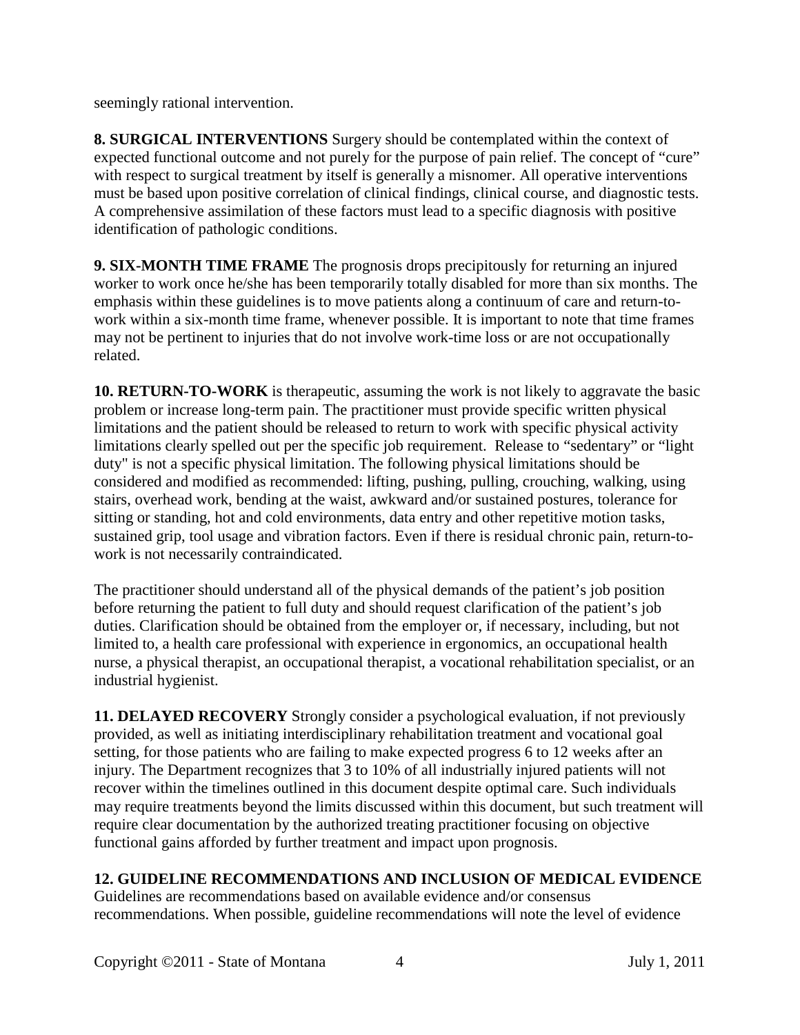seemingly rational intervention.

**8. SURGICAL INTERVENTIONS** Surgery should be contemplated within the context of expected functional outcome and not purely for the purpose of pain relief. The concept of "cure" with respect to surgical treatment by itself is generally a misnomer. All operative interventions must be based upon positive correlation of clinical findings, clinical course, and diagnostic tests. A comprehensive assimilation of these factors must lead to a specific diagnosis with positive identification of pathologic conditions.

**9. SIX-MONTH TIME FRAME** The prognosis drops precipitously for returning an injured worker to work once he/she has been temporarily totally disabled for more than six months. The emphasis within these guidelines is to move patients along a continuum of care and return-to-work within a six-month time frame, whenever possible. It is important to note that time frames may not be pertinent to injuries that do not involve work-time loss or are not occupationally related.

**10. RETURN-TO-WORK** is therapeutic, assuming the work is not likely to aggravate the basic problem or increase long-term pain. The practitioner must provide specific written physical limitations and the patient should be released to return to work with specific physical activity limitations clearly spelled out per the specific job requirement. Release to "sedentary" or "light duty" is not a specific physical limitation. The following physical limitations should be considered and modified as recommended: lifting, pushing, pulling, crouching, walking, using stairs, overhead work, bending at the waist, awkward and/or sustained postures, tolerance for sitting or standing, hot and cold environments, data entry and other repetitive motion tasks, sustained grip, tool usage and vibration factors. Even if there is residual chronic pain, return-to-work is not necessarily contraindicated.

The practitioner should understand all of the physical demands of the patient's job position before returning the patient to full duty and should request clarification of the patient's job duties. Clarification should be obtained from the employer or, if necessary, including, but not limited to, a health care professional with experience in ergonomics, an occupational health nurse, a physical therapist, an occupational therapist, a vocational rehabilitation specialist, or an industrial hygienist.

**11. DELAYED RECOVERY** Strongly consider a psychological evaluation, if not previously provided, as well as initiating interdisciplinary rehabilitation treatment and vocational goal setting, for those patients who are failing to make expected progress 6 to 12 weeks after an injury. The Department recognizes that 3 to 10% of all industrially injured patients will not recover within the timelines outlined in this document despite optimal care. Such individuals may require treatments beyond the limits discussed within this document, but such treatment will require clear documentation by the authorized treating practitioner focusing on objective functional gains afforded by further treatment and impact upon prognosis.

**12. GUIDELINE RECOMMENDATIONS AND INCLUSION OF MEDICAL EVIDENCE** Guidelines are recommendations based on available evidence and/or consensus recommendations. When possible, guideline recommendations will note the level of evidence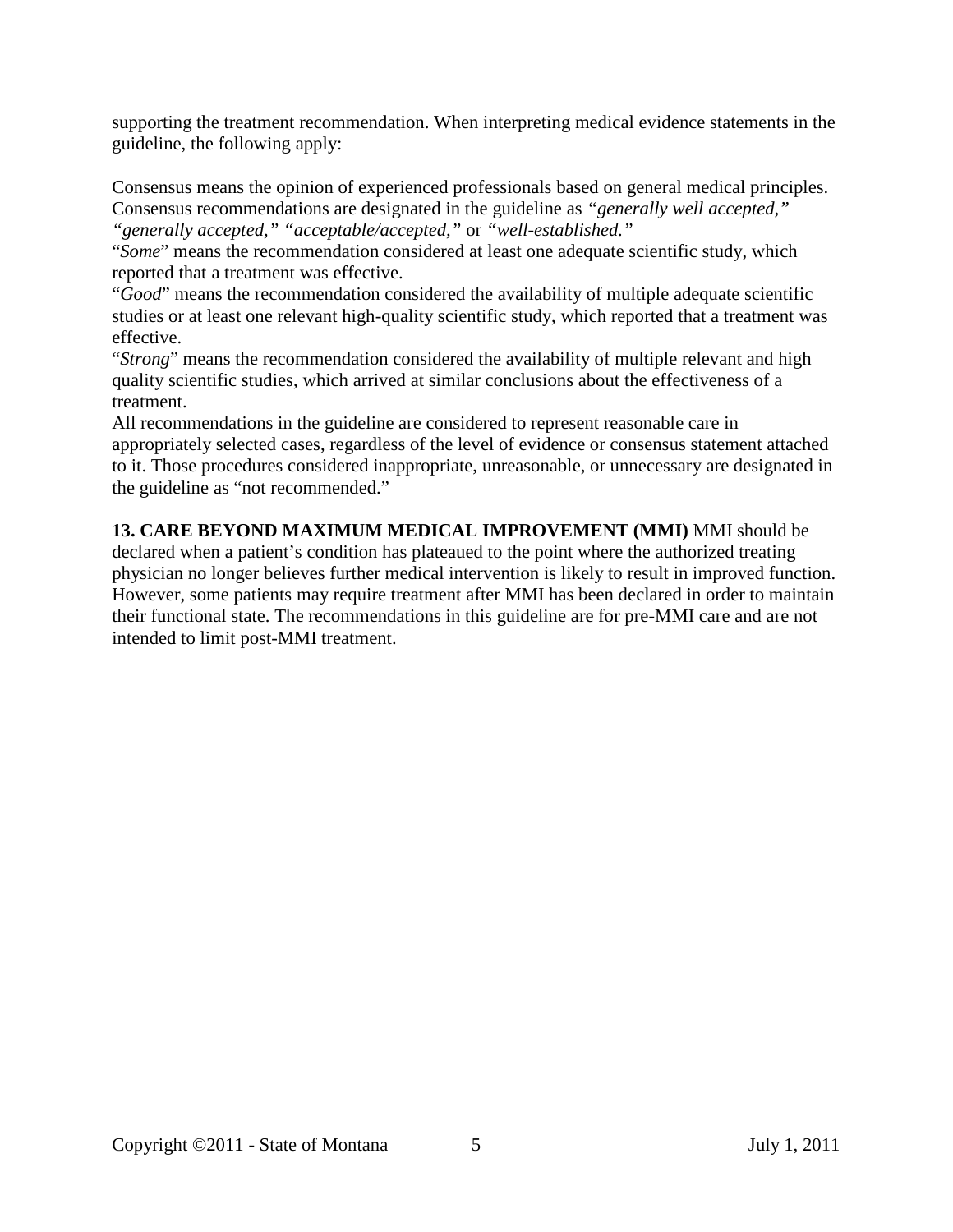supporting the treatment recommendation. When interpreting medical evidence statements in the guideline, the following apply:

Consensus means the opinion of experienced professionals based on general medical principles. Consensus recommendations are designated in the guideline as *"generally well accepted," "generally accepted," "acceptable/accepted,"* or *"well-established."*

"*Some*" means the recommendation considered at least one adequate scientific study, which reported that a treatment was effective.

"*Good*" means the recommendation considered the availability of multiple adequate scientific studies or at least one relevant high-quality scientific study, which reported that a treatment was effective.

"*Strong*" means the recommendation considered the availability of multiple relevant and high quality scientific studies, which arrived at similar conclusions about the effectiveness of a treatment.

All recommendations in the guideline are considered to represent reasonable care in appropriately selected cases, regardless of the level of evidence or consensus statement attached to it. Those procedures considered inappropriate, unreasonable, or unnecessary are designated in the guideline as "not recommended."

**13. CARE BEYOND MAXIMUM MEDICAL IMPROVEMENT (MMI)** MMI should be declared when a patient's condition has plateaued to the point where the authorized treating physician no longer believes further medical intervention is likely to result in improved function. However, some patients may require treatment after MMI has been declared in order to maintain their functional state. The recommendations in this guideline are for pre-MMI care and are not intended to limit post-MMI treatment.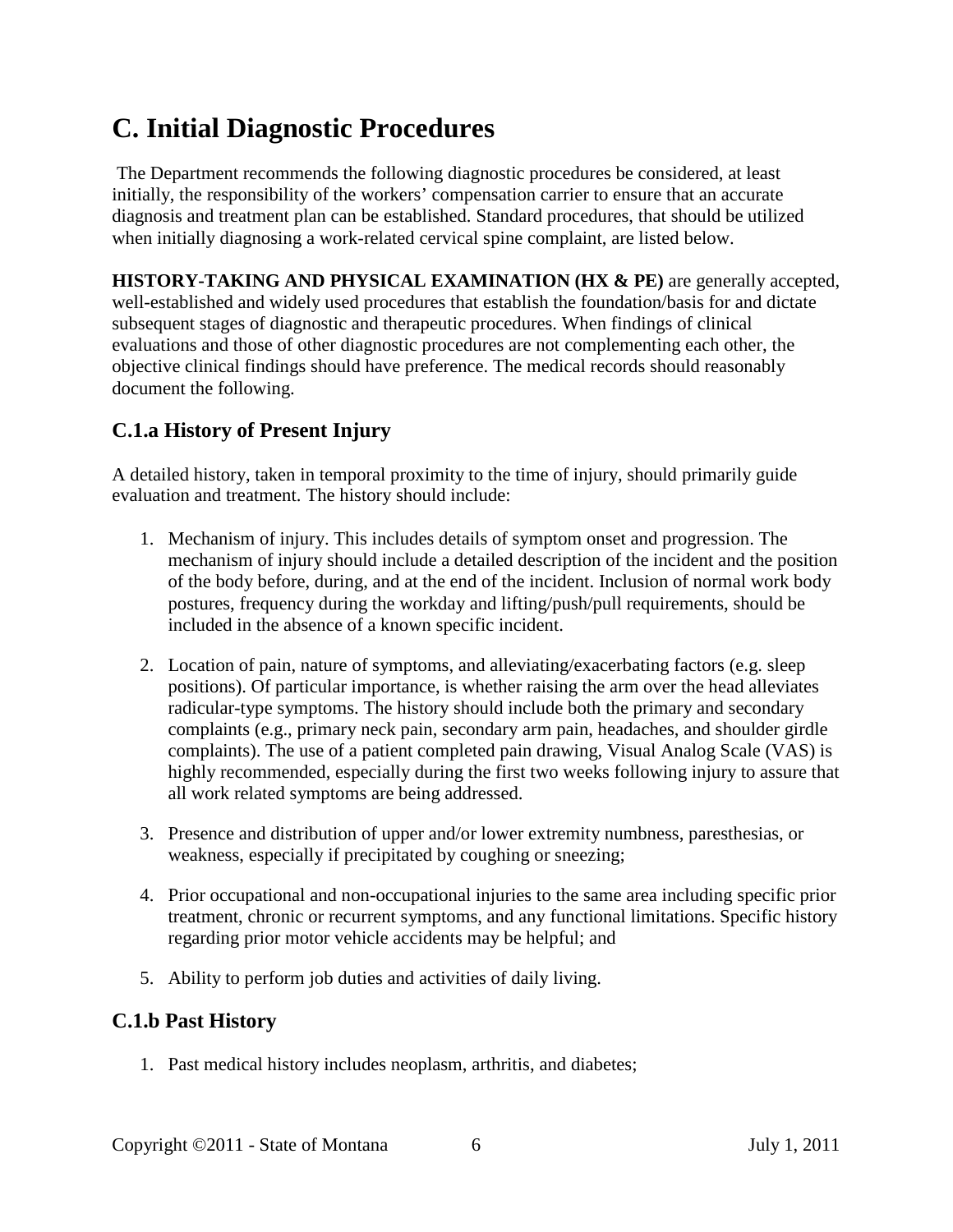# C. Initial Diagnostic Procedures

The Department recommends the following diagnostic procedures be considered, at least initially, the responsibility of the workers' compensation carrier to ensure that an accurate diagnosis and treatment plan can be established. Standard procedures, that should be utilized when initially diagnosing a work-related cervical spine complaint, are listed below.

**HISTORY-TAKING AND PHYSICAL EXAMINATION (HX & PE)** are generally accepted, well-established and widely used procedures that establish the foundation/basis for and dictate subsequent stages of diagnostic and therapeutic procedures. When findings of clinical evaluations and those of other diagnostic procedures are not complementing each other, the objective clinical findings should have preference. The medical records should reasonably document the following.

## C.1.a History of Present Injury

A detailed history, taken in temporal proximity to the time of injury, should primarily guide evaluation and treatment. The history should include:

1. Mechanism of injury. This includes details of symptom onset and progression. The mechanism of injury should include a detailed description of the incident and the position of the body before, during, and at the end of the incident. Inclusion of normal work body postures, frequency during the workday and lifting/push/pull requirements, should be included in the absence of a known specific incident.

2. Location of pain, nature of symptoms, and alleviating/exacerbating factors (e.g. sleep positions). Of particular importance, is whether raising the arm over the head alleviates radicular-type symptoms. The history should include both the primary and secondary complaints (e.g., primary neck pain, secondary arm pain, headaches, and shoulder girdle complaints). The use of a patient completed pain drawing, Visual Analog Scale (VAS) is highly recommended, especially during the first two weeks following injury to assure that all work related symptoms are being addressed.

3. Presence and distribution of upper and/or lower extremity numbness, paresthesias, or weakness, especially if precipitated by coughing or sneezing;

4. Prior occupational and non-occupational injuries to the same area including specific prior treatment, chronic or recurrent symptoms, and any functional limitations. Specific history regarding prior motor vehicle accidents may be helpful; and

5. Ability to perform job duties and activities of daily living.

## C.1.b Past History

1. Past medical history includes neoplasm, arthritis, and diabetes;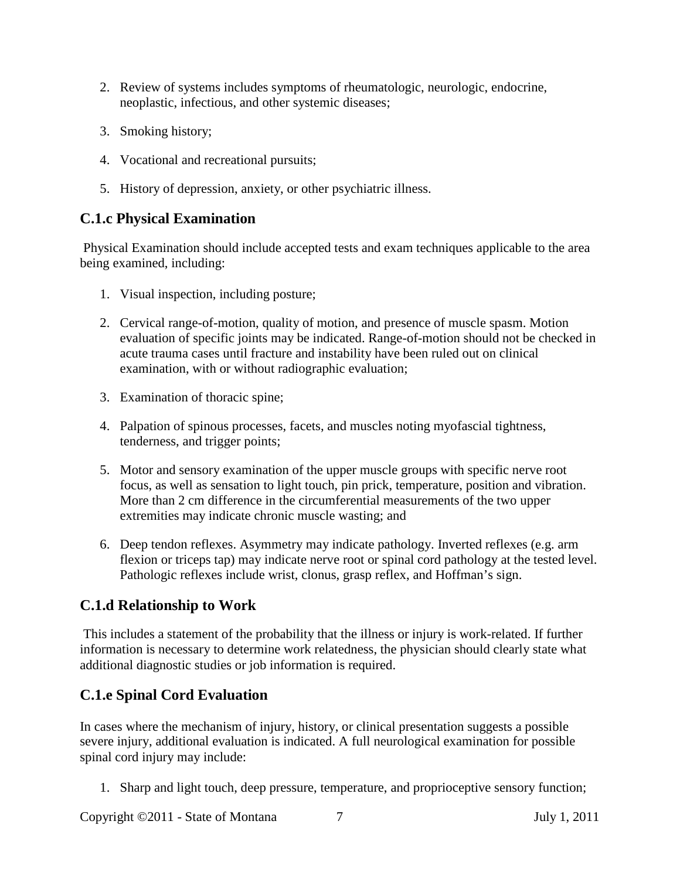2. Review of systems includes symptoms of rheumatologic, neurologic, endocrine, neoplastic, infectious, and other systemic diseases;

3. Smoking history;

4. Vocational and recreational pursuits;

5. History of depression, anxiety, or other psychiatric illness.

## C.1.c Physical Examination

Physical Examination should include accepted tests and exam techniques applicable to the area being examined, including:

1. Visual inspection, including posture;

2. Cervical range-of-motion, quality of motion, and presence of muscle spasm. Motion evaluation of specific joints may be indicated. Range-of-motion should not be checked in acute trauma cases until fracture and instability have been ruled out on clinical examination, with or without radiographic evaluation;

3. Examination of thoracic spine;

4. Palpation of spinous processes, facets, and muscles noting myofascial tightness, tenderness, and trigger points;

5. Motor and sensory examination of the upper muscle groups with specific nerve root focus, as well as sensation to light touch, pin prick, temperature, position and vibration. More than 2 cm difference in the circumferential measurements of the two upper extremities may indicate chronic muscle wasting; and

6. Deep tendon reflexes. Asymmetry may indicate pathology. Inverted reflexes (e.g. arm flexion or triceps tap) may indicate nerve root or spinal cord pathology at the tested level. Pathologic reflexes include wrist, clonus, grasp reflex, and Hoffman's sign.

## C.1.d Relationship to Work

This includes a statement of the probability that the illness or injury is work-related. If further information is necessary to determine work relatedness, the physician should clearly state what additional diagnostic studies or job information is required.

## C.1.e Spinal Cord Evaluation

In cases where the mechanism of injury, history, or clinical presentation suggests a possible severe injury, additional evaluation is indicated. A full neurological examination for possible spinal cord injury may include:

1. Sharp and light touch, deep pressure, temperature, and proprioceptive sensory function;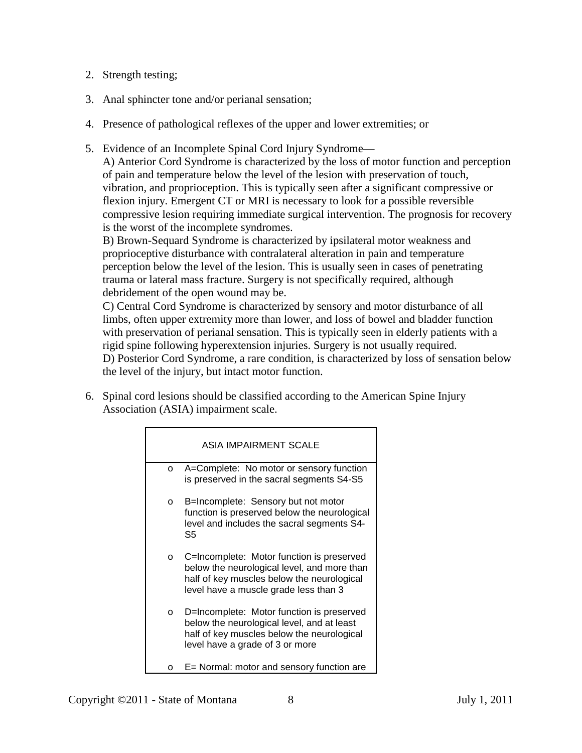2. Strength testing;
3. Anal sphincter tone and/or perianal sensation;
4. Presence of pathological reflexes of the upper and lower extremities; or
5. Evidence of an Incomplete Spinal Cord Injury Syndrome—
   A) Anterior Cord Syndrome is characterized by the loss of motor function and perception of pain and temperature below the level of the lesion with preservation of touch, vibration, and proprioception. This is typically seen after a significant compressive or flexion injury. Emergent CT or MRI is necessary to look for a possible reversible compressive lesion requiring immediate surgical intervention. The prognosis for recovery is the worst of the incomplete syndromes.
   B) Brown-Sequard Syndrome is characterized by ipsilateral motor weakness and proprioceptive disturbance with contralateral alteration in pain and temperature perception below the level of the lesion. This is usually seen in cases of penetrating trauma or lateral mass fracture. Surgery is not specifically required, although debridement of the open wound may be.
   C) Central Cord Syndrome is characterized by sensory and motor disturbance of all limbs, often upper extremity more than lower, and loss of bowel and bladder function with preservation of perianal sensation. This is typically seen in elderly patients with a rigid spine following hyperextension injuries. Surgery is not usually required.
   D) Posterior Cord Syndrome, a rare condition, is characterized by loss of sensation below the level of the injury, but intact motor function.
6. Spinal cord lesions should be classified according to the American Spine Injury Association (ASIA) impairment scale.

| ASIA IMPAIRMENT SCALE |
|---|
| A=Complete: No motor or sensory function is preserved in the sacral segments S4-S5 |
| B=Incomplete: Sensory but not motor function is preserved below the neurological level and includes the sacral segments S4-S5 |
| C=Incomplete: Motor function is preserved below the neurological level, and more than half of key muscles below the neurological level have a muscle grade less than 3 |
| D=Incomplete: Motor function is preserved below the neurological level, and at least half of key muscles below the neurological level have a grade of 3 or more |
| E= Normal: motor and sensory function are |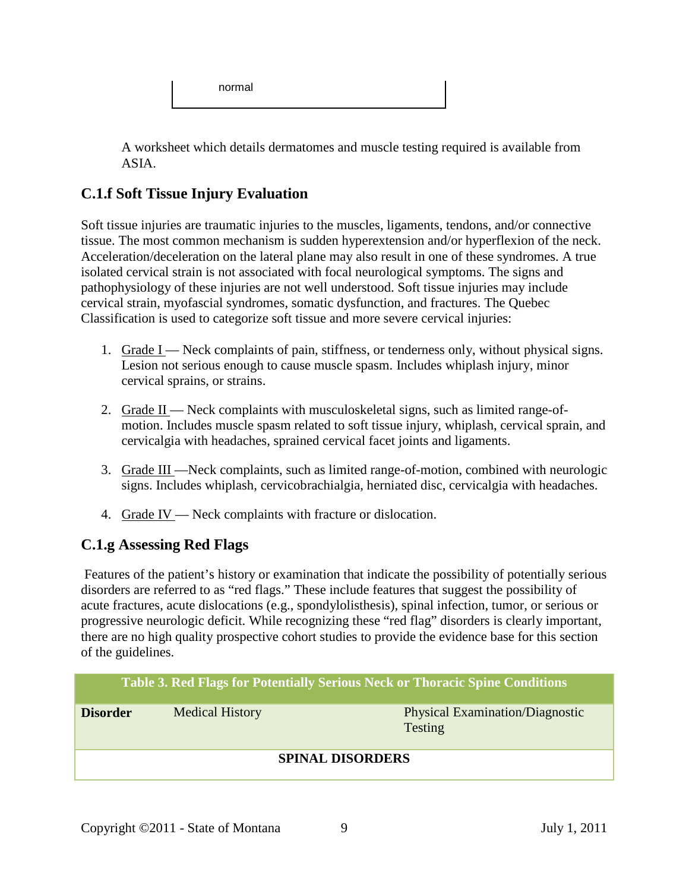| normal |
|---|

A worksheet which details dermatomes and muscle testing required is available from ASIA.

### C.1.f Soft Tissue Injury Evaluation

Soft tissue injuries are traumatic injuries to the muscles, ligaments, tendons, and/or connective tissue. The most common mechanism is sudden hyperextension and/or hyperflexion of the neck. Acceleration/deceleration on the lateral plane may also result in one of these syndromes. A true isolated cervical strain is not associated with focal neurological symptoms. The signs and pathophysiology of these injuries are not well understood. Soft tissue injuries may include cervical strain, myofascial syndromes, somatic dysfunction, and fractures. The Quebec Classification is used to categorize soft tissue and more severe cervical injuries:

1. Grade I — Neck complaints of pain, stiffness, or tenderness only, without physical signs. Lesion not serious enough to cause muscle spasm. Includes whiplash injury, minor cervical sprains, or strains.

2. Grade II — Neck complaints with musculoskeletal signs, such as limited range-of-motion. Includes muscle spasm related to soft tissue injury, whiplash, cervical sprain, and cervicalgia with headaches, sprained cervical facet joints and ligaments.

3. Grade III —Neck complaints, such as limited range-of-motion, combined with neurologic signs. Includes whiplash, cervicobrachialgia, herniated disc, cervicalgia with headaches.

4. Grade IV — Neck complaints with fracture or dislocation.

### C.1.g Assessing Red Flags

Features of the patient's history or examination that indicate the possibility of potentially serious disorders are referred to as "red flags." These include features that suggest the possibility of acute fractures, acute dislocations (e.g., spondylolisthesis), spinal infection, tumor, or serious or progressive neurologic deficit. While recognizing these "red flag" disorders is clearly important, there are no high quality prospective cohort studies to provide the evidence base for this section of the guidelines.

| Table 3. Red Flags for Potentially Serious Neck or Thoracic Spine Conditions | | |
|---|---|---|
| **Disorder** | Medical History | Physical Examination/Diagnostic Testing |
| | **SPINAL DISORDERS** | |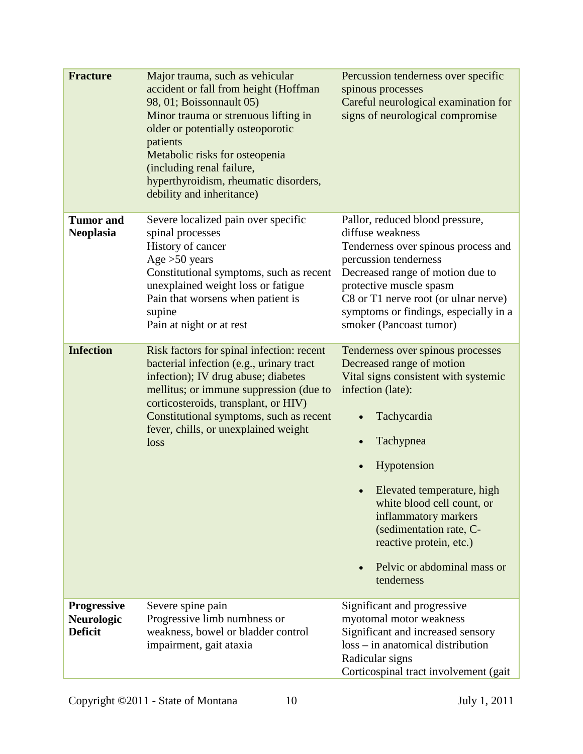| | | |
|---|---|---|
| **Fracture** | Major trauma, such as vehicular accident or fall from height (Hoffman 98, 01; Boissonnault 05)<br>Minor trauma or strenuous lifting in older or potentially osteoporotic patients<br>Metabolic risks for osteopenia (including renal failure, hyperthyroidism, rheumatic disorders, debility and inheritance) | Percussion tenderness over specific spinous processes<br>Careful neurological examination for signs of neurological compromise |
| **Tumor and Neoplasia** | Severe localized pain over specific spinal processes<br>History of cancer<br>Age >50 years<br>Constitutional symptoms, such as recent unexplained weight loss or fatigue<br>Pain that worsens when patient is supine<br>Pain at night or at rest | Pallor, reduced blood pressure, diffuse weakness<br>Tenderness over spinous process and percussion tenderness<br>Decreased range of motion due to protective muscle spasm<br>C8 or T1 nerve root (or ulnar nerve) symptoms or findings, especially in a smoker (Pancoast tumor) |
| **Infection** | Risk factors for spinal infection: recent bacterial infection (e.g., urinary tract infection); IV drug abuse; diabetes mellitus; or immune suppression (due to corticosteroids, transplant, or HIV)<br>Constitutional symptoms, such as recent fever, chills, or unexplained weight loss | Tenderness over spinous processes<br>Decreased range of motion<br>Vital signs consistent with systemic infection (late):<br>• Tachycardia<br>• Tachypnea<br>• Hypotension<br>• Elevated temperature, high white blood cell count, or inflammatory markers (sedimentation rate, C-reactive protein, etc.)<br>• Pelvic or abdominal mass or tenderness |
| **Progressive Neurologic Deficit** | Severe spine pain<br>Progressive limb numbness or weakness, bowel or bladder control impairment, gait ataxia | Significant and progressive myotomal motor weakness<br>Significant and increased sensory loss – in anatomical distribution<br>Radicular signs<br>Corticospinal tract involvement (gait |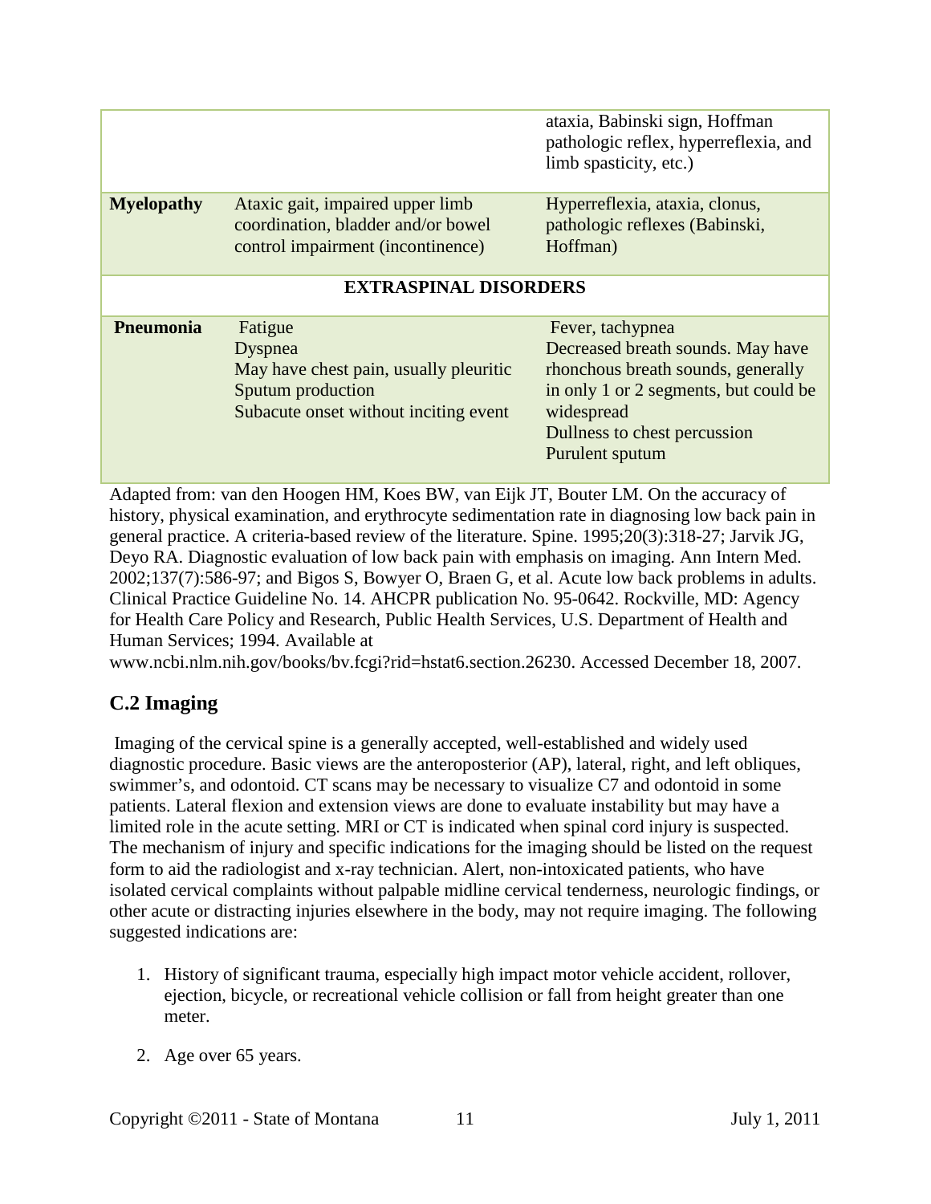| | | |
|---|---|---|
| | | ataxia, Babinski sign, Hoffman pathologic reflex, hyperreflexia, and limb spasticity, etc.) |
| **Myelopathy** | Ataxic gait, impaired upper limb coordination, bladder and/or bowel control impairment (incontinence) | Hyperreflexia, ataxia, clonus, pathologic reflexes (Babinski, Hoffman) |
| **EXTRASPINAL DISORDERS** | | |
| **Pneumonia** | Fatigue<br>Dyspnea<br>May have chest pain, usually pleuritic<br>Sputum production<br>Subacute onset without inciting event | Fever, tachypnea<br>Decreased breath sounds. May have rhonchous breath sounds, generally in only 1 or 2 segments, but could be widespread<br>Dullness to chest percussion<br>Purulent sputum |

Adapted from: van den Hoogen HM, Koes BW, van Eijk JT, Bouter LM. On the accuracy of history, physical examination, and erythrocyte sedimentation rate in diagnosing low back pain in general practice. A criteria-based review of the literature. Spine. 1995;20(3):318-27; Jarvik JG, Deyo RA. Diagnostic evaluation of low back pain with emphasis on imaging. Ann Intern Med. 2002;137(7):586-97; and Bigos S, Bowyer O, Braen G, et al. Acute low back problems in adults. Clinical Practice Guideline No. 14. AHCPR publication No. 95-0642. Rockville, MD: Agency for Health Care Policy and Research, Public Health Services, U.S. Department of Health and Human Services; 1994. Available at www.ncbi.nlm.nih.gov/books/bv.fcgi?rid=hstat6.section.26230. Accessed December 18, 2007.

## C.2 Imaging

Imaging of the cervical spine is a generally accepted, well-established and widely used diagnostic procedure. Basic views are the anteroposterior (AP), lateral, right, and left obliques, swimmer's, and odontoid. CT scans may be necessary to visualize C7 and odontoid in some patients. Lateral flexion and extension views are done to evaluate instability but may have a limited role in the acute setting. MRI or CT is indicated when spinal cord injury is suspected. The mechanism of injury and specific indications for the imaging should be listed on the request form to aid the radiologist and x-ray technician. Alert, non-intoxicated patients, who have isolated cervical complaints without palpable midline cervical tenderness, neurologic findings, or other acute or distracting injuries elsewhere in the body, may not require imaging. The following suggested indications are:

1. History of significant trauma, especially high impact motor vehicle accident, rollover, ejection, bicycle, or recreational vehicle collision or fall from height greater than one meter.

2. Age over 65 years.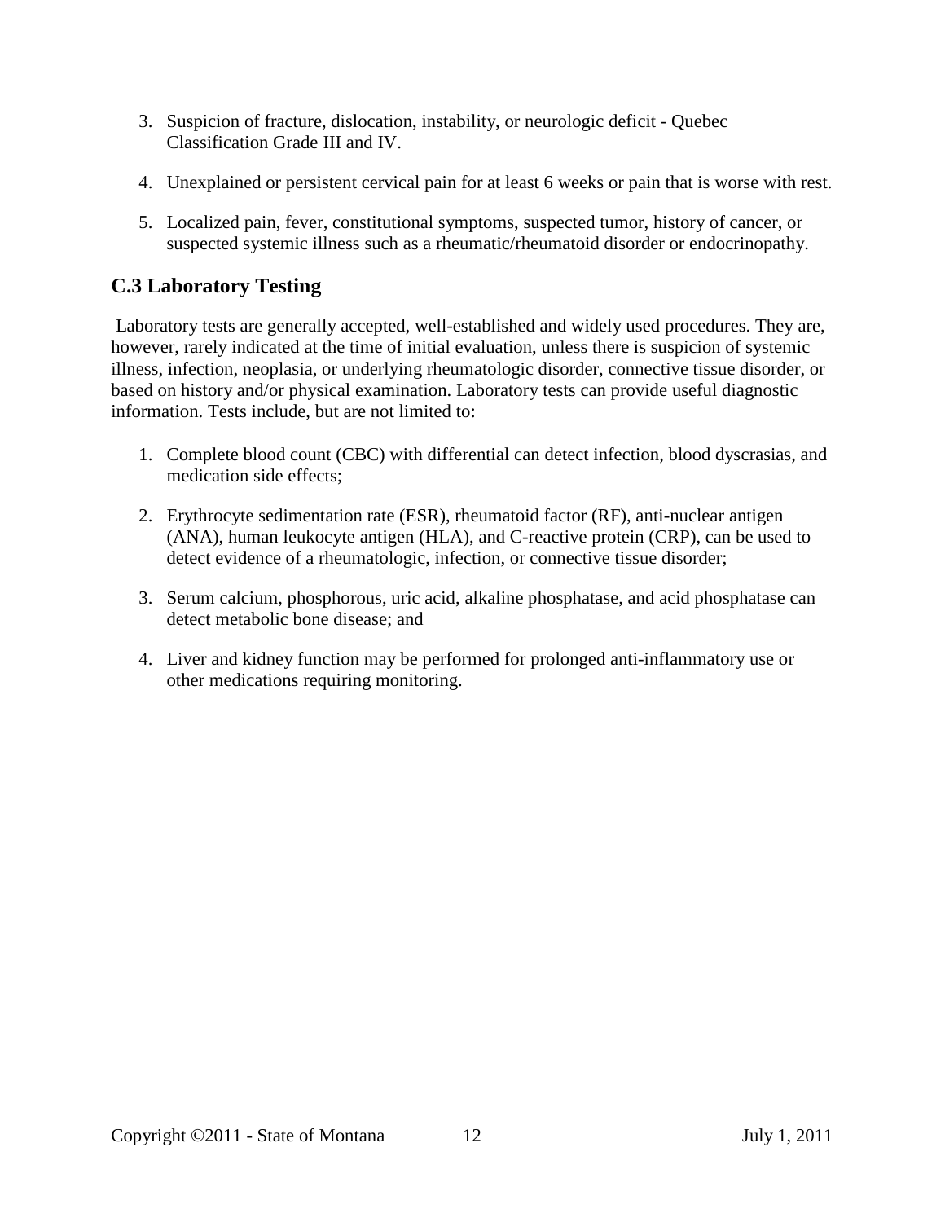3. Suspicion of fracture, dislocation, instability, or neurologic deficit - Quebec Classification Grade III and IV.

4. Unexplained or persistent cervical pain for at least 6 weeks or pain that is worse with rest.

5. Localized pain, fever, constitutional symptoms, suspected tumor, history of cancer, or suspected systemic illness such as a rheumatic/rheumatoid disorder or endocrinopathy.

## C.3 Laboratory Testing

Laboratory tests are generally accepted, well-established and widely used procedures. They are, however, rarely indicated at the time of initial evaluation, unless there is suspicion of systemic illness, infection, neoplasia, or underlying rheumatologic disorder, connective tissue disorder, or based on history and/or physical examination. Laboratory tests can provide useful diagnostic information. Tests include, but are not limited to:

1. Complete blood count (CBC) with differential can detect infection, blood dyscrasias, and medication side effects;

2. Erythrocyte sedimentation rate (ESR), rheumatoid factor (RF), anti-nuclear antigen (ANA), human leukocyte antigen (HLA), and C-reactive protein (CRP), can be used to detect evidence of a rheumatologic, infection, or connective tissue disorder;

3. Serum calcium, phosphorous, uric acid, alkaline phosphatase, and acid phosphatase can detect metabolic bone disease; and

4. Liver and kidney function may be performed for prolonged anti-inflammatory use or other medications requiring monitoring.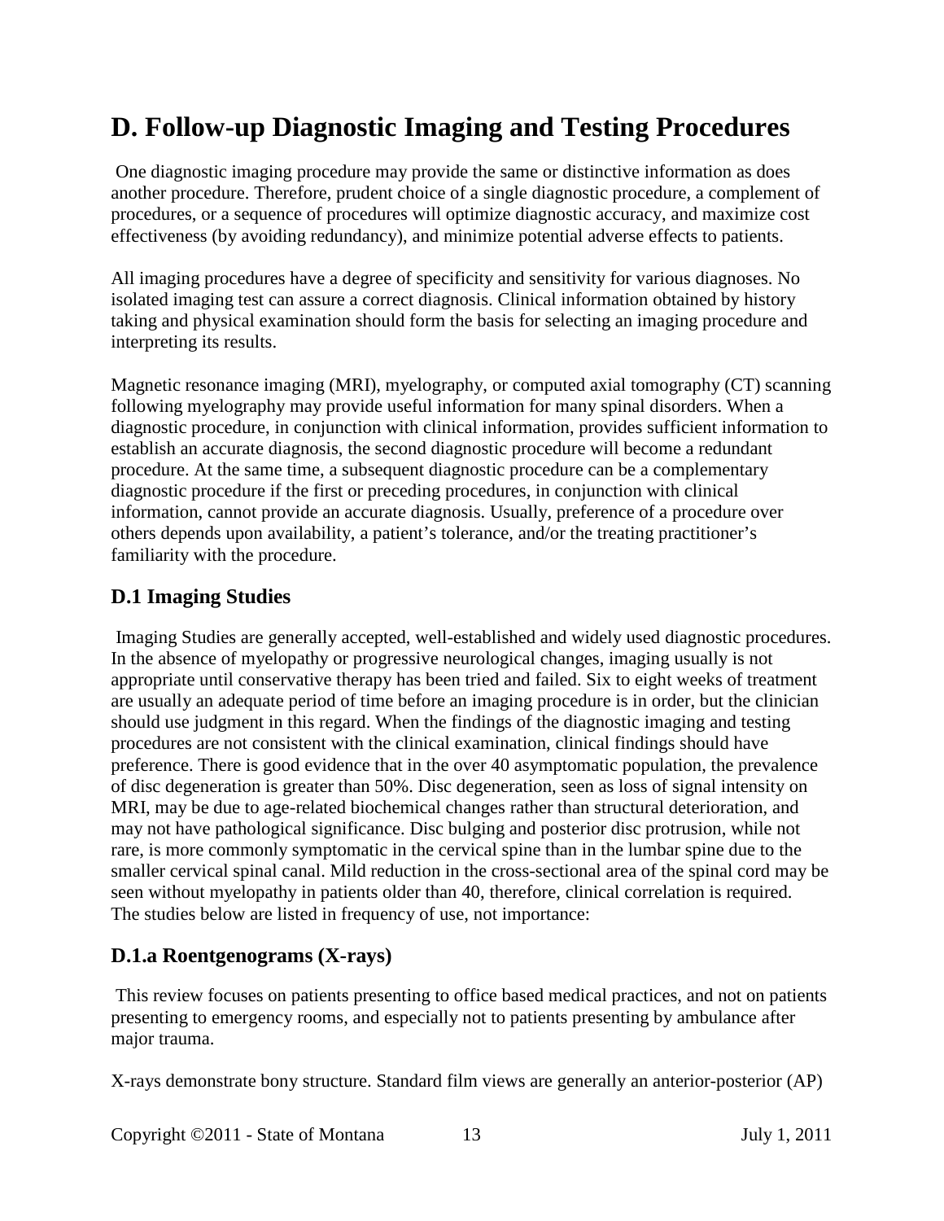# D. Follow-up Diagnostic Imaging and Testing Procedures

One diagnostic imaging procedure may provide the same or distinctive information as does another procedure. Therefore, prudent choice of a single diagnostic procedure, a complement of procedures, or a sequence of procedures will optimize diagnostic accuracy, and maximize cost effectiveness (by avoiding redundancy), and minimize potential adverse effects to patients.

All imaging procedures have a degree of specificity and sensitivity for various diagnoses. No isolated imaging test can assure a correct diagnosis. Clinical information obtained by history taking and physical examination should form the basis for selecting an imaging procedure and interpreting its results.

Magnetic resonance imaging (MRI), myelography, or computed axial tomography (CT) scanning following myelography may provide useful information for many spinal disorders. When a diagnostic procedure, in conjunction with clinical information, provides sufficient information to establish an accurate diagnosis, the second diagnostic procedure will become a redundant procedure. At the same time, a subsequent diagnostic procedure can be a complementary diagnostic procedure if the first or preceding procedures, in conjunction with clinical information, cannot provide an accurate diagnosis. Usually, preference of a procedure over others depends upon availability, a patient's tolerance, and/or the treating practitioner's familiarity with the procedure.

## D.1 Imaging Studies

Imaging Studies are generally accepted, well-established and widely used diagnostic procedures. In the absence of myelopathy or progressive neurological changes, imaging usually is not appropriate until conservative therapy has been tried and failed. Six to eight weeks of treatment are usually an adequate period of time before an imaging procedure is in order, but the clinician should use judgment in this regard. When the findings of the diagnostic imaging and testing procedures are not consistent with the clinical examination, clinical findings should have preference. There is good evidence that in the over 40 asymptomatic population, the prevalence of disc degeneration is greater than 50%. Disc degeneration, seen as loss of signal intensity on MRI, may be due to age-related biochemical changes rather than structural deterioration, and may not have pathological significance. Disc bulging and posterior disc protrusion, while not rare, is more commonly symptomatic in the cervical spine than in the lumbar spine due to the smaller cervical spinal canal. Mild reduction in the cross-sectional area of the spinal cord may be seen without myelopathy in patients older than 40, therefore, clinical correlation is required. The studies below are listed in frequency of use, not importance:

### D.1.a Roentgenograms (X-rays)

This review focuses on patients presenting to office based medical practices, and not on patients presenting to emergency rooms, and especially not to patients presenting by ambulance after major trauma.

X-rays demonstrate bony structure. Standard film views are generally an anterior-posterior (AP)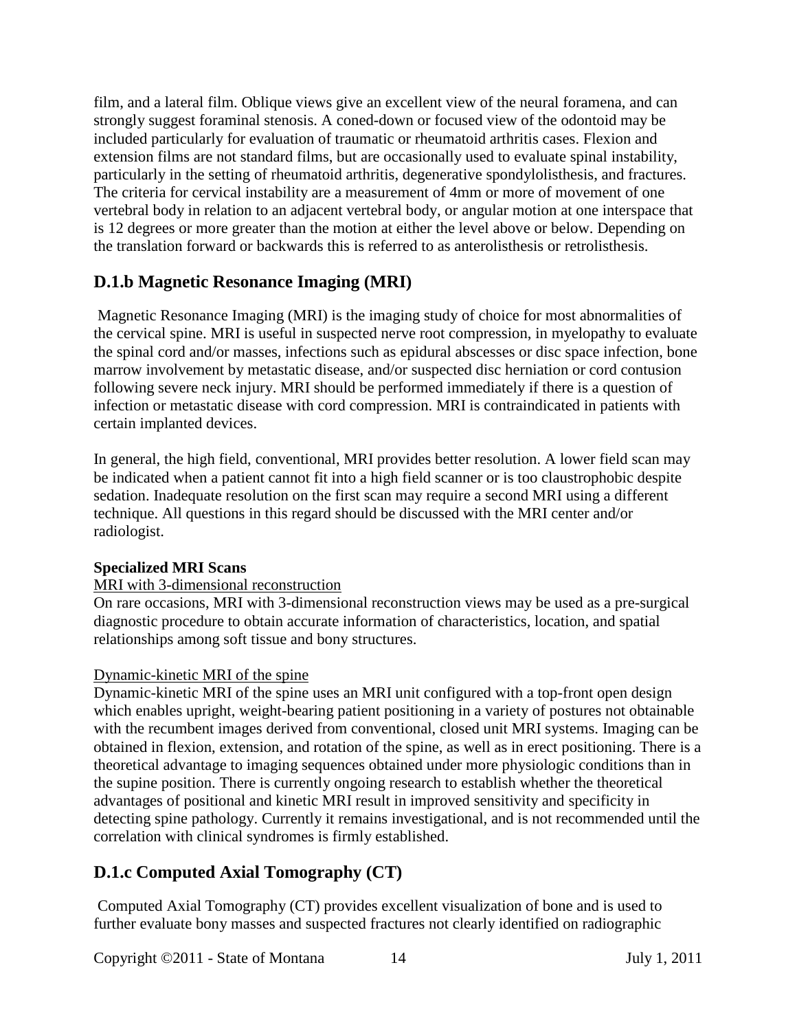film, and a lateral film. Oblique views give an excellent view of the neural foramena, and can strongly suggest foraminal stenosis. A coned-down or focused view of the odontoid may be included particularly for evaluation of traumatic or rheumatoid arthritis cases. Flexion and extension films are not standard films, but are occasionally used to evaluate spinal instability, particularly in the setting of rheumatoid arthritis, degenerative spondylolisthesis, and fractures. The criteria for cervical instability are a measurement of 4mm or more of movement of one vertebral body in relation to an adjacent vertebral body, or angular motion at one interspace that is 12 degrees or more greater than the motion at either the level above or below. Depending on the translation forward or backwards this is referred to as anterolisthesis or retrolisthesis.

## D.1.b Magnetic Resonance Imaging (MRI)

Magnetic Resonance Imaging (MRI) is the imaging study of choice for most abnormalities of the cervical spine. MRI is useful in suspected nerve root compression, in myelopathy to evaluate the spinal cord and/or masses, infections such as epidural abscesses or disc space infection, bone marrow involvement by metastatic disease, and/or suspected disc herniation or cord contusion following severe neck injury. MRI should be performed immediately if there is a question of infection or metastatic disease with cord compression. MRI is contraindicated in patients with certain implanted devices.

In general, the high field, conventional, MRI provides better resolution. A lower field scan may be indicated when a patient cannot fit into a high field scanner or is too claustrophobic despite sedation. Inadequate resolution on the first scan may require a second MRI using a different technique. All questions in this regard should be discussed with the MRI center and/or radiologist.

**Specialized MRI Scans**

MRI with 3-dimensional reconstruction

On rare occasions, MRI with 3-dimensional reconstruction views may be used as a pre-surgical diagnostic procedure to obtain accurate information of characteristics, location, and spatial relationships among soft tissue and bony structures.

Dynamic-kinetic MRI of the spine

Dynamic-kinetic MRI of the spine uses an MRI unit configured with a top-front open design which enables upright, weight-bearing patient positioning in a variety of postures not obtainable with the recumbent images derived from conventional, closed unit MRI systems. Imaging can be obtained in flexion, extension, and rotation of the spine, as well as in erect positioning. There is a theoretical advantage to imaging sequences obtained under more physiologic conditions than in the supine position. There is currently ongoing research to establish whether the theoretical advantages of positional and kinetic MRI result in improved sensitivity and specificity in detecting spine pathology. Currently it remains investigational, and is not recommended until the correlation with clinical syndromes is firmly established.

## D.1.c Computed Axial Tomography (CT)

Computed Axial Tomography (CT) provides excellent visualization of bone and is used to further evaluate bony masses and suspected fractures not clearly identified on radiographic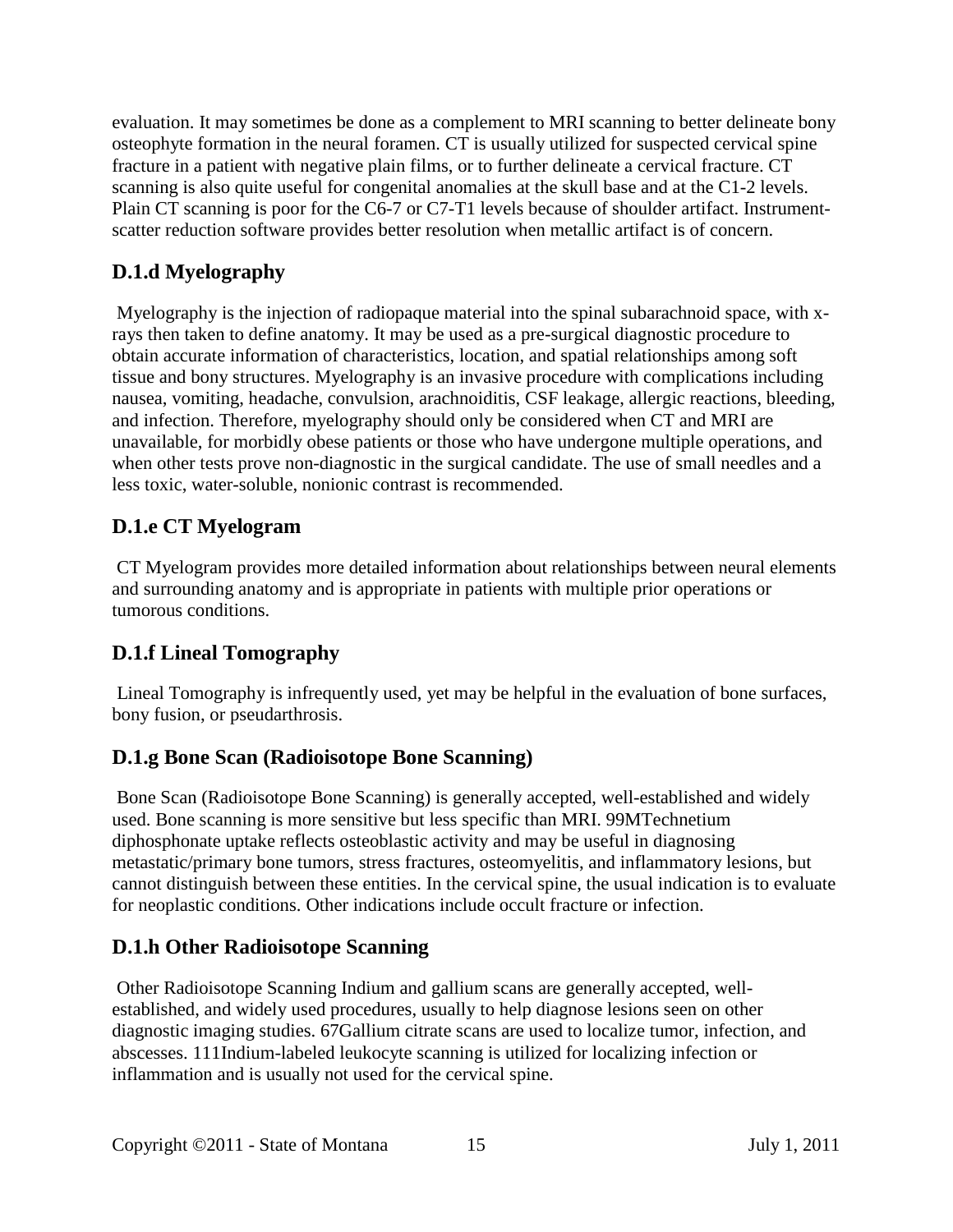evaluation. It may sometimes be done as a complement to MRI scanning to better delineate bony osteophyte formation in the neural foramen. CT is usually utilized for suspected cervical spine fracture in a patient with negative plain films, or to further delineate a cervical fracture. CT scanning is also quite useful for congenital anomalies at the skull base and at the C1-2 levels. Plain CT scanning is poor for the C6-7 or C7-T1 levels because of shoulder artifact. Instrument-scatter reduction software provides better resolution when metallic artifact is of concern.

### D.1.d Myelography

Myelography is the injection of radiopaque material into the spinal subarachnoid space, with x-rays then taken to define anatomy. It may be used as a pre-surgical diagnostic procedure to obtain accurate information of characteristics, location, and spatial relationships among soft tissue and bony structures. Myelography is an invasive procedure with complications including nausea, vomiting, headache, convulsion, arachnoiditis, CSF leakage, allergic reactions, bleeding, and infection. Therefore, myelography should only be considered when CT and MRI are unavailable, for morbidly obese patients or those who have undergone multiple operations, and when other tests prove non-diagnostic in the surgical candidate. The use of small needles and a less toxic, water-soluble, nonionic contrast is recommended.

### D.1.e CT Myelogram

CT Myelogram provides more detailed information about relationships between neural elements and surrounding anatomy and is appropriate in patients with multiple prior operations or tumorous conditions.

### D.1.f Lineal Tomography

Lineal Tomography is infrequently used, yet may be helpful in the evaluation of bone surfaces, bony fusion, or pseudarthrosis.

### D.1.g Bone Scan (Radioisotope Bone Scanning)

Bone Scan (Radioisotope Bone Scanning) is generally accepted, well-established and widely used. Bone scanning is more sensitive but less specific than MRI. 99MTechnetium diphosphonate uptake reflects osteoblastic activity and may be useful in diagnosing metastatic/primary bone tumors, stress fractures, osteomyelitis, and inflammatory lesions, but cannot distinguish between these entities. In the cervical spine, the usual indication is to evaluate for neoplastic conditions. Other indications include occult fracture or infection.

### D.1.h Other Radioisotope Scanning

Other Radioisotope Scanning Indium and gallium scans are generally accepted, well-established, and widely used procedures, usually to help diagnose lesions seen on other diagnostic imaging studies. 67Gallium citrate scans are used to localize tumor, infection, and abscesses. 111Indium-labeled leukocyte scanning is utilized for localizing infection or inflammation and is usually not used for the cervical spine.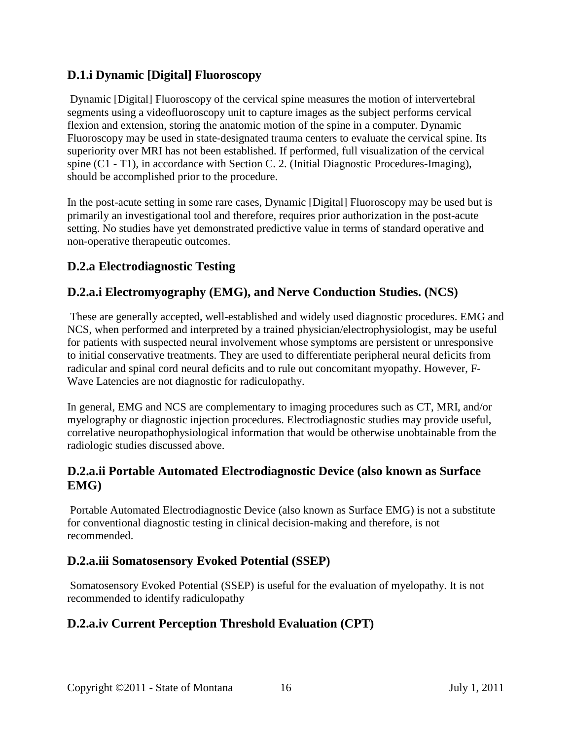### D.1.i Dynamic [Digital] Fluoroscopy

Dynamic [Digital] Fluoroscopy of the cervical spine measures the motion of intervertebral segments using a videofluoroscopy unit to capture images as the subject performs cervical flexion and extension, storing the anatomic motion of the spine in a computer. Dynamic Fluoroscopy may be used in state-designated trauma centers to evaluate the cervical spine. Its superiority over MRI has not been established. If performed, full visualization of the cervical spine (C1 - T1), in accordance with Section C. 2. (Initial Diagnostic Procedures-Imaging), should be accomplished prior to the procedure.

In the post-acute setting in some rare cases, Dynamic [Digital] Fluoroscopy may be used but is primarily an investigational tool and therefore, requires prior authorization in the post-acute setting. No studies have yet demonstrated predictive value in terms of standard operative and non-operative therapeutic outcomes.

### D.2.a Electrodiagnostic Testing

### D.2.a.i Electromyography (EMG), and Nerve Conduction Studies. (NCS)

These are generally accepted, well-established and widely used diagnostic procedures. EMG and NCS, when performed and interpreted by a trained physician/electrophysiologist, may be useful for patients with suspected neural involvement whose symptoms are persistent or unresponsive to initial conservative treatments. They are used to differentiate peripheral neural deficits from radicular and spinal cord neural deficits and to rule out concomitant myopathy. However, F-Wave Latencies are not diagnostic for radiculopathy.

In general, EMG and NCS are complementary to imaging procedures such as CT, MRI, and/or myelography or diagnostic injection procedures. Electrodiagnostic studies may provide useful, correlative neuropathophysiological information that would be otherwise unobtainable from the radiologic studies discussed above.

### D.2.a.ii Portable Automated Electrodiagnostic Device (also known as Surface EMG)

Portable Automated Electrodiagnostic Device (also known as Surface EMG) is not a substitute for conventional diagnostic testing in clinical decision-making and therefore, is not recommended.

### D.2.a.iii Somatosensory Evoked Potential (SSEP)

Somatosensory Evoked Potential (SSEP) is useful for the evaluation of myelopathy. It is not recommended to identify radiculopathy

### D.2.a.iv Current Perception Threshold Evaluation (CPT)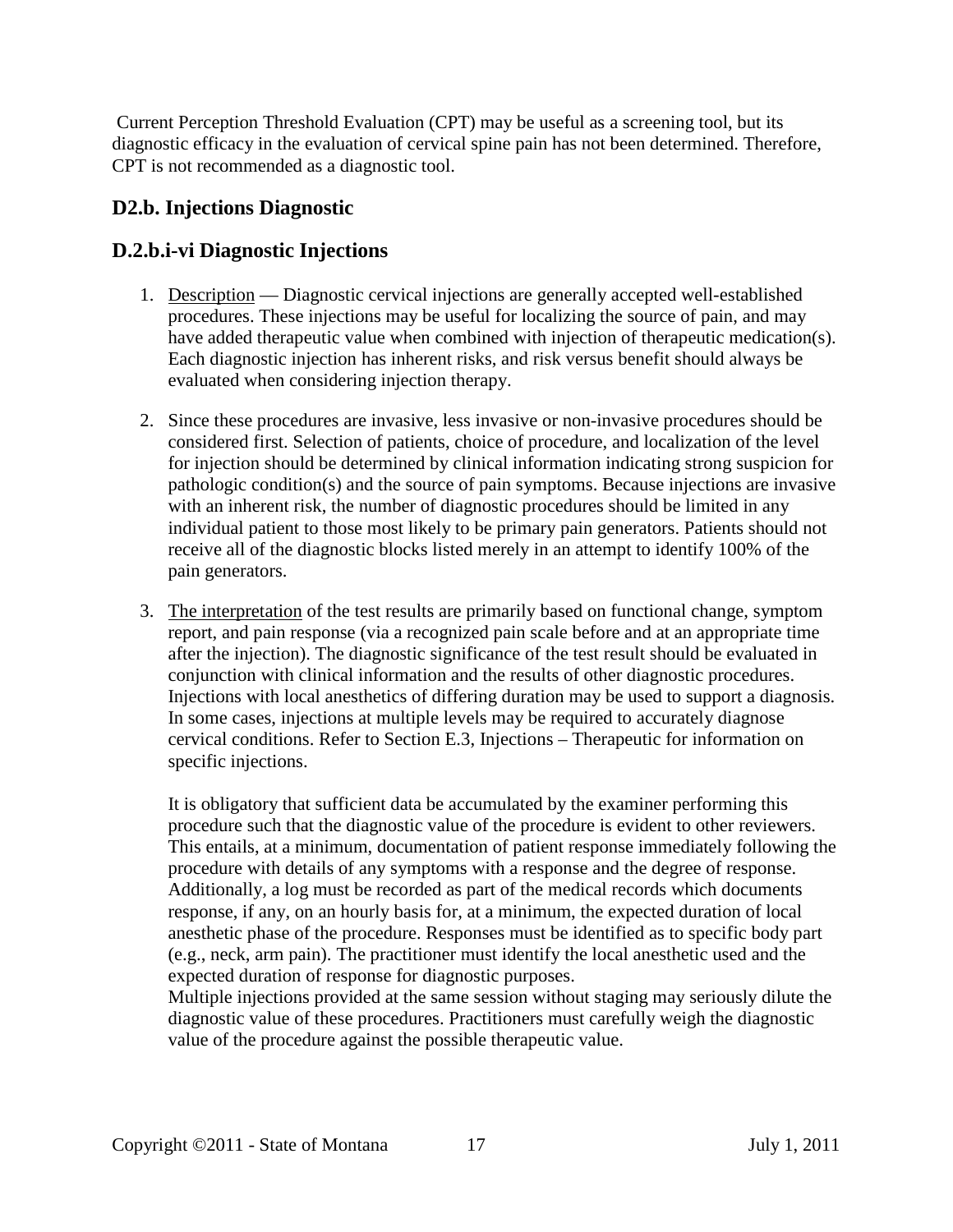Current Perception Threshold Evaluation (CPT) may be useful as a screening tool, but its diagnostic efficacy in the evaluation of cervical spine pain has not been determined. Therefore, CPT is not recommended as a diagnostic tool.

## D2.b. Injections Diagnostic

## D.2.b.i-vi Diagnostic Injections

1. Description — Diagnostic cervical injections are generally accepted well-established procedures. These injections may be useful for localizing the source of pain, and may have added therapeutic value when combined with injection of therapeutic medication(s). Each diagnostic injection has inherent risks, and risk versus benefit should always be evaluated when considering injection therapy.

2. Since these procedures are invasive, less invasive or non-invasive procedures should be considered first. Selection of patients, choice of procedure, and localization of the level for injection should be determined by clinical information indicating strong suspicion for pathologic condition(s) and the source of pain symptoms. Because injections are invasive with an inherent risk, the number of diagnostic procedures should be limited in any individual patient to those most likely to be primary pain generators. Patients should not receive all of the diagnostic blocks listed merely in an attempt to identify 100% of the pain generators.

3. The interpretation of the test results are primarily based on functional change, symptom report, and pain response (via a recognized pain scale before and at an appropriate time after the injection). The diagnostic significance of the test result should be evaluated in conjunction with clinical information and the results of other diagnostic procedures. Injections with local anesthetics of differing duration may be used to support a diagnosis. In some cases, injections at multiple levels may be required to accurately diagnose cervical conditions. Refer to Section E.3, Injections – Therapeutic for information on specific injections.

   It is obligatory that sufficient data be accumulated by the examiner performing this procedure such that the diagnostic value of the procedure is evident to other reviewers. This entails, at a minimum, documentation of patient response immediately following the procedure with details of any symptoms with a response and the degree of response. Additionally, a log must be recorded as part of the medical records which documents response, if any, on an hourly basis for, at a minimum, the expected duration of local anesthetic phase of the procedure. Responses must be identified as to specific body part (e.g., neck, arm pain). The practitioner must identify the local anesthetic used and the expected duration of response for diagnostic purposes.
   Multiple injections provided at the same session without staging may seriously dilute the diagnostic value of these procedures. Practitioners must carefully weigh the diagnostic value of the procedure against the possible therapeutic value.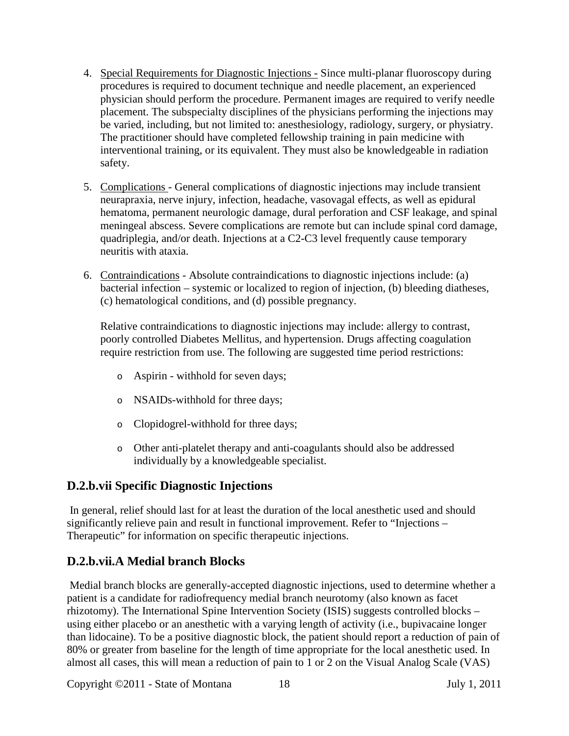4. Special Requirements for Diagnostic Injections - Since multi-planar fluoroscopy during procedures is required to document technique and needle placement, an experienced physician should perform the procedure. Permanent images are required to verify needle placement. The subspecialty disciplines of the physicians performing the injections may be varied, including, but not limited to: anesthesiology, radiology, surgery, or physiatry. The practitioner should have completed fellowship training in pain medicine with interventional training, or its equivalent. They must also be knowledgeable in radiation safety.

5. Complications - General complications of diagnostic injections may include transient neurapraxia, nerve injury, infection, headache, vasovagal effects, as well as epidural hematoma, permanent neurologic damage, dural perforation and CSF leakage, and spinal meningeal abscess. Severe complications are remote but can include spinal cord damage, quadriplegia, and/or death. Injections at a C2-C3 level frequently cause temporary neuritis with ataxia.

6. Contraindications - Absolute contraindications to diagnostic injections include: (a) bacterial infection – systemic or localized to region of injection, (b) bleeding diatheses, (c) hematological conditions, and (d) possible pregnancy.

   Relative contraindications to diagnostic injections may include: allergy to contrast, poorly controlled Diabetes Mellitus, and hypertension. Drugs affecting coagulation require restriction from use. The following are suggested time period restrictions:

   - Aspirin - withhold for seven days;
   - NSAIDs-withhold for three days;
   - Clopidogrel-withhold for three days;
   - Other anti-platelet therapy and anti-coagulants should also be addressed individually by a knowledgeable specialist.

## D.2.b.vii Specific Diagnostic Injections

In general, relief should last for at least the duration of the local anesthetic used and should significantly relieve pain and result in functional improvement. Refer to "Injections – Therapeutic" for information on specific therapeutic injections.

## D.2.b.vii.A Medial branch Blocks

Medial branch blocks are generally-accepted diagnostic injections, used to determine whether a patient is a candidate for radiofrequency medial branch neurotomy (also known as facet rhizotomy). The International Spine Intervention Society (ISIS) suggests controlled blocks – using either placebo or an anesthetic with a varying length of activity (i.e., bupivacaine longer than lidocaine). To be a positive diagnostic block, the patient should report a reduction of pain of 80% or greater from baseline for the length of time appropriate for the local anesthetic used. In almost all cases, this will mean a reduction of pain to 1 or 2 on the Visual Analog Scale (VAS)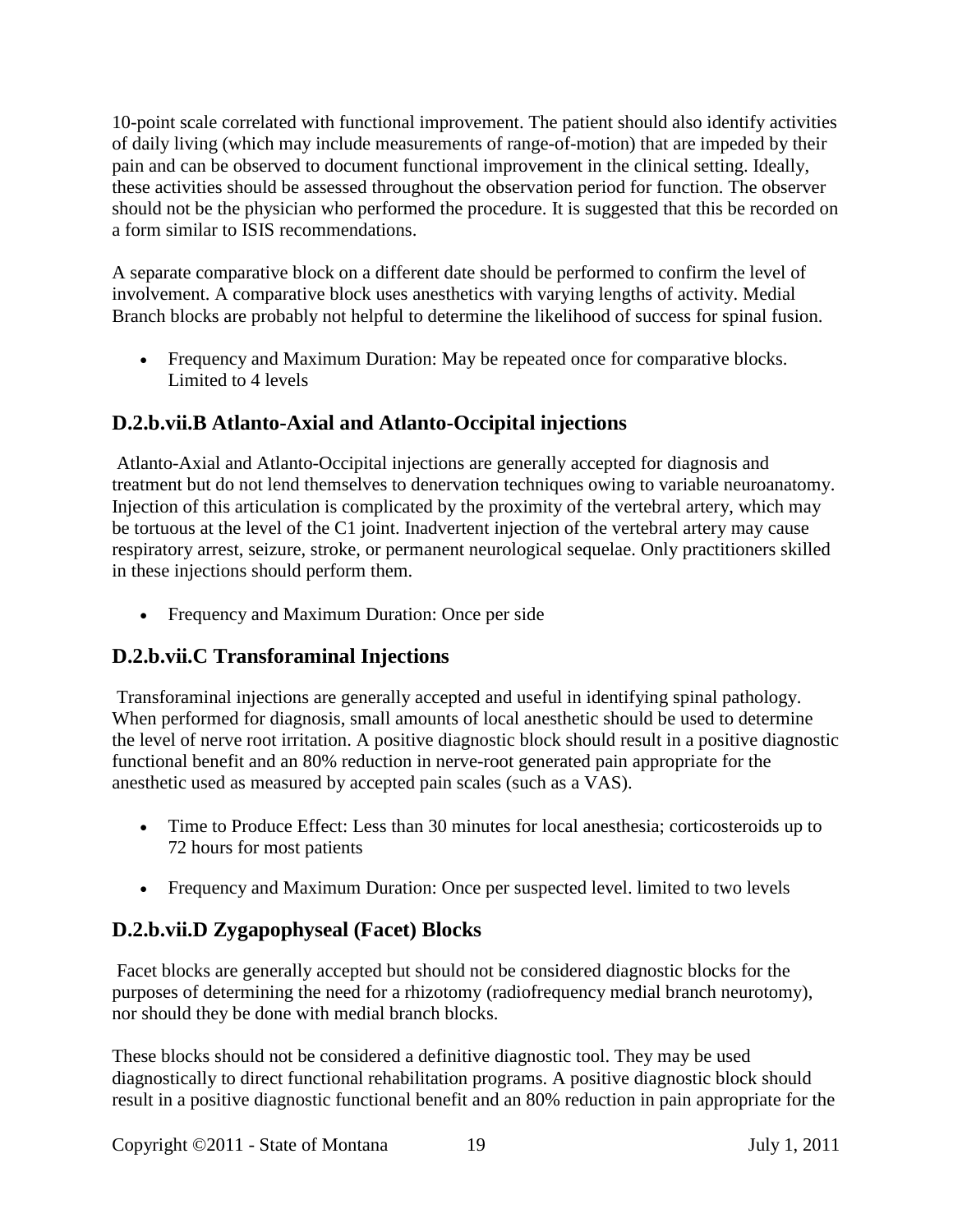10-point scale correlated with functional improvement. The patient should also identify activities of daily living (which may include measurements of range-of-motion) that are impeded by their pain and can be observed to document functional improvement in the clinical setting. Ideally, these activities should be assessed throughout the observation period for function. The observer should not be the physician who performed the procedure. It is suggested that this be recorded on a form similar to ISIS recommendations.

A separate comparative block on a different date should be performed to confirm the level of involvement. A comparative block uses anesthetics with varying lengths of activity. Medial Branch blocks are probably not helpful to determine the likelihood of success for spinal fusion.

- Frequency and Maximum Duration: May be repeated once for comparative blocks. Limited to 4 levels

## D.2.b.vii.B Atlanto-Axial and Atlanto-Occipital injections

Atlanto-Axial and Atlanto-Occipital injections are generally accepted for diagnosis and treatment but do not lend themselves to denervation techniques owing to variable neuroanatomy. Injection of this articulation is complicated by the proximity of the vertebral artery, which may be tortuous at the level of the C1 joint. Inadvertent injection of the vertebral artery may cause respiratory arrest, seizure, stroke, or permanent neurological sequelae. Only practitioners skilled in these injections should perform them.

- Frequency and Maximum Duration: Once per side

## D.2.b.vii.C Transforaminal Injections

Transforaminal injections are generally accepted and useful in identifying spinal pathology. When performed for diagnosis, small amounts of local anesthetic should be used to determine the level of nerve root irritation. A positive diagnostic block should result in a positive diagnostic functional benefit and an 80% reduction in nerve-root generated pain appropriate for the anesthetic used as measured by accepted pain scales (such as a VAS).

- Time to Produce Effect: Less than 30 minutes for local anesthesia; corticosteroids up to 72 hours for most patients
- Frequency and Maximum Duration: Once per suspected level. limited to two levels

## D.2.b.vii.D Zygapophyseal (Facet) Blocks

Facet blocks are generally accepted but should not be considered diagnostic blocks for the purposes of determining the need for a rhizotomy (radiofrequency medial branch neurotomy), nor should they be done with medial branch blocks.

These blocks should not be considered a definitive diagnostic tool. They may be used diagnostically to direct functional rehabilitation programs. A positive diagnostic block should result in a positive diagnostic functional benefit and an 80% reduction in pain appropriate for the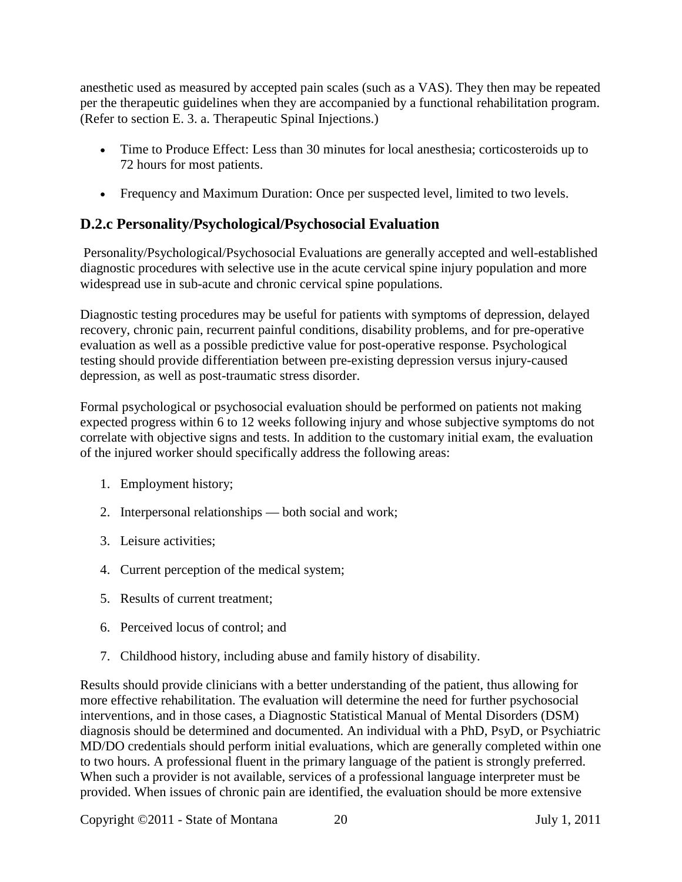anesthetic used as measured by accepted pain scales (such as a VAS). They then may be repeated per the therapeutic guidelines when they are accompanied by a functional rehabilitation program. (Refer to section E. 3. a. Therapeutic Spinal Injections.)

- Time to Produce Effect: Less than 30 minutes for local anesthesia; corticosteroids up to 72 hours for most patients.
- Frequency and Maximum Duration: Once per suspected level, limited to two levels.

## D.2.c Personality/Psychological/Psychosocial Evaluation

Personality/Psychological/Psychosocial Evaluations are generally accepted and well-established diagnostic procedures with selective use in the acute cervical spine injury population and more widespread use in sub-acute and chronic cervical spine populations.

Diagnostic testing procedures may be useful for patients with symptoms of depression, delayed recovery, chronic pain, recurrent painful conditions, disability problems, and for pre-operative evaluation as well as a possible predictive value for post-operative response. Psychological testing should provide differentiation between pre-existing depression versus injury-caused depression, as well as post-traumatic stress disorder.

Formal psychological or psychosocial evaluation should be performed on patients not making expected progress within 6 to 12 weeks following injury and whose subjective symptoms do not correlate with objective signs and tests. In addition to the customary initial exam, the evaluation of the injured worker should specifically address the following areas:

1. Employment history;
2. Interpersonal relationships — both social and work;
3. Leisure activities;
4. Current perception of the medical system;
5. Results of current treatment;
6. Perceived locus of control; and
7. Childhood history, including abuse and family history of disability.

Results should provide clinicians with a better understanding of the patient, thus allowing for more effective rehabilitation. The evaluation will determine the need for further psychosocial interventions, and in those cases, a Diagnostic Statistical Manual of Mental Disorders (DSM) diagnosis should be determined and documented. An individual with a PhD, PsyD, or Psychiatric MD/DO credentials should perform initial evaluations, which are generally completed within one to two hours. A professional fluent in the primary language of the patient is strongly preferred. When such a provider is not available, services of a professional language interpreter must be provided. When issues of chronic pain are identified, the evaluation should be more extensive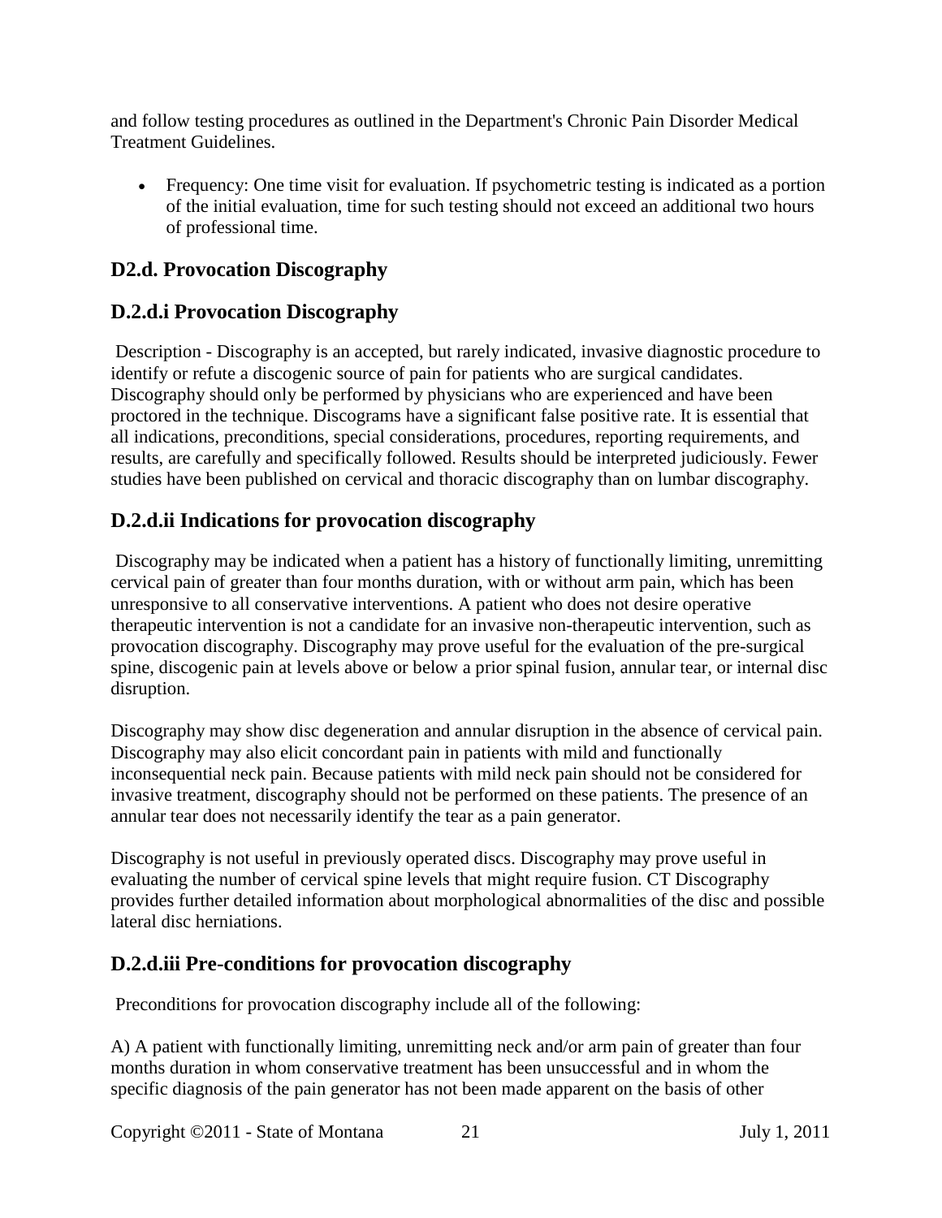and follow testing procedures as outlined in the Department's Chronic Pain Disorder Medical Treatment Guidelines.

- Frequency: One time visit for evaluation. If psychometric testing is indicated as a portion of the initial evaluation, time for such testing should not exceed an additional two hours of professional time.

## D2.d. Provocation Discography

## D.2.d.i Provocation Discography

Description - Discography is an accepted, but rarely indicated, invasive diagnostic procedure to identify or refute a discogenic source of pain for patients who are surgical candidates. Discography should only be performed by physicians who are experienced and have been proctored in the technique. Discograms have a significant false positive rate. It is essential that all indications, preconditions, special considerations, procedures, reporting requirements, and results, are carefully and specifically followed. Results should be interpreted judiciously. Fewer studies have been published on cervical and thoracic discography than on lumbar discography.

## D.2.d.ii Indications for provocation discography

Discography may be indicated when a patient has a history of functionally limiting, unremitting cervical pain of greater than four months duration, with or without arm pain, which has been unresponsive to all conservative interventions. A patient who does not desire operative therapeutic intervention is not a candidate for an invasive non-therapeutic intervention, such as provocation discography. Discography may prove useful for the evaluation of the pre-surgical spine, discogenic pain at levels above or below a prior spinal fusion, annular tear, or internal disc disruption.

Discography may show disc degeneration and annular disruption in the absence of cervical pain. Discography may also elicit concordant pain in patients with mild and functionally inconsequential neck pain. Because patients with mild neck pain should not be considered for invasive treatment, discography should not be performed on these patients. The presence of an annular tear does not necessarily identify the tear as a pain generator.

Discography is not useful in previously operated discs. Discography may prove useful in evaluating the number of cervical spine levels that might require fusion. CT Discography provides further detailed information about morphological abnormalities of the disc and possible lateral disc herniations.

## D.2.d.iii Pre-conditions for provocation discography

Preconditions for provocation discography include all of the following:

A) A patient with functionally limiting, unremitting neck and/or arm pain of greater than four months duration in whom conservative treatment has been unsuccessful and in whom the specific diagnosis of the pain generator has not been made apparent on the basis of other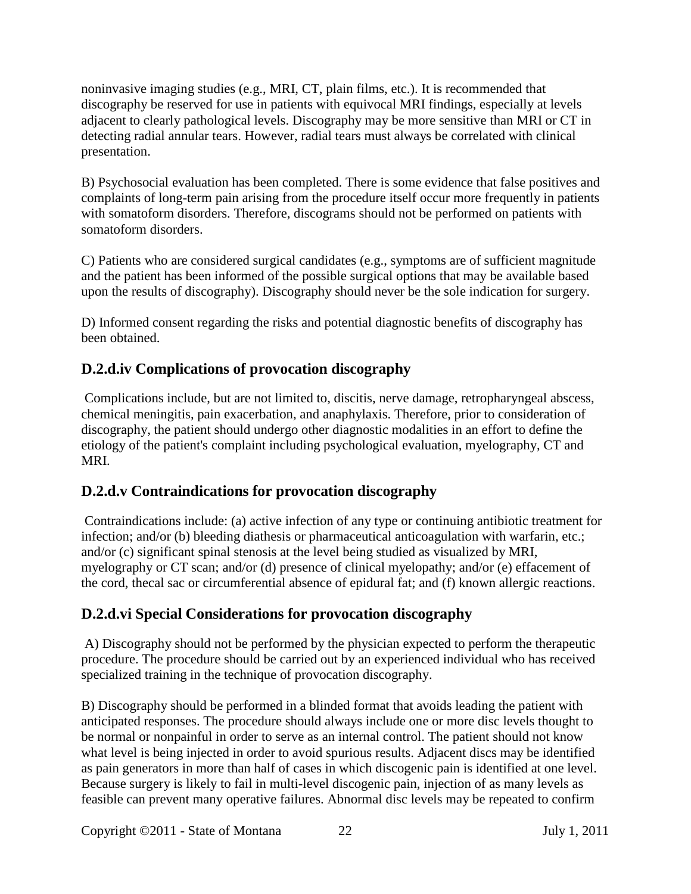noninvasive imaging studies (e.g., MRI, CT, plain films, etc.). It is recommended that discography be reserved for use in patients with equivocal MRI findings, especially at levels adjacent to clearly pathological levels. Discography may be more sensitive than MRI or CT in detecting radial annular tears. However, radial tears must always be correlated with clinical presentation.

B) Psychosocial evaluation has been completed. There is some evidence that false positives and complaints of long-term pain arising from the procedure itself occur more frequently in patients with somatoform disorders. Therefore, discograms should not be performed on patients with somatoform disorders.

C) Patients who are considered surgical candidates (e.g., symptoms are of sufficient magnitude and the patient has been informed of the possible surgical options that may be available based upon the results of discography). Discography should never be the sole indication for surgery.

D) Informed consent regarding the risks and potential diagnostic benefits of discography has been obtained.

### D.2.d.iv Complications of provocation discography

Complications include, but are not limited to, discitis, nerve damage, retropharyngeal abscess, chemical meningitis, pain exacerbation, and anaphylaxis. Therefore, prior to consideration of discography, the patient should undergo other diagnostic modalities in an effort to define the etiology of the patient's complaint including psychological evaluation, myelography, CT and MRI.

### D.2.d.v Contraindications for provocation discography

Contraindications include: (a) active infection of any type or continuing antibiotic treatment for infection; and/or (b) bleeding diathesis or pharmaceutical anticoagulation with warfarin, etc.; and/or (c) significant spinal stenosis at the level being studied as visualized by MRI, myelography or CT scan; and/or (d) presence of clinical myelopathy; and/or (e) effacement of the cord, thecal sac or circumferential absence of epidural fat; and (f) known allergic reactions.

### D.2.d.vi Special Considerations for provocation discography

A) Discography should not be performed by the physician expected to perform the therapeutic procedure. The procedure should be carried out by an experienced individual who has received specialized training in the technique of provocation discography.

B) Discography should be performed in a blinded format that avoids leading the patient with anticipated responses. The procedure should always include one or more disc levels thought to be normal or nonpainful in order to serve as an internal control. The patient should not know what level is being injected in order to avoid spurious results. Adjacent discs may be identified as pain generators in more than half of cases in which discogenic pain is identified at one level. Because surgery is likely to fail in multi-level discogenic pain, injection of as many levels as feasible can prevent many operative failures. Abnormal disc levels may be repeated to confirm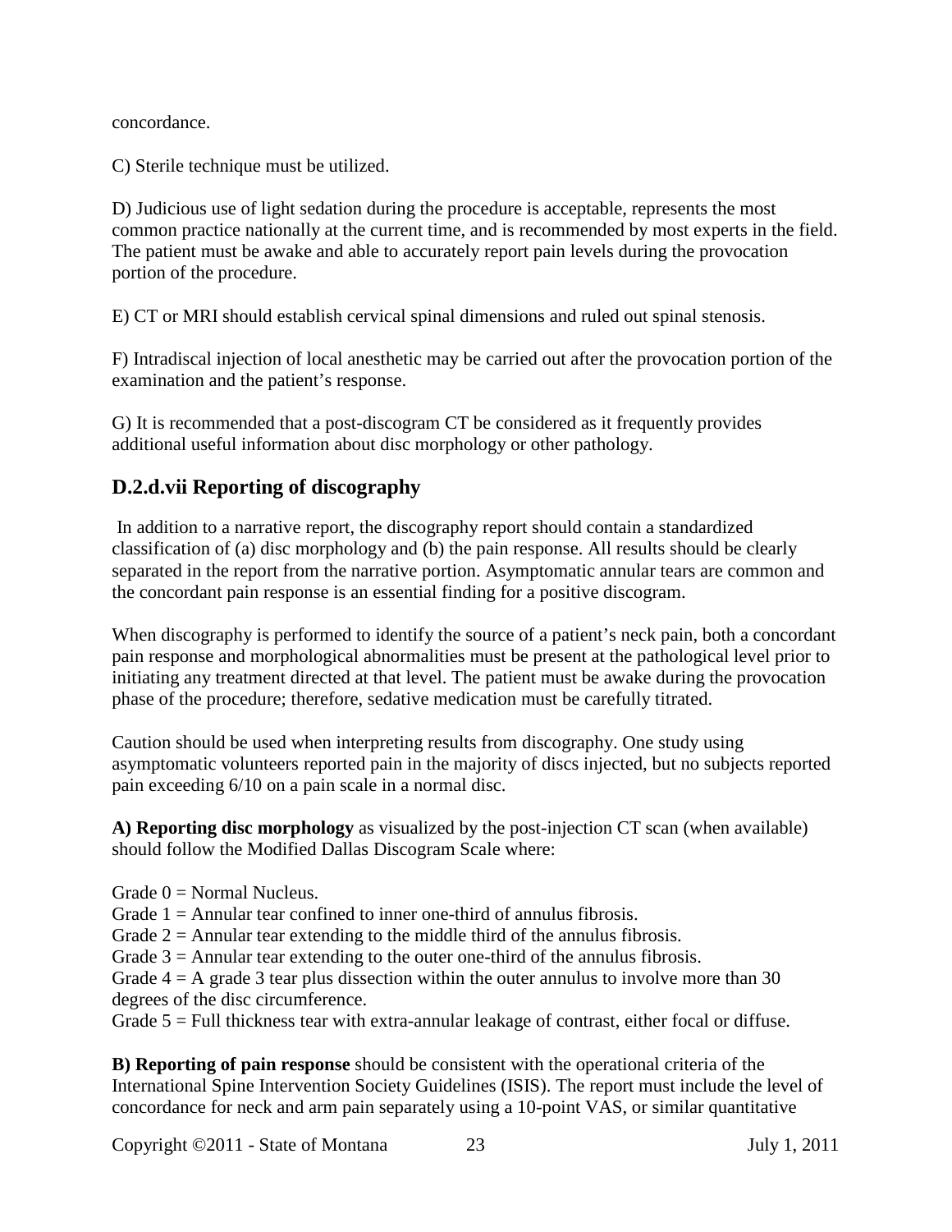concordance.

C) Sterile technique must be utilized.

D) Judicious use of light sedation during the procedure is acceptable, represents the most common practice nationally at the current time, and is recommended by most experts in the field. The patient must be awake and able to accurately report pain levels during the provocation portion of the procedure.

E) CT or MRI should establish cervical spinal dimensions and ruled out spinal stenosis.

F) Intradiscal injection of local anesthetic may be carried out after the provocation portion of the examination and the patient's response.

G) It is recommended that a post-discogram CT be considered as it frequently provides additional useful information about disc morphology or other pathology.

## D.2.d.vii Reporting of discography

In addition to a narrative report, the discography report should contain a standardized classification of (a) disc morphology and (b) the pain response. All results should be clearly separated in the report from the narrative portion. Asymptomatic annular tears are common and the concordant pain response is an essential finding for a positive discogram.

When discography is performed to identify the source of a patient's neck pain, both a concordant pain response and morphological abnormalities must be present at the pathological level prior to initiating any treatment directed at that level. The patient must be awake during the provocation phase of the procedure; therefore, sedative medication must be carefully titrated.

Caution should be used when interpreting results from discography. One study using asymptomatic volunteers reported pain in the majority of discs injected, but no subjects reported pain exceeding 6/10 on a pain scale in a normal disc.

**A) Reporting disc morphology** as visualized by the post-injection CT scan (when available) should follow the Modified Dallas Discogram Scale where:

Grade 0 = Normal Nucleus.
Grade 1 = Annular tear confined to inner one-third of annulus fibrosis.
Grade 2 = Annular tear extending to the middle third of the annulus fibrosis.
Grade 3 = Annular tear extending to the outer one-third of the annulus fibrosis.
Grade 4 = A grade 3 tear plus dissection within the outer annulus to involve more than 30 degrees of the disc circumference.
Grade 5 = Full thickness tear with extra-annular leakage of contrast, either focal or diffuse.

**B) Reporting of pain response** should be consistent with the operational criteria of the International Spine Intervention Society Guidelines (ISIS). The report must include the level of concordance for neck and arm pain separately using a 10-point VAS, or similar quantitative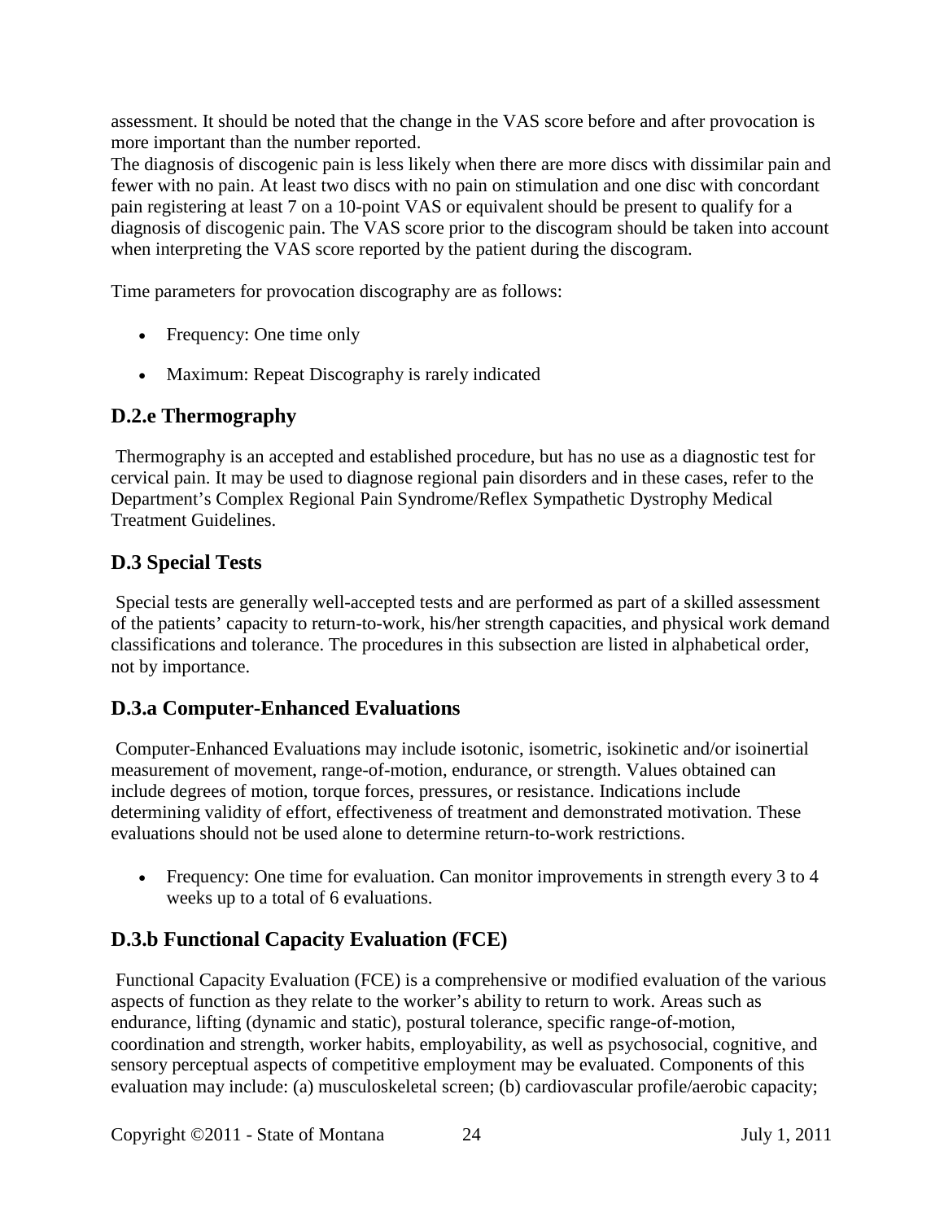assessment. It should be noted that the change in the VAS score before and after provocation is more important than the number reported.

The diagnosis of discogenic pain is less likely when there are more discs with dissimilar pain and fewer with no pain. At least two discs with no pain on stimulation and one disc with concordant pain registering at least 7 on a 10-point VAS or equivalent should be present to qualify for a diagnosis of discogenic pain. The VAS score prior to the discogram should be taken into account when interpreting the VAS score reported by the patient during the discogram.

Time parameters for provocation discography are as follows:

- Frequency: One time only
- Maximum: Repeat Discography is rarely indicated

## D.2.e Thermography

Thermography is an accepted and established procedure, but has no use as a diagnostic test for cervical pain. It may be used to diagnose regional pain disorders and in these cases, refer to the Department's Complex Regional Pain Syndrome/Reflex Sympathetic Dystrophy Medical Treatment Guidelines.

## D.3 Special Tests

Special tests are generally well-accepted tests and are performed as part of a skilled assessment of the patients' capacity to return-to-work, his/her strength capacities, and physical work demand classifications and tolerance. The procedures in this subsection are listed in alphabetical order, not by importance.

## D.3.a Computer-Enhanced Evaluations

Computer-Enhanced Evaluations may include isotonic, isometric, isokinetic and/or isoinertial measurement of movement, range-of-motion, endurance, or strength. Values obtained can include degrees of motion, torque forces, pressures, or resistance. Indications include determining validity of effort, effectiveness of treatment and demonstrated motivation. These evaluations should not be used alone to determine return-to-work restrictions.

- Frequency: One time for evaluation. Can monitor improvements in strength every 3 to 4 weeks up to a total of 6 evaluations.

## D.3.b Functional Capacity Evaluation (FCE)

Functional Capacity Evaluation (FCE) is a comprehensive or modified evaluation of the various aspects of function as they relate to the worker's ability to return to work. Areas such as endurance, lifting (dynamic and static), postural tolerance, specific range-of-motion, coordination and strength, worker habits, employability, as well as psychosocial, cognitive, and sensory perceptual aspects of competitive employment may be evaluated. Components of this evaluation may include: (a) musculoskeletal screen; (b) cardiovascular profile/aerobic capacity;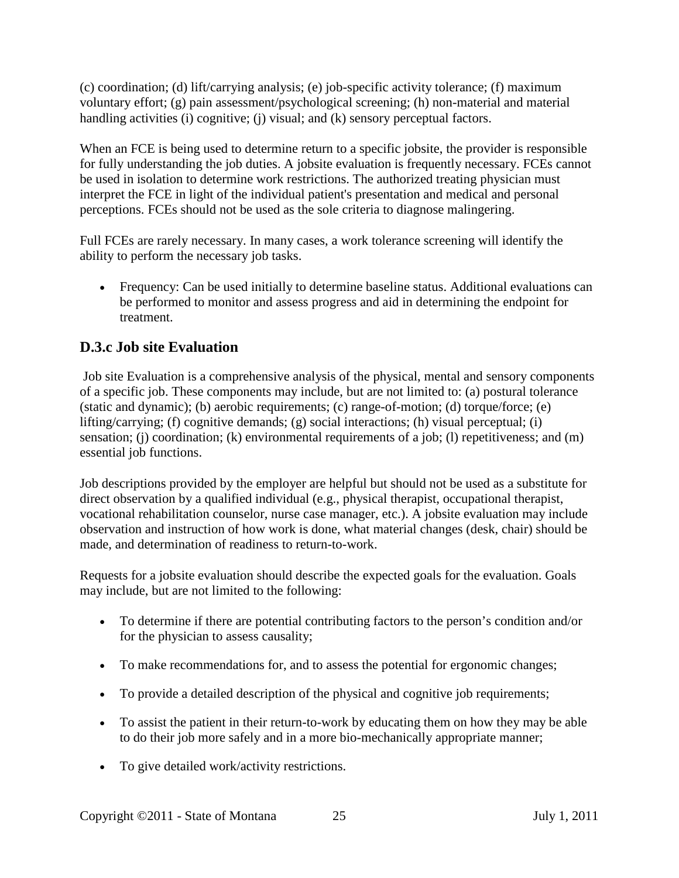(c) coordination; (d) lift/carrying analysis; (e) job-specific activity tolerance; (f) maximum voluntary effort; (g) pain assessment/psychological screening; (h) non-material and material handling activities (i) cognitive; (j) visual; and (k) sensory perceptual factors.

When an FCE is being used to determine return to a specific jobsite, the provider is responsible for fully understanding the job duties. A jobsite evaluation is frequently necessary. FCEs cannot be used in isolation to determine work restrictions. The authorized treating physician must interpret the FCE in light of the individual patient's presentation and medical and personal perceptions. FCEs should not be used as the sole criteria to diagnose malingering.

Full FCEs are rarely necessary. In many cases, a work tolerance screening will identify the ability to perform the necessary job tasks.

- Frequency: Can be used initially to determine baseline status. Additional evaluations can be performed to monitor and assess progress and aid in determining the endpoint for treatment.

## D.3.c Job site Evaluation

Job site Evaluation is a comprehensive analysis of the physical, mental and sensory components of a specific job. These components may include, but are not limited to: (a) postural tolerance (static and dynamic); (b) aerobic requirements; (c) range-of-motion; (d) torque/force; (e) lifting/carrying; (f) cognitive demands; (g) social interactions; (h) visual perceptual; (i) sensation; (j) coordination; (k) environmental requirements of a job; (l) repetitiveness; and (m) essential job functions.

Job descriptions provided by the employer are helpful but should not be used as a substitute for direct observation by a qualified individual (e.g., physical therapist, occupational therapist, vocational rehabilitation counselor, nurse case manager, etc.). A jobsite evaluation may include observation and instruction of how work is done, what material changes (desk, chair) should be made, and determination of readiness to return-to-work.

Requests for a jobsite evaluation should describe the expected goals for the evaluation. Goals may include, but are not limited to the following:

- To determine if there are potential contributing factors to the person's condition and/or for the physician to assess causality;
- To make recommendations for, and to assess the potential for ergonomic changes;
- To provide a detailed description of the physical and cognitive job requirements;
- To assist the patient in their return-to-work by educating them on how they may be able to do their job more safely and in a more bio-mechanically appropriate manner;
- To give detailed work/activity restrictions.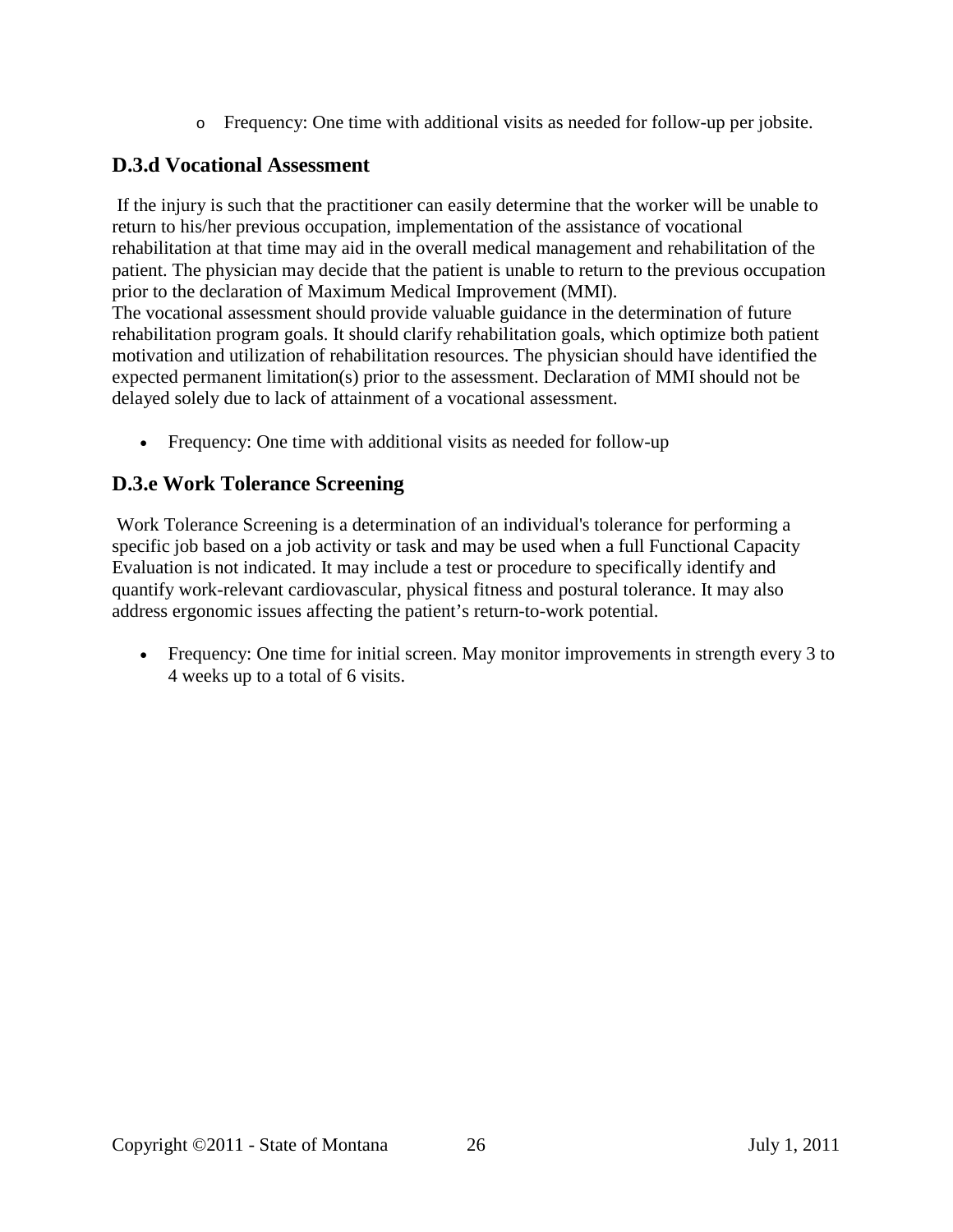- Frequency: One time with additional visits as needed for follow-up per jobsite.

## D.3.d Vocational Assessment

If the injury is such that the practitioner can easily determine that the worker will be unable to return to his/her previous occupation, implementation of the assistance of vocational rehabilitation at that time may aid in the overall medical management and rehabilitation of the patient. The physician may decide that the patient is unable to return to the previous occupation prior to the declaration of Maximum Medical Improvement (MMI).
The vocational assessment should provide valuable guidance in the determination of future rehabilitation program goals. It should clarify rehabilitation goals, which optimize both patient motivation and utilization of rehabilitation resources. The physician should have identified the expected permanent limitation(s) prior to the assessment. Declaration of MMI should not be delayed solely due to lack of attainment of a vocational assessment.

- Frequency: One time with additional visits as needed for follow-up

## D.3.e Work Tolerance Screening

Work Tolerance Screening is a determination of an individual's tolerance for performing a specific job based on a job activity or task and may be used when a full Functional Capacity Evaluation is not indicated. It may include a test or procedure to specifically identify and quantify work-relevant cardiovascular, physical fitness and postural tolerance. It may also address ergonomic issues affecting the patient's return-to-work potential.

- Frequency: One time for initial screen. May monitor improvements in strength every 3 to 4 weeks up to a total of 6 visits.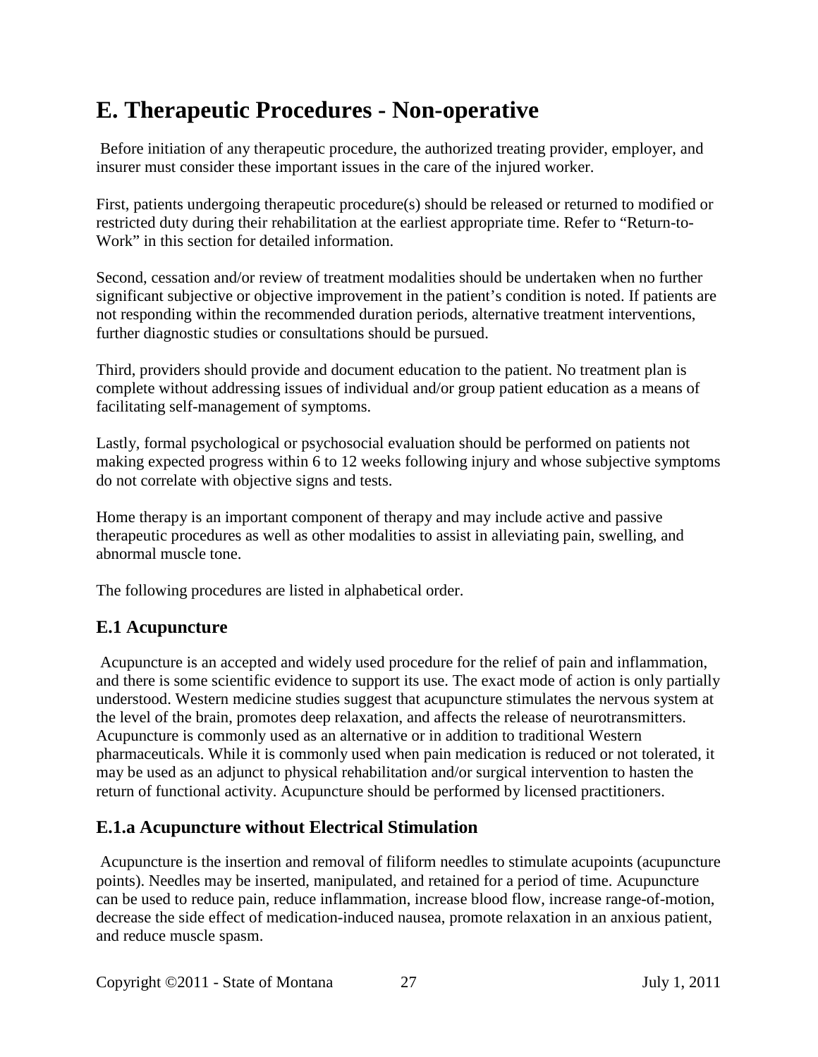# E. Therapeutic Procedures - Non-operative

Before initiation of any therapeutic procedure, the authorized treating provider, employer, and insurer must consider these important issues in the care of the injured worker.

First, patients undergoing therapeutic procedure(s) should be released or returned to modified or restricted duty during their rehabilitation at the earliest appropriate time. Refer to "Return-to-Work" in this section for detailed information.

Second, cessation and/or review of treatment modalities should be undertaken when no further significant subjective or objective improvement in the patient's condition is noted. If patients are not responding within the recommended duration periods, alternative treatment interventions, further diagnostic studies or consultations should be pursued.

Third, providers should provide and document education to the patient. No treatment plan is complete without addressing issues of individual and/or group patient education as a means of facilitating self-management of symptoms.

Lastly, formal psychological or psychosocial evaluation should be performed on patients not making expected progress within 6 to 12 weeks following injury and whose subjective symptoms do not correlate with objective signs and tests.

Home therapy is an important component of therapy and may include active and passive therapeutic procedures as well as other modalities to assist in alleviating pain, swelling, and abnormal muscle tone.

The following procedures are listed in alphabetical order.

## E.1 Acupuncture

Acupuncture is an accepted and widely used procedure for the relief of pain and inflammation, and there is some scientific evidence to support its use. The exact mode of action is only partially understood. Western medicine studies suggest that acupuncture stimulates the nervous system at the level of the brain, promotes deep relaxation, and affects the release of neurotransmitters. Acupuncture is commonly used as an alternative or in addition to traditional Western pharmaceuticals. While it is commonly used when pain medication is reduced or not tolerated, it may be used as an adjunct to physical rehabilitation and/or surgical intervention to hasten the return of functional activity. Acupuncture should be performed by licensed practitioners.

## E.1.a Acupuncture without Electrical Stimulation

Acupuncture is the insertion and removal of filiform needles to stimulate acupoints (acupuncture points). Needles may be inserted, manipulated, and retained for a period of time. Acupuncture can be used to reduce pain, reduce inflammation, increase blood flow, increase range-of-motion, decrease the side effect of medication-induced nausea, promote relaxation in an anxious patient, and reduce muscle spasm.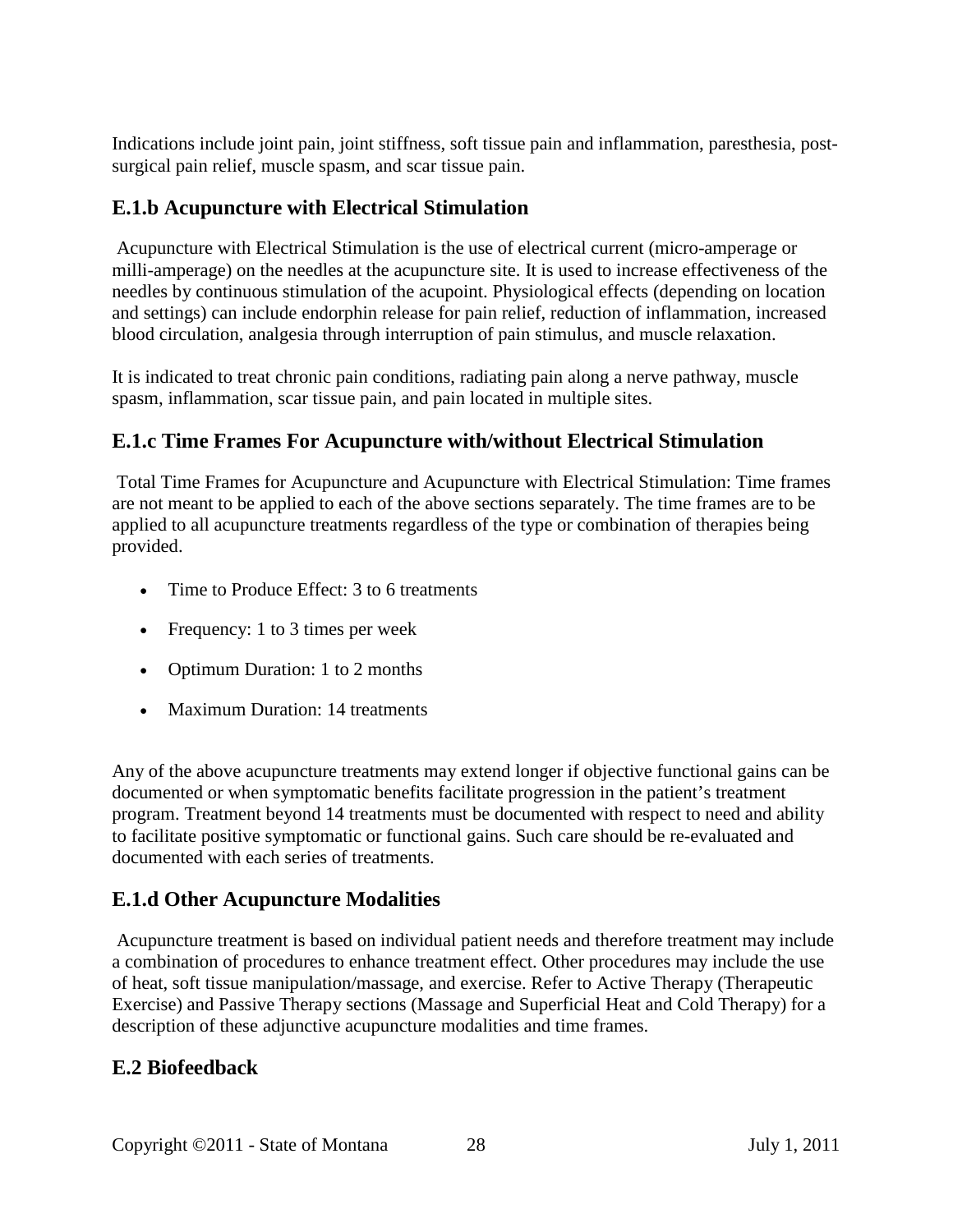Indications include joint pain, joint stiffness, soft tissue pain and inflammation, paresthesia, post-surgical pain relief, muscle spasm, and scar tissue pain.

### E.1.b Acupuncture with Electrical Stimulation

Acupuncture with Electrical Stimulation is the use of electrical current (micro-amperage or milli-amperage) on the needles at the acupuncture site. It is used to increase effectiveness of the needles by continuous stimulation of the acupoint. Physiological effects (depending on location and settings) can include endorphin release for pain relief, reduction of inflammation, increased blood circulation, analgesia through interruption of pain stimulus, and muscle relaxation.

It is indicated to treat chronic pain conditions, radiating pain along a nerve pathway, muscle spasm, inflammation, scar tissue pain, and pain located in multiple sites.

### E.1.c Time Frames For Acupuncture with/without Electrical Stimulation

Total Time Frames for Acupuncture and Acupuncture with Electrical Stimulation: Time frames are not meant to be applied to each of the above sections separately. The time frames are to be applied to all acupuncture treatments regardless of the type or combination of therapies being provided.

- Time to Produce Effect: 3 to 6 treatments
- Frequency: 1 to 3 times per week
- Optimum Duration: 1 to 2 months
- Maximum Duration: 14 treatments

Any of the above acupuncture treatments may extend longer if objective functional gains can be documented or when symptomatic benefits facilitate progression in the patient's treatment program. Treatment beyond 14 treatments must be documented with respect to need and ability to facilitate positive symptomatic or functional gains. Such care should be re-evaluated and documented with each series of treatments.

### E.1.d Other Acupuncture Modalities

Acupuncture treatment is based on individual patient needs and therefore treatment may include a combination of procedures to enhance treatment effect. Other procedures may include the use of heat, soft tissue manipulation/massage, and exercise. Refer to Active Therapy (Therapeutic Exercise) and Passive Therapy sections (Massage and Superficial Heat and Cold Therapy) for a description of these adjunctive acupuncture modalities and time frames.

## E.2 Biofeedback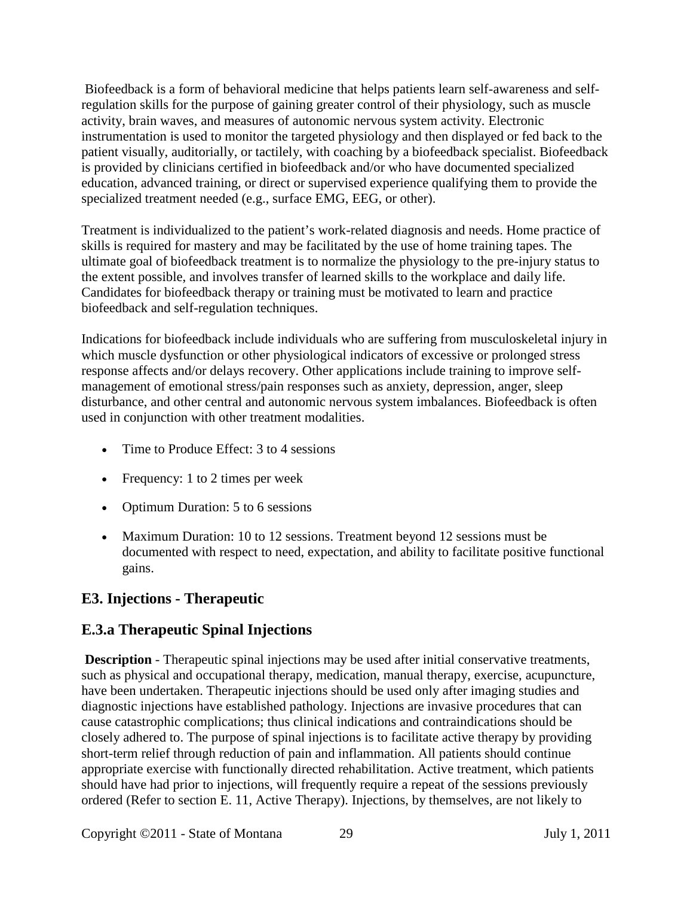Biofeedback is a form of behavioral medicine that helps patients learn self-awareness and self-regulation skills for the purpose of gaining greater control of their physiology, such as muscle activity, brain waves, and measures of autonomic nervous system activity. Electronic instrumentation is used to monitor the targeted physiology and then displayed or fed back to the patient visually, auditorially, or tactilely, with coaching by a biofeedback specialist. Biofeedback is provided by clinicians certified in biofeedback and/or who have documented specialized education, advanced training, or direct or supervised experience qualifying them to provide the specialized treatment needed (e.g., surface EMG, EEG, or other).

Treatment is individualized to the patient's work-related diagnosis and needs. Home practice of skills is required for mastery and may be facilitated by the use of home training tapes. The ultimate goal of biofeedback treatment is to normalize the physiology to the pre-injury status to the extent possible, and involves transfer of learned skills to the workplace and daily life. Candidates for biofeedback therapy or training must be motivated to learn and practice biofeedback and self-regulation techniques.

Indications for biofeedback include individuals who are suffering from musculoskeletal injury in which muscle dysfunction or other physiological indicators of excessive or prolonged stress response affects and/or delays recovery. Other applications include training to improve self-management of emotional stress/pain responses such as anxiety, depression, anger, sleep disturbance, and other central and autonomic nervous system imbalances. Biofeedback is often used in conjunction with other treatment modalities.

- Time to Produce Effect: 3 to 4 sessions
- Frequency: 1 to 2 times per week
- Optimum Duration: 5 to 6 sessions
- Maximum Duration: 10 to 12 sessions. Treatment beyond 12 sessions must be documented with respect to need, expectation, and ability to facilitate positive functional gains.

## E3. Injections - Therapeutic

## E.3.a Therapeutic Spinal Injections

**Description** - Therapeutic spinal injections may be used after initial conservative treatments, such as physical and occupational therapy, medication, manual therapy, exercise, acupuncture, have been undertaken. Therapeutic injections should be used only after imaging studies and diagnostic injections have established pathology. Injections are invasive procedures that can cause catastrophic complications; thus clinical indications and contraindications should be closely adhered to. The purpose of spinal injections is to facilitate active therapy by providing short-term relief through reduction of pain and inflammation. All patients should continue appropriate exercise with functionally directed rehabilitation. Active treatment, which patients should have had prior to injections, will frequently require a repeat of the sessions previously ordered (Refer to section E. 11, Active Therapy). Injections, by themselves, are not likely to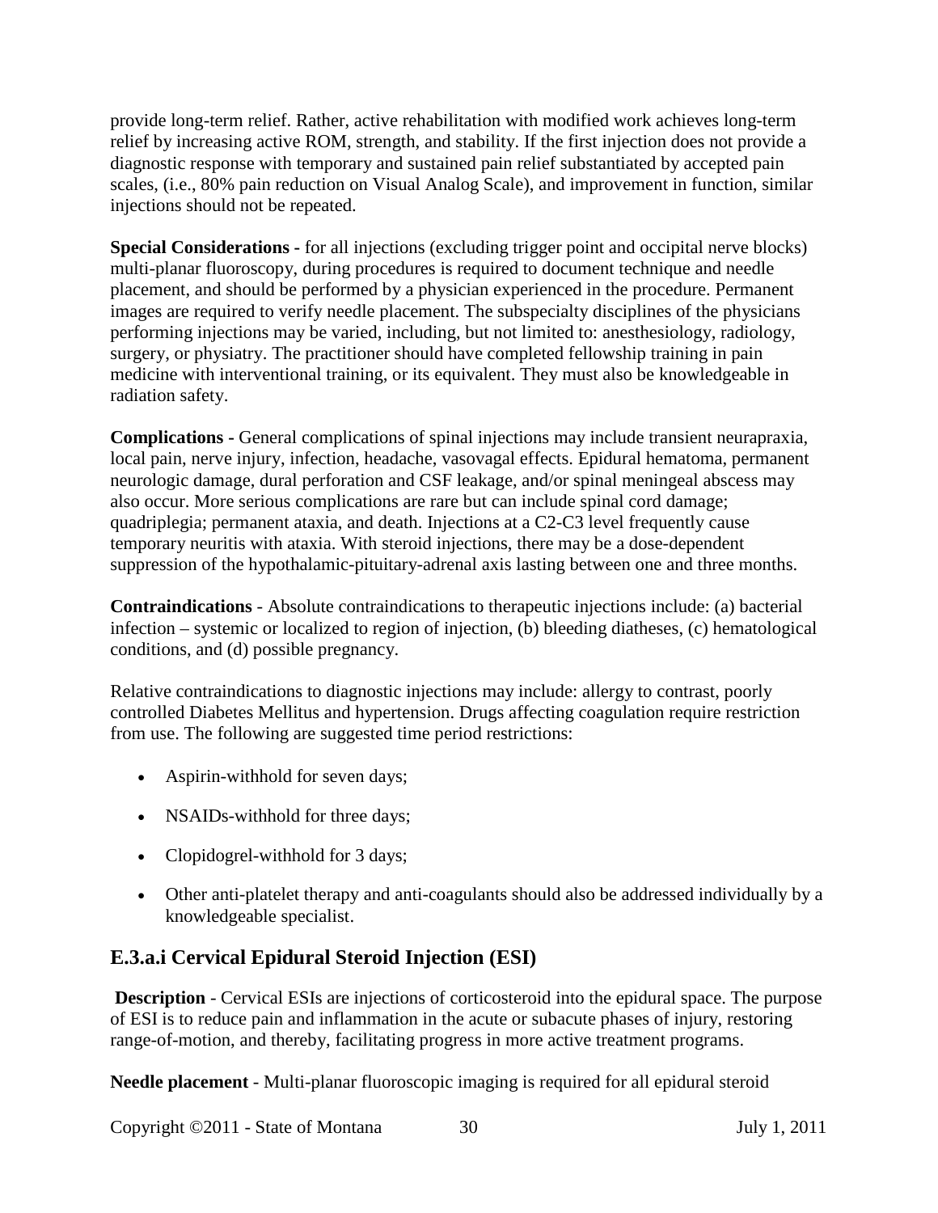provide long-term relief. Rather, active rehabilitation with modified work achieves long-term relief by increasing active ROM, strength, and stability. If the first injection does not provide a diagnostic response with temporary and sustained pain relief substantiated by accepted pain scales, (i.e., 80% pain reduction on Visual Analog Scale), and improvement in function, similar injections should not be repeated.

**Special Considerations -** for all injections (excluding trigger point and occipital nerve blocks) multi-planar fluoroscopy, during procedures is required to document technique and needle placement, and should be performed by a physician experienced in the procedure. Permanent images are required to verify needle placement. The subspecialty disciplines of the physicians performing injections may be varied, including, but not limited to: anesthesiology, radiology, surgery, or physiatry. The practitioner should have completed fellowship training in pain medicine with interventional training, or its equivalent. They must also be knowledgeable in radiation safety.

**Complications -** General complications of spinal injections may include transient neurapraxia, local pain, nerve injury, infection, headache, vasovagal effects. Epidural hematoma, permanent neurologic damage, dural perforation and CSF leakage, and/or spinal meningeal abscess may also occur. More serious complications are rare but can include spinal cord damage; quadriplegia; permanent ataxia, and death. Injections at a C2-C3 level frequently cause temporary neuritis with ataxia. With steroid injections, there may be a dose-dependent suppression of the hypothalamic-pituitary-adrenal axis lasting between one and three months.

**Contraindications** - Absolute contraindications to therapeutic injections include: (a) bacterial infection – systemic or localized to region of injection, (b) bleeding diatheses, (c) hematological conditions, and (d) possible pregnancy.

Relative contraindications to diagnostic injections may include: allergy to contrast, poorly controlled Diabetes Mellitus and hypertension. Drugs affecting coagulation require restriction from use. The following are suggested time period restrictions:

- Aspirin-withhold for seven days;
- NSAIDs-withhold for three days;
- Clopidogrel-withhold for 3 days;
- Other anti-platelet therapy and anti-coagulants should also be addressed individually by a knowledgeable specialist.

## E.3.a.i Cervical Epidural Steroid Injection (ESI)

**Description** - Cervical ESIs are injections of corticosteroid into the epidural space. The purpose of ESI is to reduce pain and inflammation in the acute or subacute phases of injury, restoring range-of-motion, and thereby, facilitating progress in more active treatment programs.

**Needle placement** - Multi-planar fluoroscopic imaging is required for all epidural steroid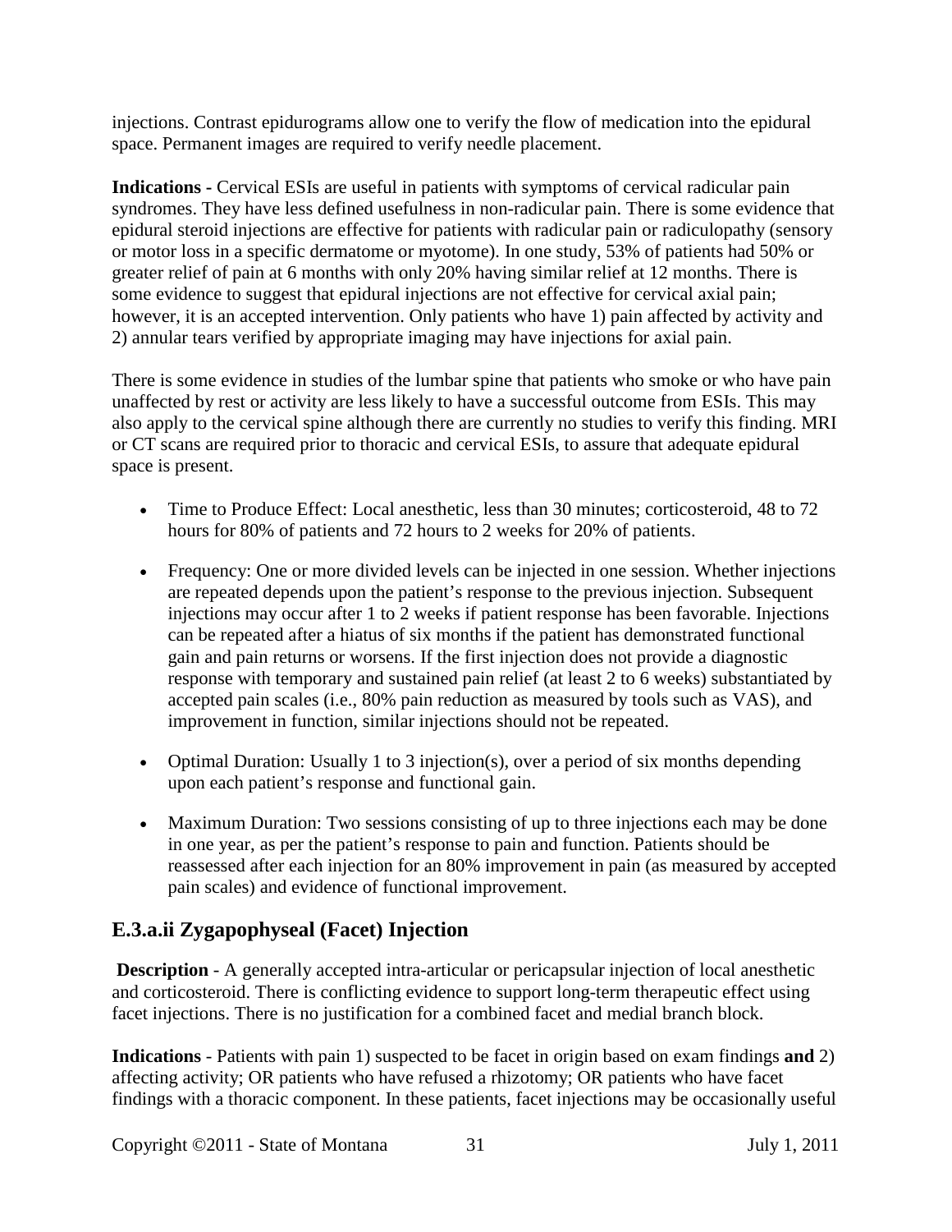injections. Contrast epidurograms allow one to verify the flow of medication into the epidural space. Permanent images are required to verify needle placement.

**Indications -** Cervical ESIs are useful in patients with symptoms of cervical radicular pain syndromes. They have less defined usefulness in non-radicular pain. There is some evidence that epidural steroid injections are effective for patients with radicular pain or radiculopathy (sensory or motor loss in a specific dermatome or myotome). In one study, 53% of patients had 50% or greater relief of pain at 6 months with only 20% having similar relief at 12 months. There is some evidence to suggest that epidural injections are not effective for cervical axial pain; however, it is an accepted intervention. Only patients who have 1) pain affected by activity and 2) annular tears verified by appropriate imaging may have injections for axial pain.

There is some evidence in studies of the lumbar spine that patients who smoke or who have pain unaffected by rest or activity are less likely to have a successful outcome from ESIs. This may also apply to the cervical spine although there are currently no studies to verify this finding. MRI or CT scans are required prior to thoracic and cervical ESIs, to assure that adequate epidural space is present.

- Time to Produce Effect: Local anesthetic, less than 30 minutes; corticosteroid, 48 to 72 hours for 80% of patients and 72 hours to 2 weeks for 20% of patients.
- Frequency: One or more divided levels can be injected in one session. Whether injections are repeated depends upon the patient's response to the previous injection. Subsequent injections may occur after 1 to 2 weeks if patient response has been favorable. Injections can be repeated after a hiatus of six months if the patient has demonstrated functional gain and pain returns or worsens. If the first injection does not provide a diagnostic response with temporary and sustained pain relief (at least 2 to 6 weeks) substantiated by accepted pain scales (i.e., 80% pain reduction as measured by tools such as VAS), and improvement in function, similar injections should not be repeated.
- Optimal Duration: Usually 1 to 3 injection(s), over a period of six months depending upon each patient's response and functional gain.
- Maximum Duration: Two sessions consisting of up to three injections each may be done in one year, as per the patient's response to pain and function. Patients should be reassessed after each injection for an 80% improvement in pain (as measured by accepted pain scales) and evidence of functional improvement.

## E.3.a.ii Zygapophyseal (Facet) Injection

**Description** - A generally accepted intra-articular or pericapsular injection of local anesthetic and corticosteroid. There is conflicting evidence to support long-term therapeutic effect using facet injections. There is no justification for a combined facet and medial branch block.

**Indications** - Patients with pain 1) suspected to be facet in origin based on exam findings **and** 2) affecting activity; OR patients who have refused a rhizotomy; OR patients who have facet findings with a thoracic component. In these patients, facet injections may be occasionally useful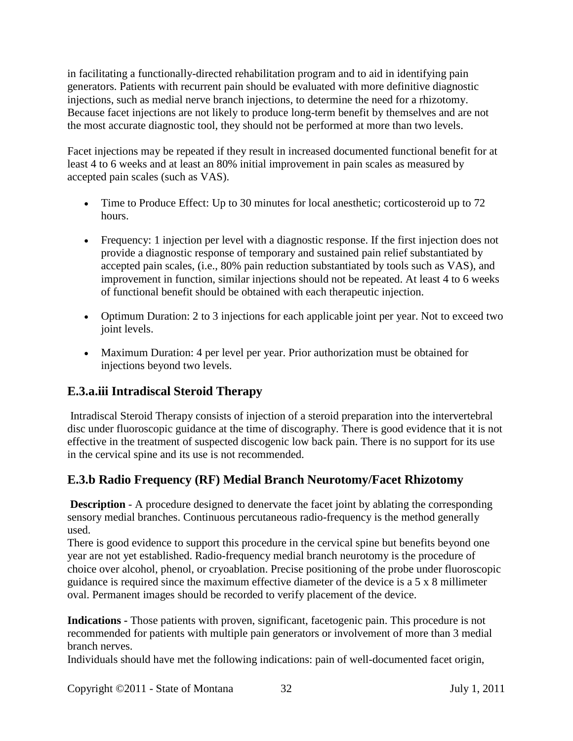in facilitating a functionally-directed rehabilitation program and to aid in identifying pain generators. Patients with recurrent pain should be evaluated with more definitive diagnostic injections, such as medial nerve branch injections, to determine the need for a rhizotomy. Because facet injections are not likely to produce long-term benefit by themselves and are not the most accurate diagnostic tool, they should not be performed at more than two levels.

Facet injections may be repeated if they result in increased documented functional benefit for at least 4 to 6 weeks and at least an 80% initial improvement in pain scales as measured by accepted pain scales (such as VAS).

- Time to Produce Effect: Up to 30 minutes for local anesthetic; corticosteroid up to 72 hours.
- Frequency: 1 injection per level with a diagnostic response. If the first injection does not provide a diagnostic response of temporary and sustained pain relief substantiated by accepted pain scales, (i.e., 80% pain reduction substantiated by tools such as VAS), and improvement in function, similar injections should not be repeated. At least 4 to 6 weeks of functional benefit should be obtained with each therapeutic injection.
- Optimum Duration: 2 to 3 injections for each applicable joint per year. Not to exceed two joint levels.
- Maximum Duration: 4 per level per year. Prior authorization must be obtained for injections beyond two levels.

## E.3.a.iii Intradiscal Steroid Therapy

Intradiscal Steroid Therapy consists of injection of a steroid preparation into the intervertebral disc under fluoroscopic guidance at the time of discography. There is good evidence that it is not effective in the treatment of suspected discogenic low back pain. There is no support for its use in the cervical spine and its use is not recommended.

## E.3.b Radio Frequency (RF) Medial Branch Neurotomy/Facet Rhizotomy

**Description** - A procedure designed to denervate the facet joint by ablating the corresponding sensory medial branches. Continuous percutaneous radio-frequency is the method generally used.
There is good evidence to support this procedure in the cervical spine but benefits beyond one year are not yet established. Radio-frequency medial branch neurotomy is the procedure of choice over alcohol, phenol, or cryoablation. Precise positioning of the probe under fluoroscopic guidance is required since the maximum effective diameter of the device is a 5 x 8 millimeter oval. Permanent images should be recorded to verify placement of the device.

**Indications** - Those patients with proven, significant, facetogenic pain. This procedure is not recommended for patients with multiple pain generators or involvement of more than 3 medial branch nerves.
Individuals should have met the following indications: pain of well-documented facet origin,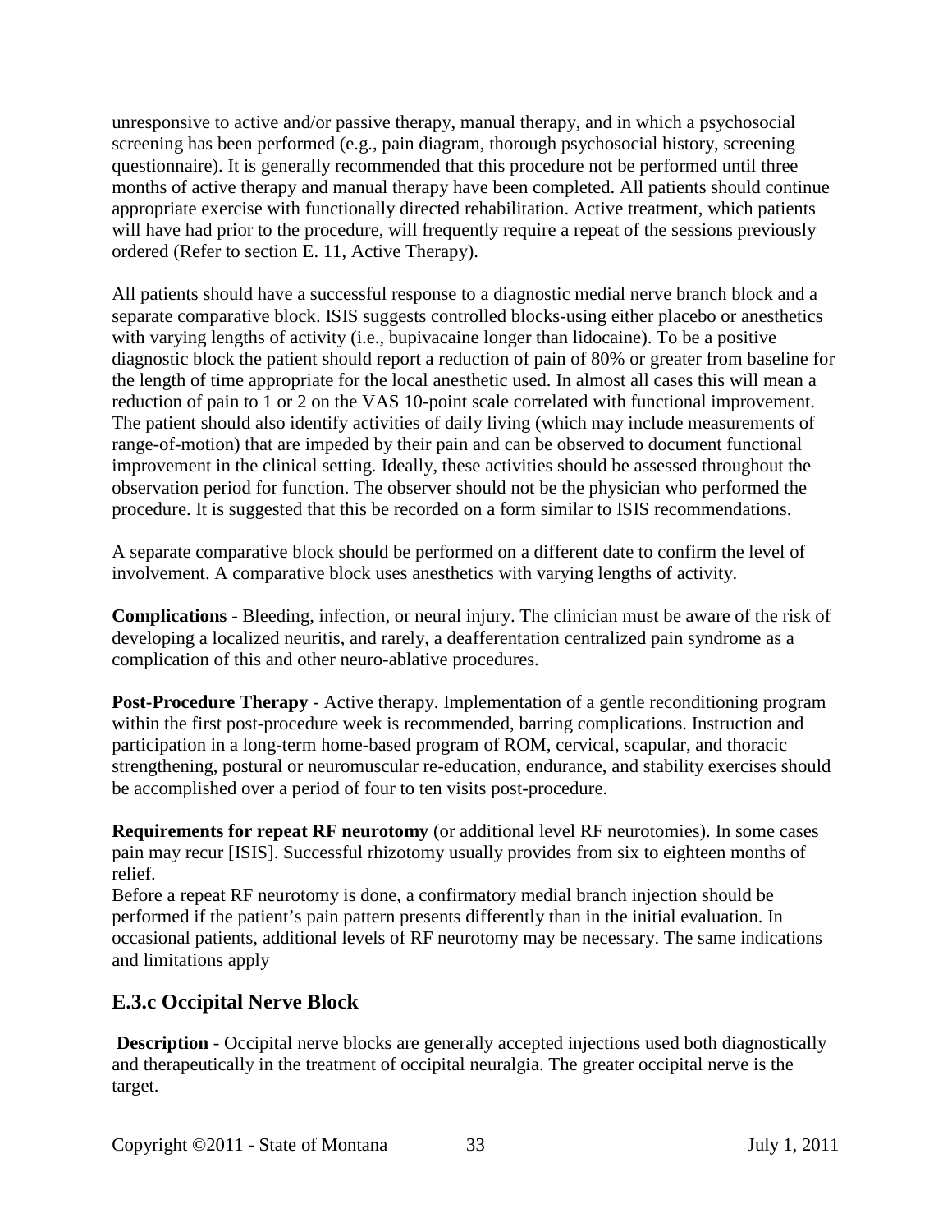unresponsive to active and/or passive therapy, manual therapy, and in which a psychosocial screening has been performed (e.g., pain diagram, thorough psychosocial history, screening questionnaire). It is generally recommended that this procedure not be performed until three months of active therapy and manual therapy have been completed. All patients should continue appropriate exercise with functionally directed rehabilitation. Active treatment, which patients will have had prior to the procedure, will frequently require a repeat of the sessions previously ordered (Refer to section E. 11, Active Therapy).

All patients should have a successful response to a diagnostic medial nerve branch block and a separate comparative block. ISIS suggests controlled blocks-using either placebo or anesthetics with varying lengths of activity (i.e., bupivacaine longer than lidocaine). To be a positive diagnostic block the patient should report a reduction of pain of 80% or greater from baseline for the length of time appropriate for the local anesthetic used. In almost all cases this will mean a reduction of pain to 1 or 2 on the VAS 10-point scale correlated with functional improvement. The patient should also identify activities of daily living (which may include measurements of range-of-motion) that are impeded by their pain and can be observed to document functional improvement in the clinical setting. Ideally, these activities should be assessed throughout the observation period for function. The observer should not be the physician who performed the procedure. It is suggested that this be recorded on a form similar to ISIS recommendations.

A separate comparative block should be performed on a different date to confirm the level of involvement. A comparative block uses anesthetics with varying lengths of activity.

**Complications** - Bleeding, infection, or neural injury. The clinician must be aware of the risk of developing a localized neuritis, and rarely, a deafferentation centralized pain syndrome as a complication of this and other neuro-ablative procedures.

**Post-Procedure Therapy** - Active therapy. Implementation of a gentle reconditioning program within the first post-procedure week is recommended, barring complications. Instruction and participation in a long-term home-based program of ROM, cervical, scapular, and thoracic strengthening, postural or neuromuscular re-education, endurance, and stability exercises should be accomplished over a period of four to ten visits post-procedure.

**Requirements for repeat RF neurotomy** (or additional level RF neurotomies). In some cases pain may recur [ISIS]. Successful rhizotomy usually provides from six to eighteen months of relief.
Before a repeat RF neurotomy is done, a confirmatory medial branch injection should be performed if the patient's pain pattern presents differently than in the initial evaluation. In occasional patients, additional levels of RF neurotomy may be necessary. The same indications and limitations apply

## E.3.c Occipital Nerve Block

**Description** - Occipital nerve blocks are generally accepted injections used both diagnostically and therapeutically in the treatment of occipital neuralgia. The greater occipital nerve is the target.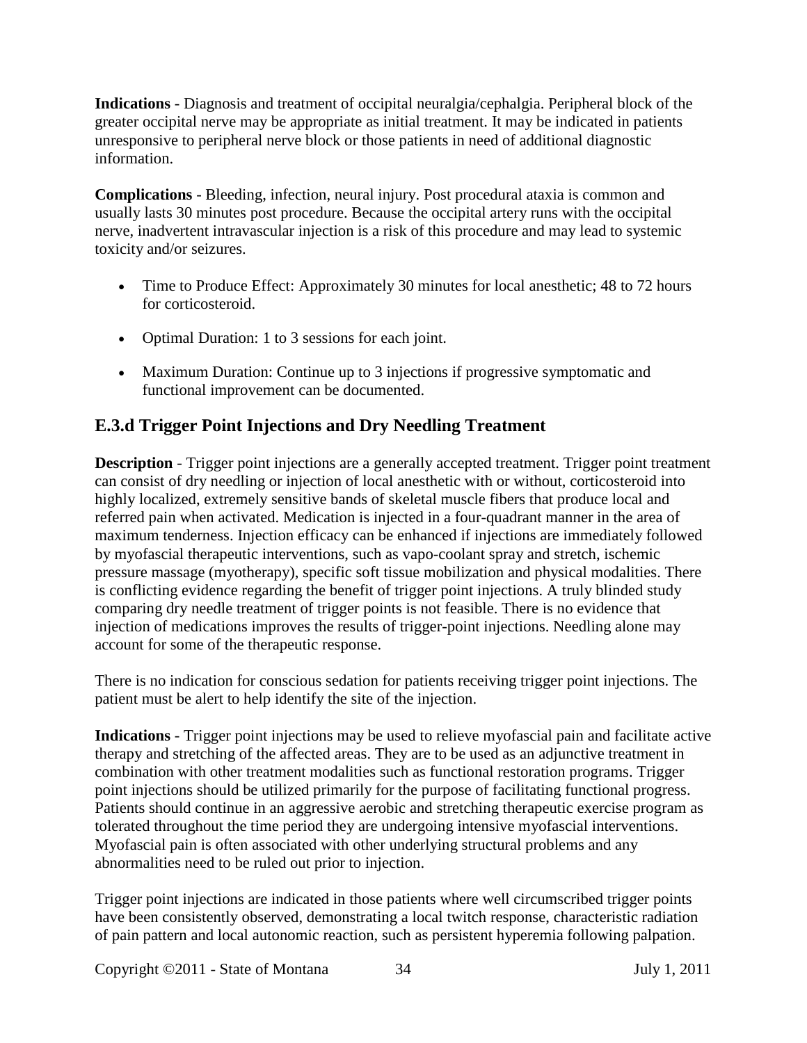**Indications** - Diagnosis and treatment of occipital neuralgia/cephalgia. Peripheral block of the greater occipital nerve may be appropriate as initial treatment. It may be indicated in patients unresponsive to peripheral nerve block or those patients in need of additional diagnostic information.

**Complications** - Bleeding, infection, neural injury. Post procedural ataxia is common and usually lasts 30 minutes post procedure. Because the occipital artery runs with the occipital nerve, inadvertent intravascular injection is a risk of this procedure and may lead to systemic toxicity and/or seizures.

- Time to Produce Effect: Approximately 30 minutes for local anesthetic; 48 to 72 hours for corticosteroid.
- Optimal Duration: 1 to 3 sessions for each joint.
- Maximum Duration: Continue up to 3 injections if progressive symptomatic and functional improvement can be documented.

## E.3.d Trigger Point Injections and Dry Needling Treatment

**Description** - Trigger point injections are a generally accepted treatment. Trigger point treatment can consist of dry needling or injection of local anesthetic with or without, corticosteroid into highly localized, extremely sensitive bands of skeletal muscle fibers that produce local and referred pain when activated. Medication is injected in a four-quadrant manner in the area of maximum tenderness. Injection efficacy can be enhanced if injections are immediately followed by myofascial therapeutic interventions, such as vapo-coolant spray and stretch, ischemic pressure massage (myotherapy), specific soft tissue mobilization and physical modalities. There is conflicting evidence regarding the benefit of trigger point injections. A truly blinded study comparing dry needle treatment of trigger points is not feasible. There is no evidence that injection of medications improves the results of trigger-point injections. Needling alone may account for some of the therapeutic response.

There is no indication for conscious sedation for patients receiving trigger point injections. The patient must be alert to help identify the site of the injection.

**Indications** - Trigger point injections may be used to relieve myofascial pain and facilitate active therapy and stretching of the affected areas. They are to be used as an adjunctive treatment in combination with other treatment modalities such as functional restoration programs. Trigger point injections should be utilized primarily for the purpose of facilitating functional progress. Patients should continue in an aggressive aerobic and stretching therapeutic exercise program as tolerated throughout the time period they are undergoing intensive myofascial interventions. Myofascial pain is often associated with other underlying structural problems and any abnormalities need to be ruled out prior to injection.

Trigger point injections are indicated in those patients where well circumscribed trigger points have been consistently observed, demonstrating a local twitch response, characteristic radiation of pain pattern and local autonomic reaction, such as persistent hyperemia following palpation.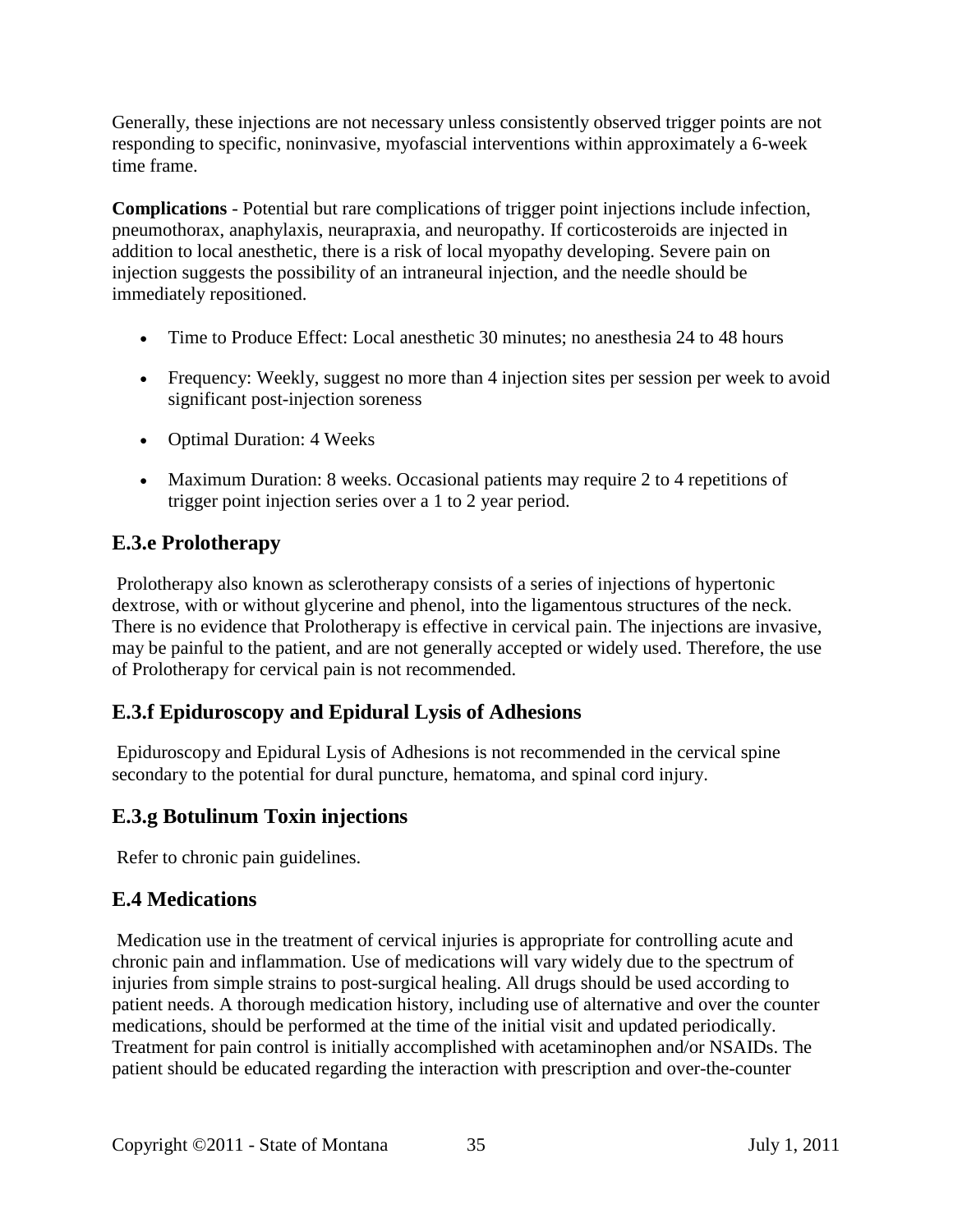Generally, these injections are not necessary unless consistently observed trigger points are not responding to specific, noninvasive, myofascial interventions within approximately a 6-week time frame.

**Complications** - Potential but rare complications of trigger point injections include infection, pneumothorax, anaphylaxis, neurapraxia, and neuropathy. If corticosteroids are injected in addition to local anesthetic, there is a risk of local myopathy developing. Severe pain on injection suggests the possibility of an intraneural injection, and the needle should be immediately repositioned.

- Time to Produce Effect: Local anesthetic 30 minutes; no anesthesia 24 to 48 hours
- Frequency: Weekly, suggest no more than 4 injection sites per session per week to avoid significant post-injection soreness
- Optimal Duration: 4 Weeks
- Maximum Duration: 8 weeks. Occasional patients may require 2 to 4 repetitions of trigger point injection series over a 1 to 2 year period.

## E.3.e Prolotherapy

Prolotherapy also known as sclerotherapy consists of a series of injections of hypertonic dextrose, with or without glycerine and phenol, into the ligamentous structures of the neck. There is no evidence that Prolotherapy is effective in cervical pain. The injections are invasive, may be painful to the patient, and are not generally accepted or widely used. Therefore, the use of Prolotherapy for cervical pain is not recommended.

## E.3.f Epiduroscopy and Epidural Lysis of Adhesions

Epiduroscopy and Epidural Lysis of Adhesions is not recommended in the cervical spine secondary to the potential for dural puncture, hematoma, and spinal cord injury.

## E.3.g Botulinum Toxin injections

Refer to chronic pain guidelines.

## E.4 Medications

Medication use in the treatment of cervical injuries is appropriate for controlling acute and chronic pain and inflammation. Use of medications will vary widely due to the spectrum of injuries from simple strains to post-surgical healing. All drugs should be used according to patient needs. A thorough medication history, including use of alternative and over the counter medications, should be performed at the time of the initial visit and updated periodically. Treatment for pain control is initially accomplished with acetaminophen and/or NSAIDs. The patient should be educated regarding the interaction with prescription and over-the-counter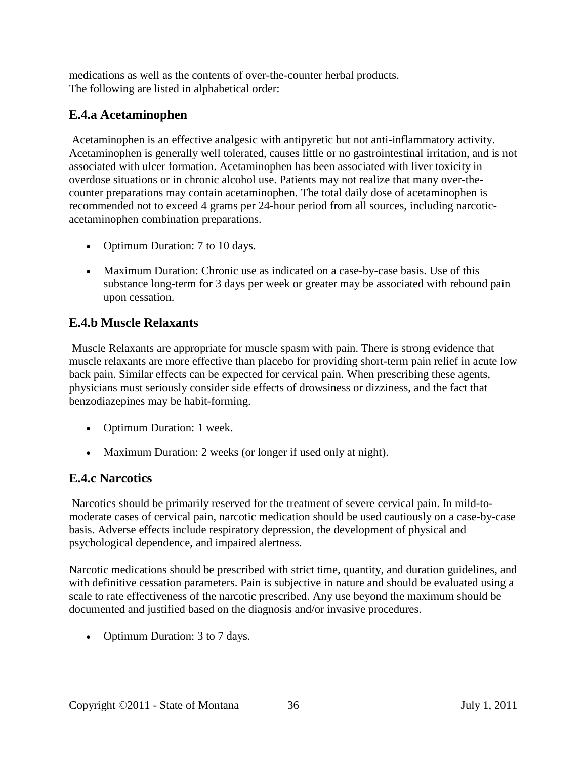medications as well as the contents of over-the-counter herbal products.
The following are listed in alphabetical order:

### E.4.a Acetaminophen

Acetaminophen is an effective analgesic with antipyretic but not anti-inflammatory activity. Acetaminophen is generally well tolerated, causes little or no gastrointestinal irritation, and is not associated with ulcer formation. Acetaminophen has been associated with liver toxicity in overdose situations or in chronic alcohol use. Patients may not realize that many over-the-counter preparations may contain acetaminophen. The total daily dose of acetaminophen is recommended not to exceed 4 grams per 24-hour period from all sources, including narcotic-acetaminophen combination preparations.

- Optimum Duration: 7 to 10 days.
- Maximum Duration: Chronic use as indicated on a case-by-case basis. Use of this substance long-term for 3 days per week or greater may be associated with rebound pain upon cessation.

### E.4.b Muscle Relaxants

Muscle Relaxants are appropriate for muscle spasm with pain. There is strong evidence that muscle relaxants are more effective than placebo for providing short-term pain relief in acute low back pain. Similar effects can be expected for cervical pain. When prescribing these agents, physicians must seriously consider side effects of drowsiness or dizziness, and the fact that benzodiazepines may be habit-forming.

- Optimum Duration: 1 week.
- Maximum Duration: 2 weeks (or longer if used only at night).

### E.4.c Narcotics

Narcotics should be primarily reserved for the treatment of severe cervical pain. In mild-to-moderate cases of cervical pain, narcotic medication should be used cautiously on a case-by-case basis. Adverse effects include respiratory depression, the development of physical and psychological dependence, and impaired alertness.

Narcotic medications should be prescribed with strict time, quantity, and duration guidelines, and with definitive cessation parameters. Pain is subjective in nature and should be evaluated using a scale to rate effectiveness of the narcotic prescribed. Any use beyond the maximum should be documented and justified based on the diagnosis and/or invasive procedures.

- Optimum Duration: 3 to 7 days.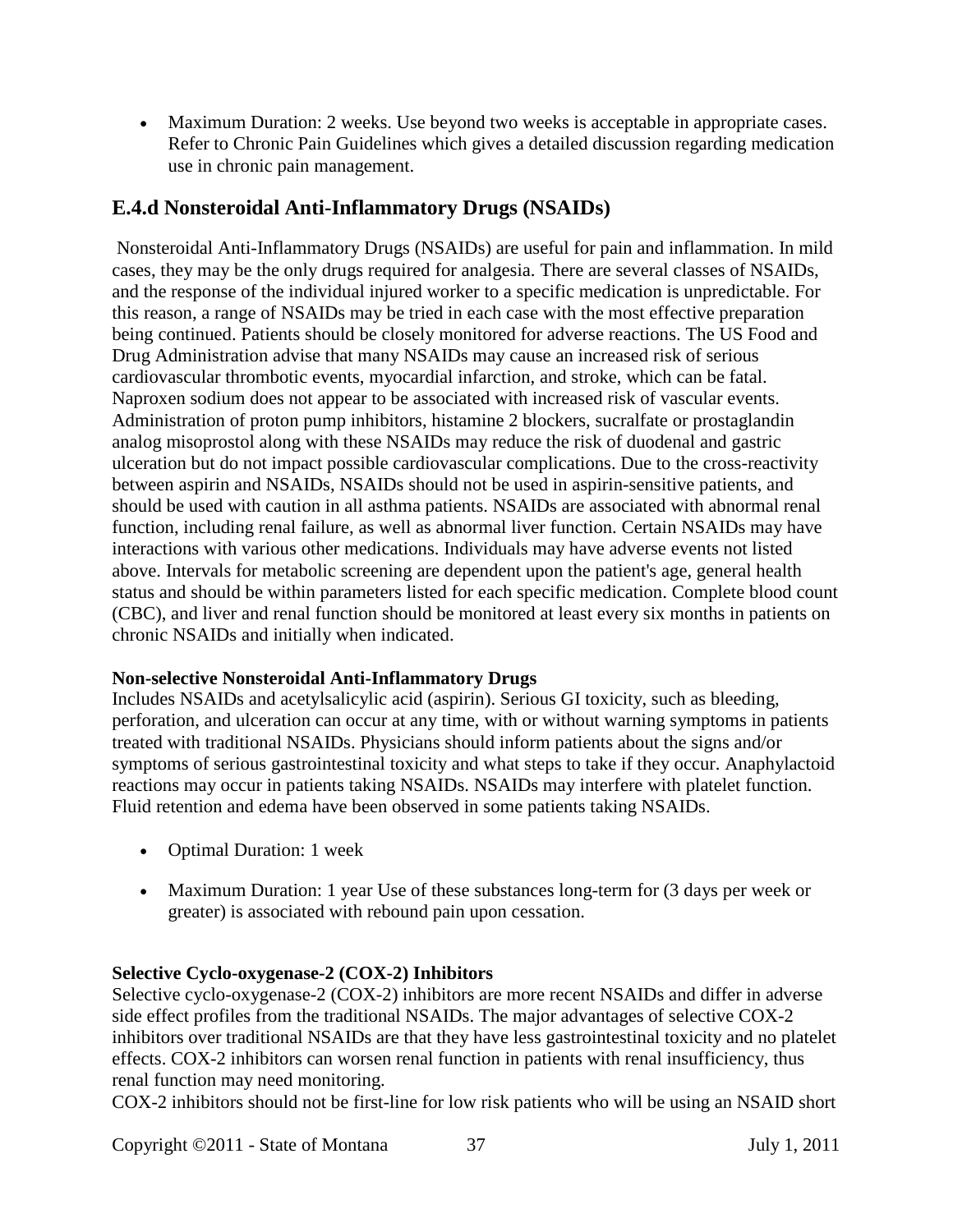- Maximum Duration: 2 weeks. Use beyond two weeks is acceptable in appropriate cases. Refer to Chronic Pain Guidelines which gives a detailed discussion regarding medication use in chronic pain management.

## E.4.d Nonsteroidal Anti-Inflammatory Drugs (NSAIDs)

Nonsteroidal Anti-Inflammatory Drugs (NSAIDs) are useful for pain and inflammation. In mild cases, they may be the only drugs required for analgesia. There are several classes of NSAIDs, and the response of the individual injured worker to a specific medication is unpredictable. For this reason, a range of NSAIDs may be tried in each case with the most effective preparation being continued. Patients should be closely monitored for adverse reactions. The US Food and Drug Administration advise that many NSAIDs may cause an increased risk of serious cardiovascular thrombotic events, myocardial infarction, and stroke, which can be fatal. Naproxen sodium does not appear to be associated with increased risk of vascular events. Administration of proton pump inhibitors, histamine 2 blockers, sucralfate or prostaglandin analog misoprostol along with these NSAIDs may reduce the risk of duodenal and gastric ulceration but do not impact possible cardiovascular complications. Due to the cross-reactivity between aspirin and NSAIDs, NSAIDs should not be used in aspirin-sensitive patients, and should be used with caution in all asthma patients. NSAIDs are associated with abnormal renal function, including renal failure, as well as abnormal liver function. Certain NSAIDs may have interactions with various other medications. Individuals may have adverse events not listed above. Intervals for metabolic screening are dependent upon the patient's age, general health status and should be within parameters listed for each specific medication. Complete blood count (CBC), and liver and renal function should be monitored at least every six months in patients on chronic NSAIDs and initially when indicated.

**Non-selective Nonsteroidal Anti-Inflammatory Drugs**
Includes NSAIDs and acetylsalicylic acid (aspirin). Serious GI toxicity, such as bleeding, perforation, and ulceration can occur at any time, with or without warning symptoms in patients treated with traditional NSAIDs. Physicians should inform patients about the signs and/or symptoms of serious gastrointestinal toxicity and what steps to take if they occur. Anaphylactoid reactions may occur in patients taking NSAIDs. NSAIDs may interfere with platelet function. Fluid retention and edema have been observed in some patients taking NSAIDs.

- Optimal Duration: 1 week
- Maximum Duration: 1 year Use of these substances long-term for (3 days per week or greater) is associated with rebound pain upon cessation.

**Selective Cyclo-oxygenase-2 (COX-2) Inhibitors**
Selective cyclo-oxygenase-2 (COX-2) inhibitors are more recent NSAIDs and differ in adverse side effect profiles from the traditional NSAIDs. The major advantages of selective COX-2 inhibitors over traditional NSAIDs are that they have less gastrointestinal toxicity and no platelet effects. COX-2 inhibitors can worsen renal function in patients with renal insufficiency, thus renal function may need monitoring.
COX-2 inhibitors should not be first-line for low risk patients who will be using an NSAID short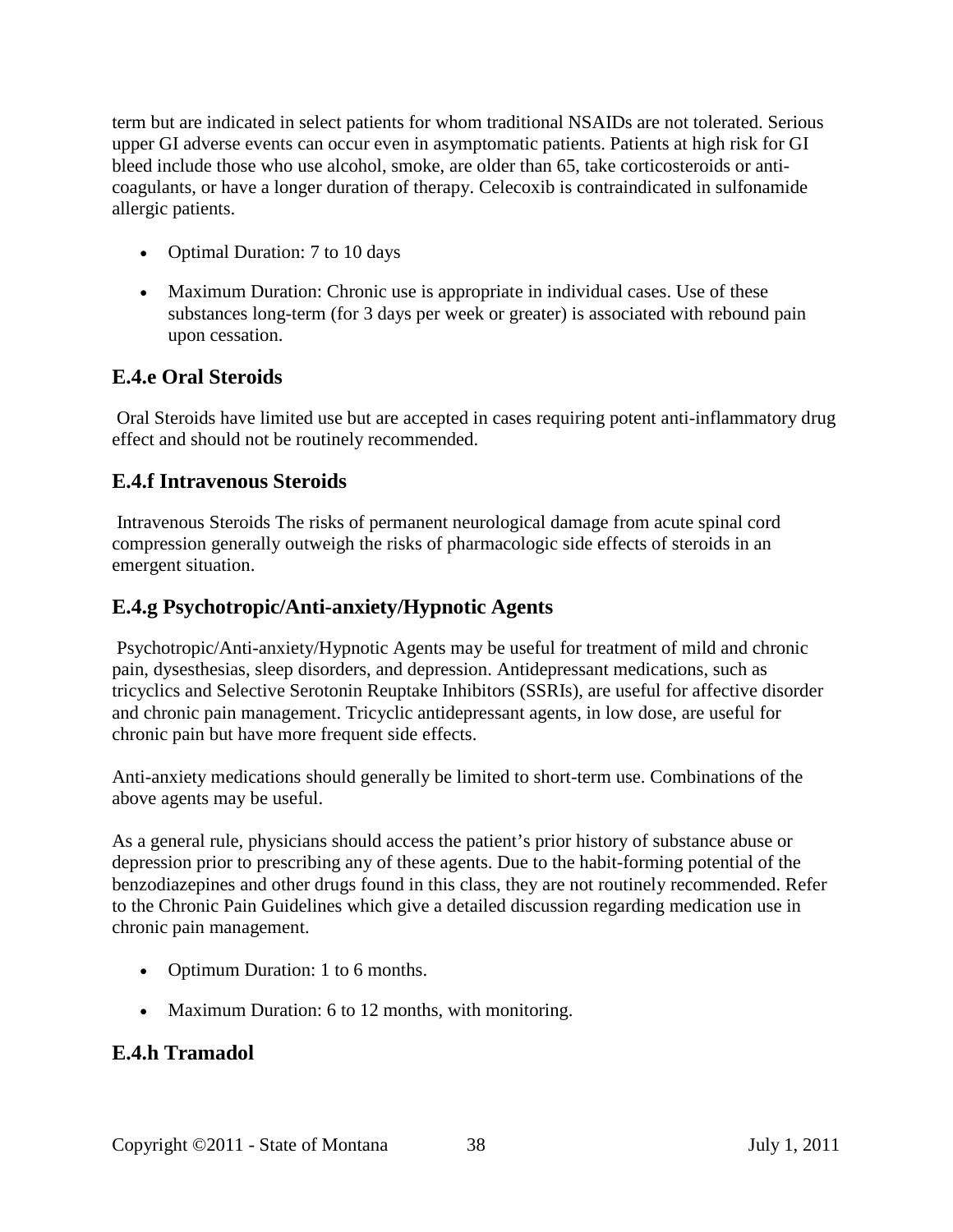term but are indicated in select patients for whom traditional NSAIDs are not tolerated. Serious upper GI adverse events can occur even in asymptomatic patients. Patients at high risk for GI bleed include those who use alcohol, smoke, are older than 65, take corticosteroids or anti-coagulants, or have a longer duration of therapy. Celecoxib is contraindicated in sulfonamide allergic patients.

- Optimal Duration: 7 to 10 days
- Maximum Duration: Chronic use is appropriate in individual cases. Use of these substances long-term (for 3 days per week or greater) is associated with rebound pain upon cessation.

## E.4.e Oral Steroids

Oral Steroids have limited use but are accepted in cases requiring potent anti-inflammatory drug effect and should not be routinely recommended.

## E.4.f Intravenous Steroids

Intravenous Steroids The risks of permanent neurological damage from acute spinal cord compression generally outweigh the risks of pharmacologic side effects of steroids in an emergent situation.

## E.4.g Psychotropic/Anti-anxiety/Hypnotic Agents

Psychotropic/Anti-anxiety/Hypnotic Agents may be useful for treatment of mild and chronic pain, dysesthesias, sleep disorders, and depression. Antidepressant medications, such as tricyclics and Selective Serotonin Reuptake Inhibitors (SSRIs), are useful for affective disorder and chronic pain management. Tricyclic antidepressant agents, in low dose, are useful for chronic pain but have more frequent side effects.

Anti-anxiety medications should generally be limited to short-term use. Combinations of the above agents may be useful.

As a general rule, physicians should access the patient's prior history of substance abuse or depression prior to prescribing any of these agents. Due to the habit-forming potential of the benzodiazepines and other drugs found in this class, they are not routinely recommended. Refer to the Chronic Pain Guidelines which give a detailed discussion regarding medication use in chronic pain management.

- Optimum Duration: 1 to 6 months.
- Maximum Duration: 6 to 12 months, with monitoring.

## E.4.h Tramadol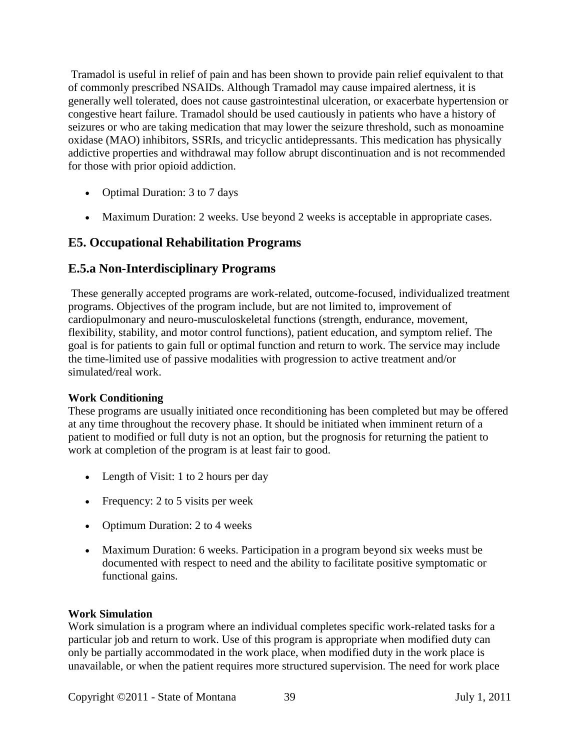Tramadol is useful in relief of pain and has been shown to provide pain relief equivalent to that of commonly prescribed NSAIDs. Although Tramadol may cause impaired alertness, it is generally well tolerated, does not cause gastrointestinal ulceration, or exacerbate hypertension or congestive heart failure. Tramadol should be used cautiously in patients who have a history of seizures or who are taking medication that may lower the seizure threshold, such as monoamine oxidase (MAO) inhibitors, SSRIs, and tricyclic antidepressants. This medication has physically addictive properties and withdrawal may follow abrupt discontinuation and is not recommended for those with prior opioid addiction.

- Optimal Duration: 3 to 7 days
- Maximum Duration: 2 weeks. Use beyond 2 weeks is acceptable in appropriate cases.

## E5. Occupational Rehabilitation Programs

## E.5.a Non-Interdisciplinary Programs

These generally accepted programs are work-related, outcome-focused, individualized treatment programs. Objectives of the program include, but are not limited to, improvement of cardiopulmonary and neuro-musculoskeletal functions (strength, endurance, movement, flexibility, stability, and motor control functions), patient education, and symptom relief. The goal is for patients to gain full or optimal function and return to work. The service may include the time-limited use of passive modalities with progression to active treatment and/or simulated/real work.

**Work Conditioning**

These programs are usually initiated once reconditioning has been completed but may be offered at any time throughout the recovery phase. It should be initiated when imminent return of a patient to modified or full duty is not an option, but the prognosis for returning the patient to work at completion of the program is at least fair to good.

- Length of Visit: 1 to 2 hours per day
- Frequency: 2 to 5 visits per week
- Optimum Duration: 2 to 4 weeks
- Maximum Duration: 6 weeks. Participation in a program beyond six weeks must be documented with respect to need and the ability to facilitate positive symptomatic or functional gains.

**Work Simulation**

Work simulation is a program where an individual completes specific work-related tasks for a particular job and return to work. Use of this program is appropriate when modified duty can only be partially accommodated in the work place, when modified duty in the work place is unavailable, or when the patient requires more structured supervision. The need for work place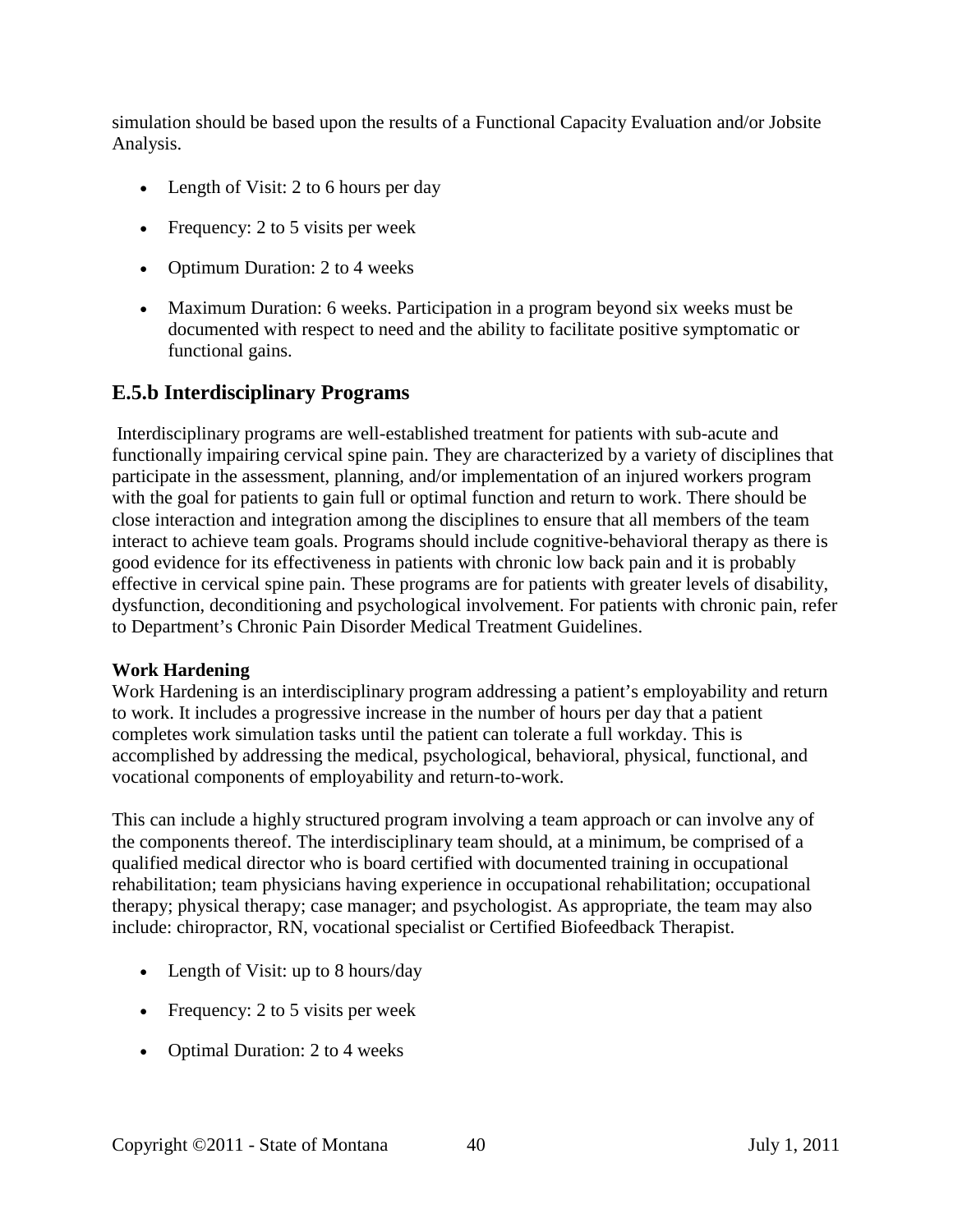simulation should be based upon the results of a Functional Capacity Evaluation and/or Jobsite Analysis.

- Length of Visit: 2 to 6 hours per day
- Frequency: 2 to 5 visits per week
- Optimum Duration: 2 to 4 weeks
- Maximum Duration: 6 weeks. Participation in a program beyond six weeks must be documented with respect to need and the ability to facilitate positive symptomatic or functional gains.

## E.5.b Interdisciplinary Programs

Interdisciplinary programs are well-established treatment for patients with sub-acute and functionally impairing cervical spine pain. They are characterized by a variety of disciplines that participate in the assessment, planning, and/or implementation of an injured workers program with the goal for patients to gain full or optimal function and return to work. There should be close interaction and integration among the disciplines to ensure that all members of the team interact to achieve team goals. Programs should include cognitive-behavioral therapy as there is good evidence for its effectiveness in patients with chronic low back pain and it is probably effective in cervical spine pain. These programs are for patients with greater levels of disability, dysfunction, deconditioning and psychological involvement. For patients with chronic pain, refer to Department's Chronic Pain Disorder Medical Treatment Guidelines.

**Work Hardening**

Work Hardening is an interdisciplinary program addressing a patient's employability and return to work. It includes a progressive increase in the number of hours per day that a patient completes work simulation tasks until the patient can tolerate a full workday. This is accomplished by addressing the medical, psychological, behavioral, physical, functional, and vocational components of employability and return-to-work.

This can include a highly structured program involving a team approach or can involve any of the components thereof. The interdisciplinary team should, at a minimum, be comprised of a qualified medical director who is board certified with documented training in occupational rehabilitation; team physicians having experience in occupational rehabilitation; occupational therapy; physical therapy; case manager; and psychologist. As appropriate, the team may also include: chiropractor, RN, vocational specialist or Certified Biofeedback Therapist.

- Length of Visit: up to 8 hours/day
- Frequency: 2 to 5 visits per week
- Optimal Duration: 2 to 4 weeks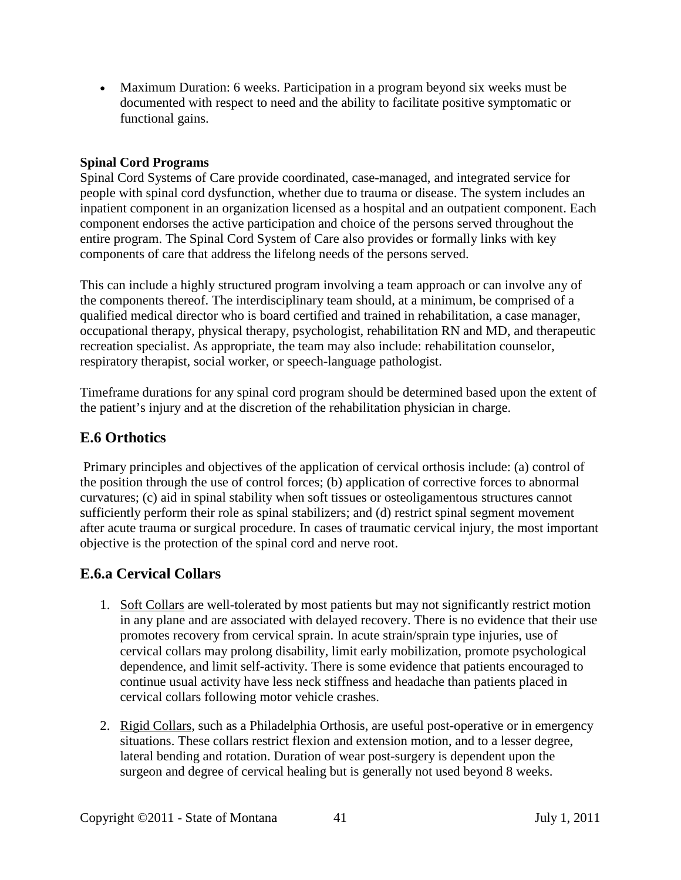- Maximum Duration: 6 weeks. Participation in a program beyond six weeks must be documented with respect to need and the ability to facilitate positive symptomatic or functional gains.

**Spinal Cord Programs**

Spinal Cord Systems of Care provide coordinated, case-managed, and integrated service for people with spinal cord dysfunction, whether due to trauma or disease. The system includes an inpatient component in an organization licensed as a hospital and an outpatient component. Each component endorses the active participation and choice of the persons served throughout the entire program. The Spinal Cord System of Care also provides or formally links with key components of care that address the lifelong needs of the persons served.

This can include a highly structured program involving a team approach or can involve any of the components thereof. The interdisciplinary team should, at a minimum, be comprised of a qualified medical director who is board certified and trained in rehabilitation, a case manager, occupational therapy, physical therapy, psychologist, rehabilitation RN and MD, and therapeutic recreation specialist. As appropriate, the team may also include: rehabilitation counselor, respiratory therapist, social worker, or speech-language pathologist.

Timeframe durations for any spinal cord program should be determined based upon the extent of the patient's injury and at the discretion of the rehabilitation physician in charge.

## E.6 Orthotics

Primary principles and objectives of the application of cervical orthosis include: (a) control of the position through the use of control forces; (b) application of corrective forces to abnormal curvatures; (c) aid in spinal stability when soft tissues or osteoligamentous structures cannot sufficiently perform their role as spinal stabilizers; and (d) restrict spinal segment movement after acute trauma or surgical procedure. In cases of traumatic cervical injury, the most important objective is the protection of the spinal cord and nerve root.

## E.6.a Cervical Collars

1. Soft Collars are well-tolerated by most patients but may not significantly restrict motion in any plane and are associated with delayed recovery. There is no evidence that their use promotes recovery from cervical sprain. In acute strain/sprain type injuries, use of cervical collars may prolong disability, limit early mobilization, promote psychological dependence, and limit self-activity. There is some evidence that patients encouraged to continue usual activity have less neck stiffness and headache than patients placed in cervical collars following motor vehicle crashes.

2. Rigid Collars, such as a Philadelphia Orthosis, are useful post-operative or in emergency situations. These collars restrict flexion and extension motion, and to a lesser degree, lateral bending and rotation. Duration of wear post-surgery is dependent upon the surgeon and degree of cervical healing but is generally not used beyond 8 weeks.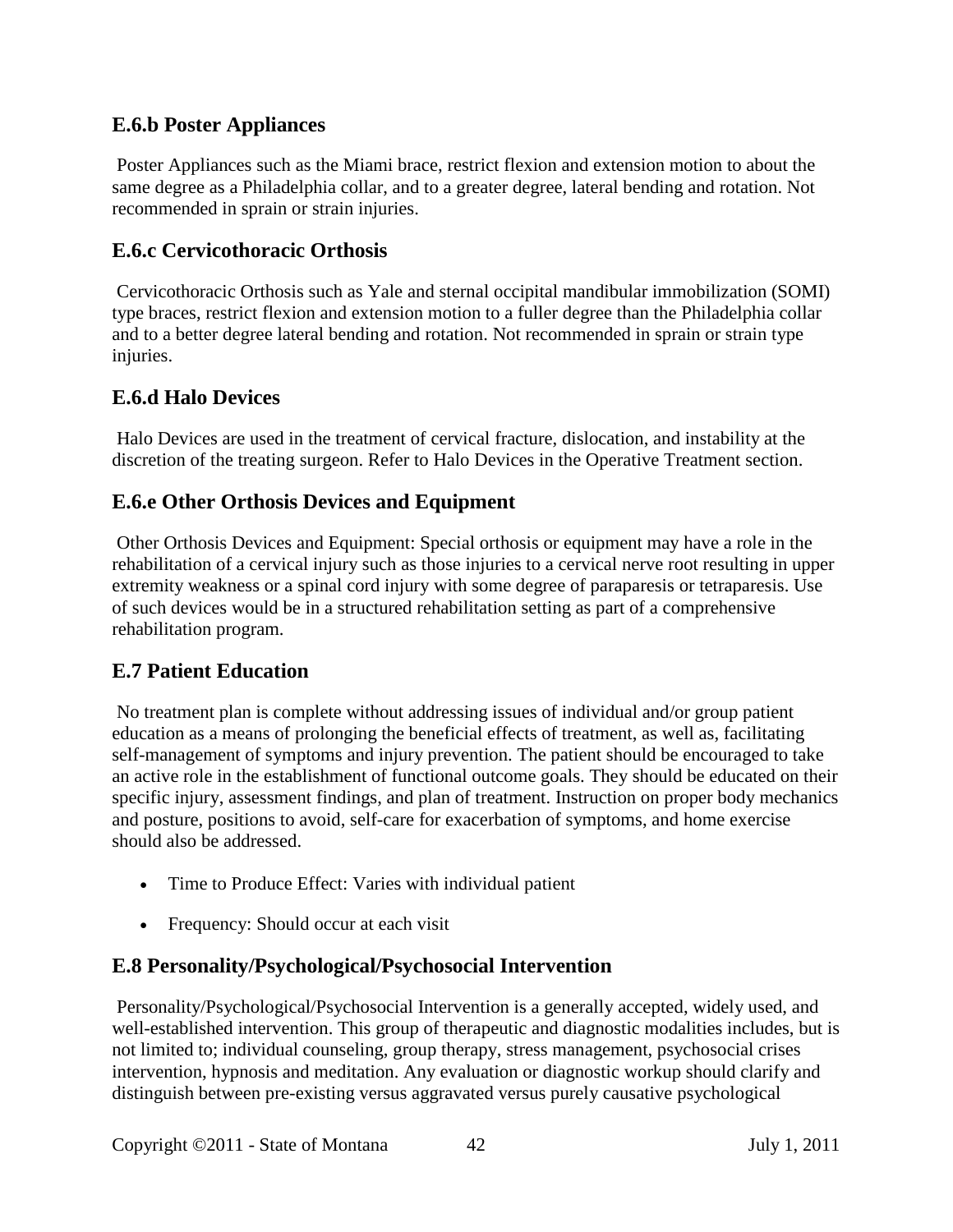### E.6.b Poster Appliances

Poster Appliances such as the Miami brace, restrict flexion and extension motion to about the same degree as a Philadelphia collar, and to a greater degree, lateral bending and rotation. Not recommended in sprain or strain injuries.

### E.6.c Cervicothoracic Orthosis

Cervicothoracic Orthosis such as Yale and sternal occipital mandibular immobilization (SOMI) type braces, restrict flexion and extension motion to a fuller degree than the Philadelphia collar and to a better degree lateral bending and rotation. Not recommended in sprain or strain type injuries.

### E.6.d Halo Devices

Halo Devices are used in the treatment of cervical fracture, dislocation, and instability at the discretion of the treating surgeon. Refer to Halo Devices in the Operative Treatment section.

### E.6.e Other Orthosis Devices and Equipment

Other Orthosis Devices and Equipment: Special orthosis or equipment may have a role in the rehabilitation of a cervical injury such as those injuries to a cervical nerve root resulting in upper extremity weakness or a spinal cord injury with some degree of paraparesis or tetraparesis. Use of such devices would be in a structured rehabilitation setting as part of a comprehensive rehabilitation program.

## E.7 Patient Education

No treatment plan is complete without addressing issues of individual and/or group patient education as a means of prolonging the beneficial effects of treatment, as well as, facilitating self-management of symptoms and injury prevention. The patient should be encouraged to take an active role in the establishment of functional outcome goals. They should be educated on their specific injury, assessment findings, and plan of treatment. Instruction on proper body mechanics and posture, positions to avoid, self-care for exacerbation of symptoms, and home exercise should also be addressed.

- Time to Produce Effect: Varies with individual patient
- Frequency: Should occur at each visit

## E.8 Personality/Psychological/Psychosocial Intervention

Personality/Psychological/Psychosocial Intervention is a generally accepted, widely used, and well-established intervention. This group of therapeutic and diagnostic modalities includes, but is not limited to; individual counseling, group therapy, stress management, psychosocial crises intervention, hypnosis and meditation. Any evaluation or diagnostic workup should clarify and distinguish between pre-existing versus aggravated versus purely causative psychological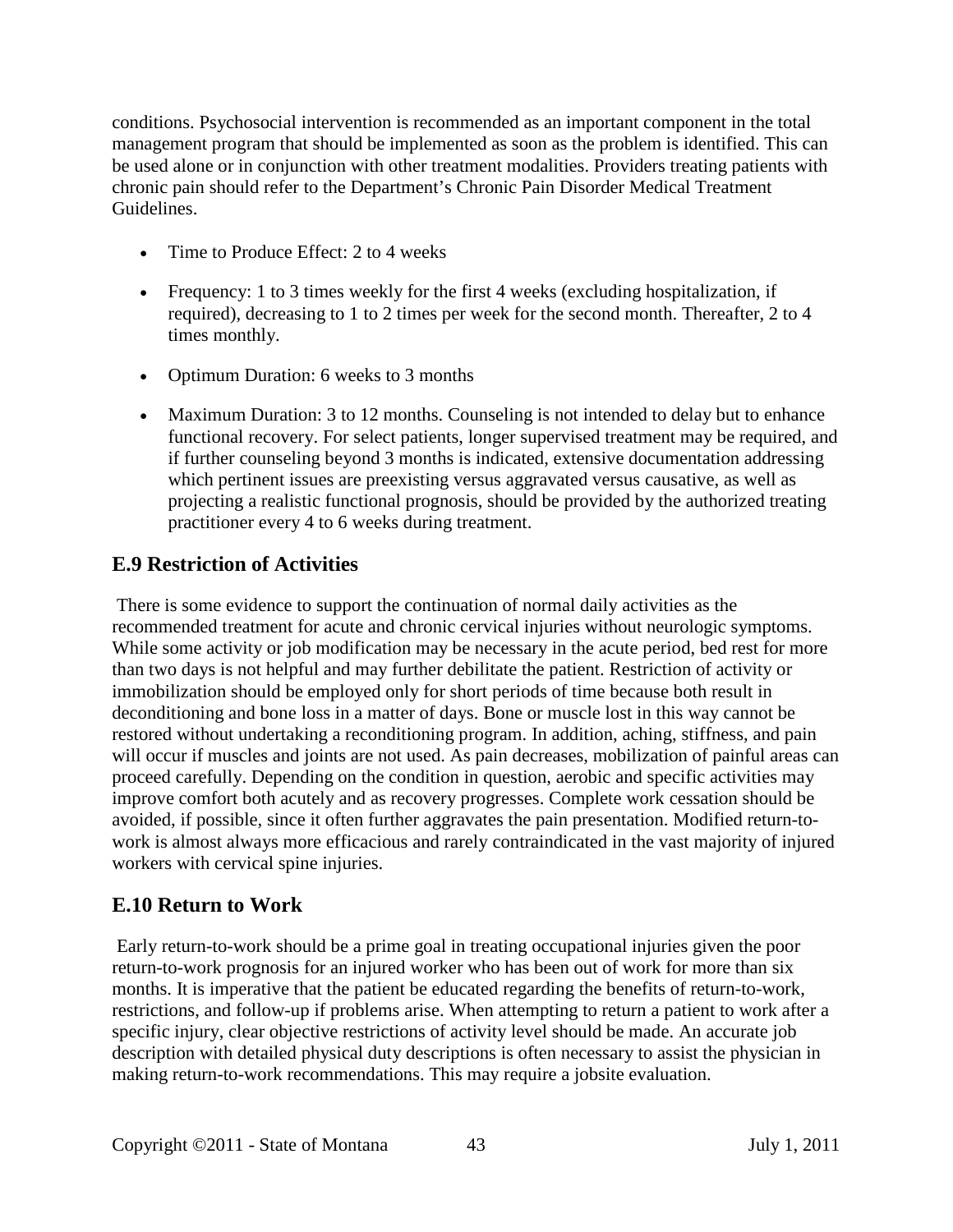conditions. Psychosocial intervention is recommended as an important component in the total management program that should be implemented as soon as the problem is identified. This can be used alone or in conjunction with other treatment modalities. Providers treating patients with chronic pain should refer to the Department's Chronic Pain Disorder Medical Treatment Guidelines.

- Time to Produce Effect: 2 to 4 weeks
- Frequency: 1 to 3 times weekly for the first 4 weeks (excluding hospitalization, if required), decreasing to 1 to 2 times per week for the second month. Thereafter, 2 to 4 times monthly.
- Optimum Duration: 6 weeks to 3 months
- Maximum Duration: 3 to 12 months. Counseling is not intended to delay but to enhance functional recovery. For select patients, longer supervised treatment may be required, and if further counseling beyond 3 months is indicated, extensive documentation addressing which pertinent issues are preexisting versus aggravated versus causative, as well as projecting a realistic functional prognosis, should be provided by the authorized treating practitioner every 4 to 6 weeks during treatment.

## E.9 Restriction of Activities

There is some evidence to support the continuation of normal daily activities as the recommended treatment for acute and chronic cervical injuries without neurologic symptoms. While some activity or job modification may be necessary in the acute period, bed rest for more than two days is not helpful and may further debilitate the patient. Restriction of activity or immobilization should be employed only for short periods of time because both result in deconditioning and bone loss in a matter of days. Bone or muscle lost in this way cannot be restored without undertaking a reconditioning program. In addition, aching, stiffness, and pain will occur if muscles and joints are not used. As pain decreases, mobilization of painful areas can proceed carefully. Depending on the condition in question, aerobic and specific activities may improve comfort both acutely and as recovery progresses. Complete work cessation should be avoided, if possible, since it often further aggravates the pain presentation. Modified return-to-work is almost always more efficacious and rarely contraindicated in the vast majority of injured workers with cervical spine injuries.

## E.10 Return to Work

Early return-to-work should be a prime goal in treating occupational injuries given the poor return-to-work prognosis for an injured worker who has been out of work for more than six months. It is imperative that the patient be educated regarding the benefits of return-to-work, restrictions, and follow-up if problems arise. When attempting to return a patient to work after a specific injury, clear objective restrictions of activity level should be made. An accurate job description with detailed physical duty descriptions is often necessary to assist the physician in making return-to-work recommendations. This may require a jobsite evaluation.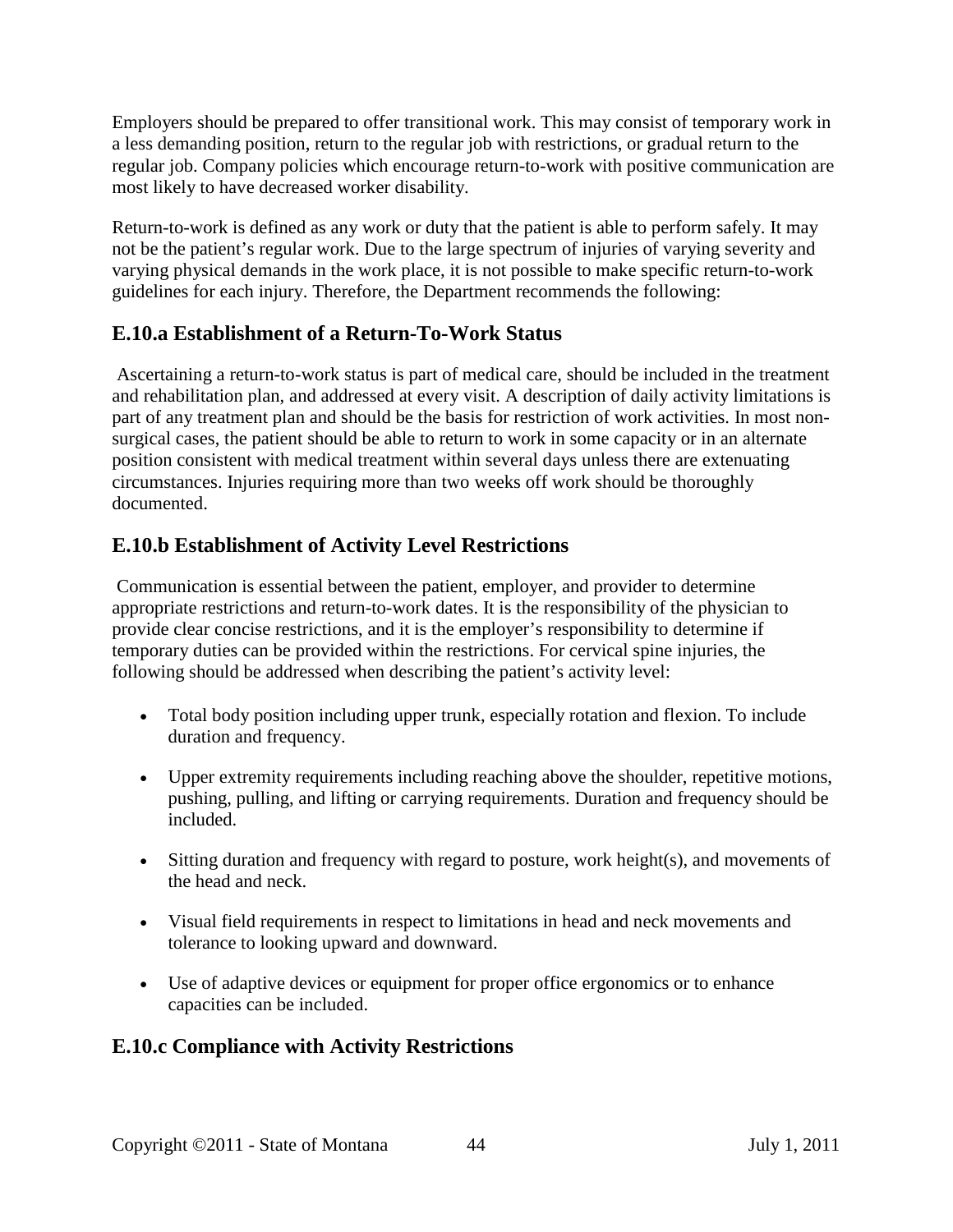Employers should be prepared to offer transitional work. This may consist of temporary work in a less demanding position, return to the regular job with restrictions, or gradual return to the regular job. Company policies which encourage return-to-work with positive communication are most likely to have decreased worker disability.

Return-to-work is defined as any work or duty that the patient is able to perform safely. It may not be the patient's regular work. Due to the large spectrum of injuries of varying severity and varying physical demands in the work place, it is not possible to make specific return-to-work guidelines for each injury. Therefore, the Department recommends the following:

## E.10.a Establishment of a Return-To-Work Status

Ascertaining a return-to-work status is part of medical care, should be included in the treatment and rehabilitation plan, and addressed at every visit. A description of daily activity limitations is part of any treatment plan and should be the basis for restriction of work activities. In most non-surgical cases, the patient should be able to return to work in some capacity or in an alternate position consistent with medical treatment within several days unless there are extenuating circumstances. Injuries requiring more than two weeks off work should be thoroughly documented.

## E.10.b Establishment of Activity Level Restrictions

Communication is essential between the patient, employer, and provider to determine appropriate restrictions and return-to-work dates. It is the responsibility of the physician to provide clear concise restrictions, and it is the employer's responsibility to determine if temporary duties can be provided within the restrictions. For cervical spine injuries, the following should be addressed when describing the patient's activity level:

- Total body position including upper trunk, especially rotation and flexion. To include duration and frequency.
- Upper extremity requirements including reaching above the shoulder, repetitive motions, pushing, pulling, and lifting or carrying requirements. Duration and frequency should be included.
- Sitting duration and frequency with regard to posture, work height(s), and movements of the head and neck.
- Visual field requirements in respect to limitations in head and neck movements and tolerance to looking upward and downward.
- Use of adaptive devices or equipment for proper office ergonomics or to enhance capacities can be included.

## E.10.c Compliance with Activity Restrictions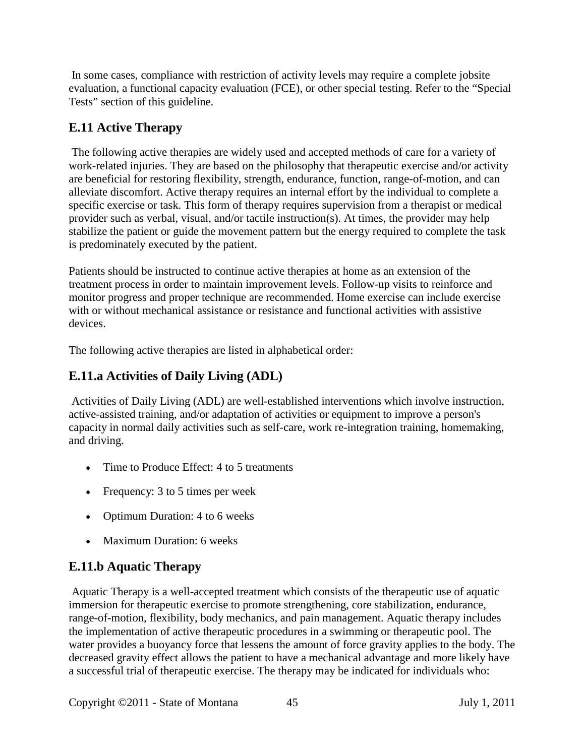In some cases, compliance with restriction of activity levels may require a complete jobsite evaluation, a functional capacity evaluation (FCE), or other special testing. Refer to the "Special Tests" section of this guideline.

## E.11 Active Therapy

The following active therapies are widely used and accepted methods of care for a variety of work-related injuries. They are based on the philosophy that therapeutic exercise and/or activity are beneficial for restoring flexibility, strength, endurance, function, range-of-motion, and can alleviate discomfort. Active therapy requires an internal effort by the individual to complete a specific exercise or task. This form of therapy requires supervision from a therapist or medical provider such as verbal, visual, and/or tactile instruction(s). At times, the provider may help stabilize the patient or guide the movement pattern but the energy required to complete the task is predominately executed by the patient.

Patients should be instructed to continue active therapies at home as an extension of the treatment process in order to maintain improvement levels. Follow-up visits to reinforce and monitor progress and proper technique are recommended. Home exercise can include exercise with or without mechanical assistance or resistance and functional activities with assistive devices.

The following active therapies are listed in alphabetical order:

## E.11.a Activities of Daily Living (ADL)

Activities of Daily Living (ADL) are well-established interventions which involve instruction, active-assisted training, and/or adaptation of activities or equipment to improve a person's capacity in normal daily activities such as self-care, work re-integration training, homemaking, and driving.

- Time to Produce Effect: 4 to 5 treatments
- Frequency: 3 to 5 times per week
- Optimum Duration: 4 to 6 weeks
- Maximum Duration: 6 weeks

## E.11.b Aquatic Therapy

Aquatic Therapy is a well-accepted treatment which consists of the therapeutic use of aquatic immersion for therapeutic exercise to promote strengthening, core stabilization, endurance, range-of-motion, flexibility, body mechanics, and pain management. Aquatic therapy includes the implementation of active therapeutic procedures in a swimming or therapeutic pool. The water provides a buoyancy force that lessens the amount of force gravity applies to the body. The decreased gravity effect allows the patient to have a mechanical advantage and more likely have a successful trial of therapeutic exercise. The therapy may be indicated for individuals who: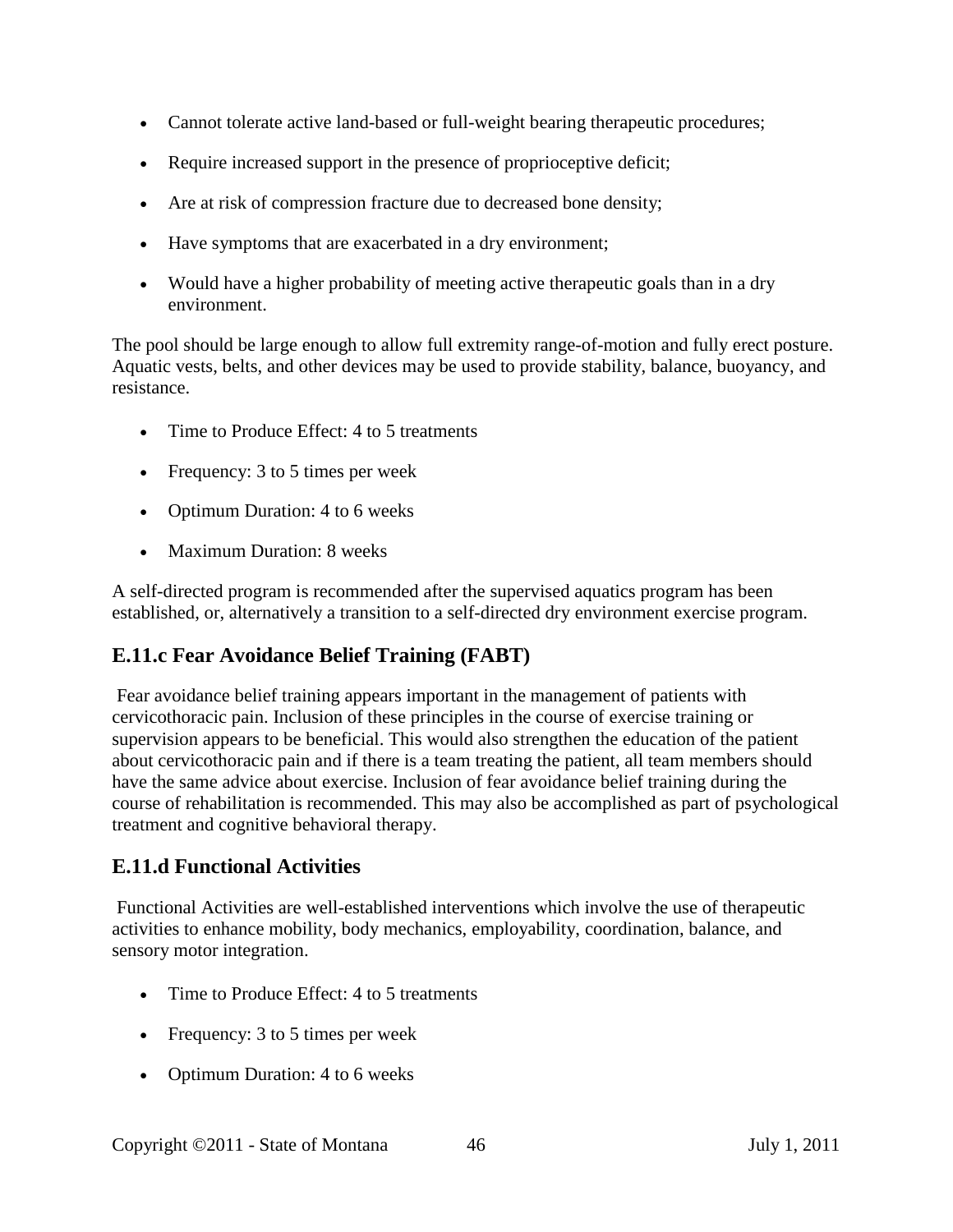- Cannot tolerate active land-based or full-weight bearing therapeutic procedures;
- Require increased support in the presence of proprioceptive deficit;
- Are at risk of compression fracture due to decreased bone density;
- Have symptoms that are exacerbated in a dry environment;
- Would have a higher probability of meeting active therapeutic goals than in a dry environment.

The pool should be large enough to allow full extremity range-of-motion and fully erect posture. Aquatic vests, belts, and other devices may be used to provide stability, balance, buoyancy, and resistance.

- Time to Produce Effect: 4 to 5 treatments
- Frequency: 3 to 5 times per week
- Optimum Duration: 4 to 6 weeks
- Maximum Duration: 8 weeks

A self-directed program is recommended after the supervised aquatics program has been established, or, alternatively a transition to a self-directed dry environment exercise program.

## E.11.c Fear Avoidance Belief Training (FABT)

Fear avoidance belief training appears important in the management of patients with cervicothoracic pain. Inclusion of these principles in the course of exercise training or supervision appears to be beneficial. This would also strengthen the education of the patient about cervicothoracic pain and if there is a team treating the patient, all team members should have the same advice about exercise. Inclusion of fear avoidance belief training during the course of rehabilitation is recommended. This may also be accomplished as part of psychological treatment and cognitive behavioral therapy.

## E.11.d Functional Activities

Functional Activities are well-established interventions which involve the use of therapeutic activities to enhance mobility, body mechanics, employability, coordination, balance, and sensory motor integration.

- Time to Produce Effect: 4 to 5 treatments
- Frequency: 3 to 5 times per week
- Optimum Duration: 4 to 6 weeks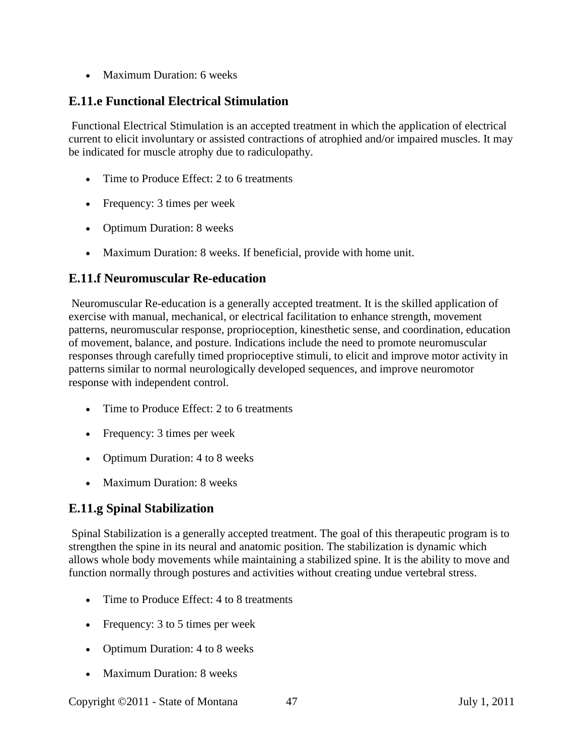- Maximum Duration: 6 weeks

### E.11.e Functional Electrical Stimulation

Functional Electrical Stimulation is an accepted treatment in which the application of electrical current to elicit involuntary or assisted contractions of atrophied and/or impaired muscles. It may be indicated for muscle atrophy due to radiculopathy.

- Time to Produce Effect: 2 to 6 treatments
- Frequency: 3 times per week
- Optimum Duration: 8 weeks
- Maximum Duration: 8 weeks. If beneficial, provide with home unit.

### E.11.f Neuromuscular Re-education

Neuromuscular Re-education is a generally accepted treatment. It is the skilled application of exercise with manual, mechanical, or electrical facilitation to enhance strength, movement patterns, neuromuscular response, proprioception, kinesthetic sense, and coordination, education of movement, balance, and posture. Indications include the need to promote neuromuscular responses through carefully timed proprioceptive stimuli, to elicit and improve motor activity in patterns similar to normal neurologically developed sequences, and improve neuromotor response with independent control.

- Time to Produce Effect: 2 to 6 treatments
- Frequency: 3 times per week
- Optimum Duration: 4 to 8 weeks
- Maximum Duration: 8 weeks

### E.11.g Spinal Stabilization

Spinal Stabilization is a generally accepted treatment. The goal of this therapeutic program is to strengthen the spine in its neural and anatomic position. The stabilization is dynamic which allows whole body movements while maintaining a stabilized spine. It is the ability to move and function normally through postures and activities without creating undue vertebral stress.

- Time to Produce Effect: 4 to 8 treatments
- Frequency: 3 to 5 times per week
- Optimum Duration: 4 to 8 weeks
- Maximum Duration: 8 weeks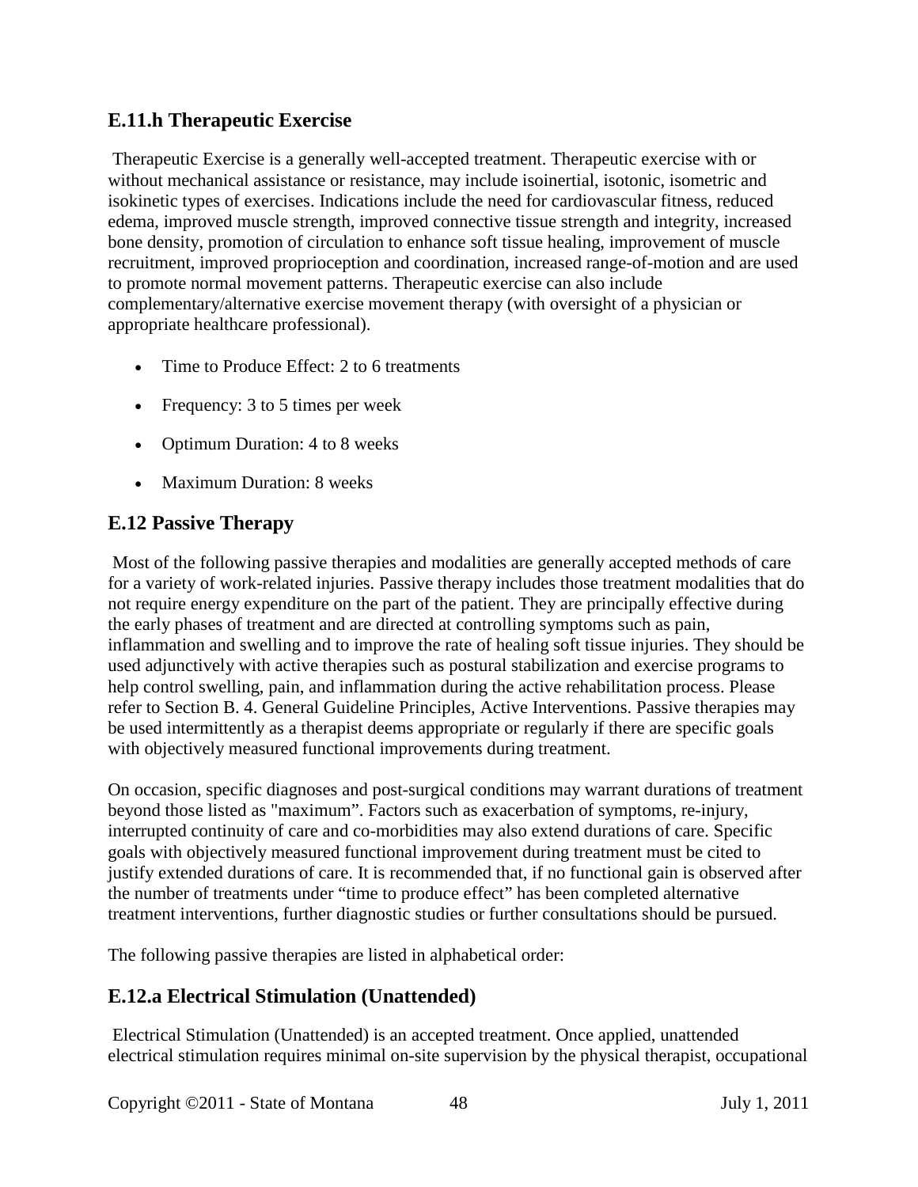## E.11.h Therapeutic Exercise

Therapeutic Exercise is a generally well-accepted treatment. Therapeutic exercise with or without mechanical assistance or resistance, may include isoinertial, isotonic, isometric and isokinetic types of exercises. Indications include the need for cardiovascular fitness, reduced edema, improved muscle strength, improved connective tissue strength and integrity, increased bone density, promotion of circulation to enhance soft tissue healing, improvement of muscle recruitment, improved proprioception and coordination, increased range-of-motion and are used to promote normal movement patterns. Therapeutic exercise can also include complementary/alternative exercise movement therapy (with oversight of a physician or appropriate healthcare professional).

- Time to Produce Effect: 2 to 6 treatments
- Frequency: 3 to 5 times per week
- Optimum Duration: 4 to 8 weeks
- Maximum Duration: 8 weeks

## E.12 Passive Therapy

Most of the following passive therapies and modalities are generally accepted methods of care for a variety of work-related injuries. Passive therapy includes those treatment modalities that do not require energy expenditure on the part of the patient. They are principally effective during the early phases of treatment and are directed at controlling symptoms such as pain, inflammation and swelling and to improve the rate of healing soft tissue injuries. They should be used adjunctively with active therapies such as postural stabilization and exercise programs to help control swelling, pain, and inflammation during the active rehabilitation process. Please refer to Section B. 4. General Guideline Principles, Active Interventions. Passive therapies may be used intermittently as a therapist deems appropriate or regularly if there are specific goals with objectively measured functional improvements during treatment.

On occasion, specific diagnoses and post-surgical conditions may warrant durations of treatment beyond those listed as "maximum". Factors such as exacerbation of symptoms, re-injury, interrupted continuity of care and co-morbidities may also extend durations of care. Specific goals with objectively measured functional improvement during treatment must be cited to justify extended durations of care. It is recommended that, if no functional gain is observed after the number of treatments under "time to produce effect" has been completed alternative treatment interventions, further diagnostic studies or further consultations should be pursued.

The following passive therapies are listed in alphabetical order:

## E.12.a Electrical Stimulation (Unattended)

Electrical Stimulation (Unattended) is an accepted treatment. Once applied, unattended electrical stimulation requires minimal on-site supervision by the physical therapist, occupational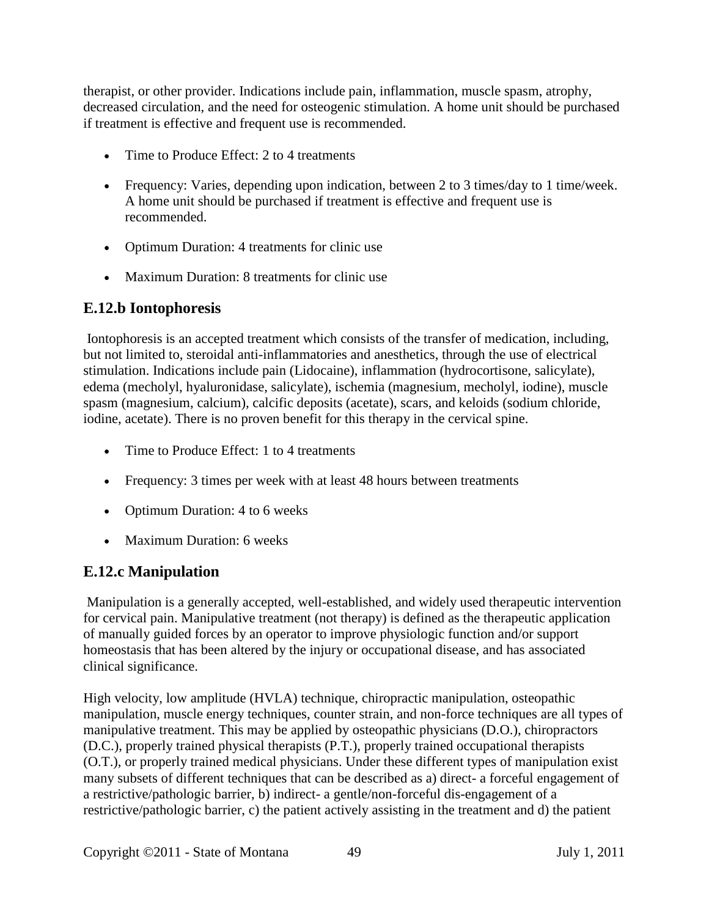therapist, or other provider. Indications include pain, inflammation, muscle spasm, atrophy, decreased circulation, and the need for osteogenic stimulation. A home unit should be purchased if treatment is effective and frequent use is recommended.

- Time to Produce Effect: 2 to 4 treatments
- Frequency: Varies, depending upon indication, between 2 to 3 times/day to 1 time/week. A home unit should be purchased if treatment is effective and frequent use is recommended.
- Optimum Duration: 4 treatments for clinic use
- Maximum Duration: 8 treatments for clinic use

## E.12.b Iontophoresis

Iontophoresis is an accepted treatment which consists of the transfer of medication, including, but not limited to, steroidal anti-inflammatories and anesthetics, through the use of electrical stimulation. Indications include pain (Lidocaine), inflammation (hydrocortisone, salicylate), edema (mecholyl, hyaluronidase, salicylate), ischemia (magnesium, mecholyl, iodine), muscle spasm (magnesium, calcium), calcific deposits (acetate), scars, and keloids (sodium chloride, iodine, acetate). There is no proven benefit for this therapy in the cervical spine.

- Time to Produce Effect: 1 to 4 treatments
- Frequency: 3 times per week with at least 48 hours between treatments
- Optimum Duration: 4 to 6 weeks
- Maximum Duration: 6 weeks

## E.12.c Manipulation

Manipulation is a generally accepted, well-established, and widely used therapeutic intervention for cervical pain. Manipulative treatment (not therapy) is defined as the therapeutic application of manually guided forces by an operator to improve physiologic function and/or support homeostasis that has been altered by the injury or occupational disease, and has associated clinical significance.

High velocity, low amplitude (HVLA) technique, chiropractic manipulation, osteopathic manipulation, muscle energy techniques, counter strain, and non-force techniques are all types of manipulative treatment. This may be applied by osteopathic physicians (D.O.), chiropractors (D.C.), properly trained physical therapists (P.T.), properly trained occupational therapists (O.T.), or properly trained medical physicians. Under these different types of manipulation exist many subsets of different techniques that can be described as a) direct- a forceful engagement of a restrictive/pathologic barrier, b) indirect- a gentle/non-forceful dis-engagement of a restrictive/pathologic barrier, c) the patient actively assisting in the treatment and d) the patient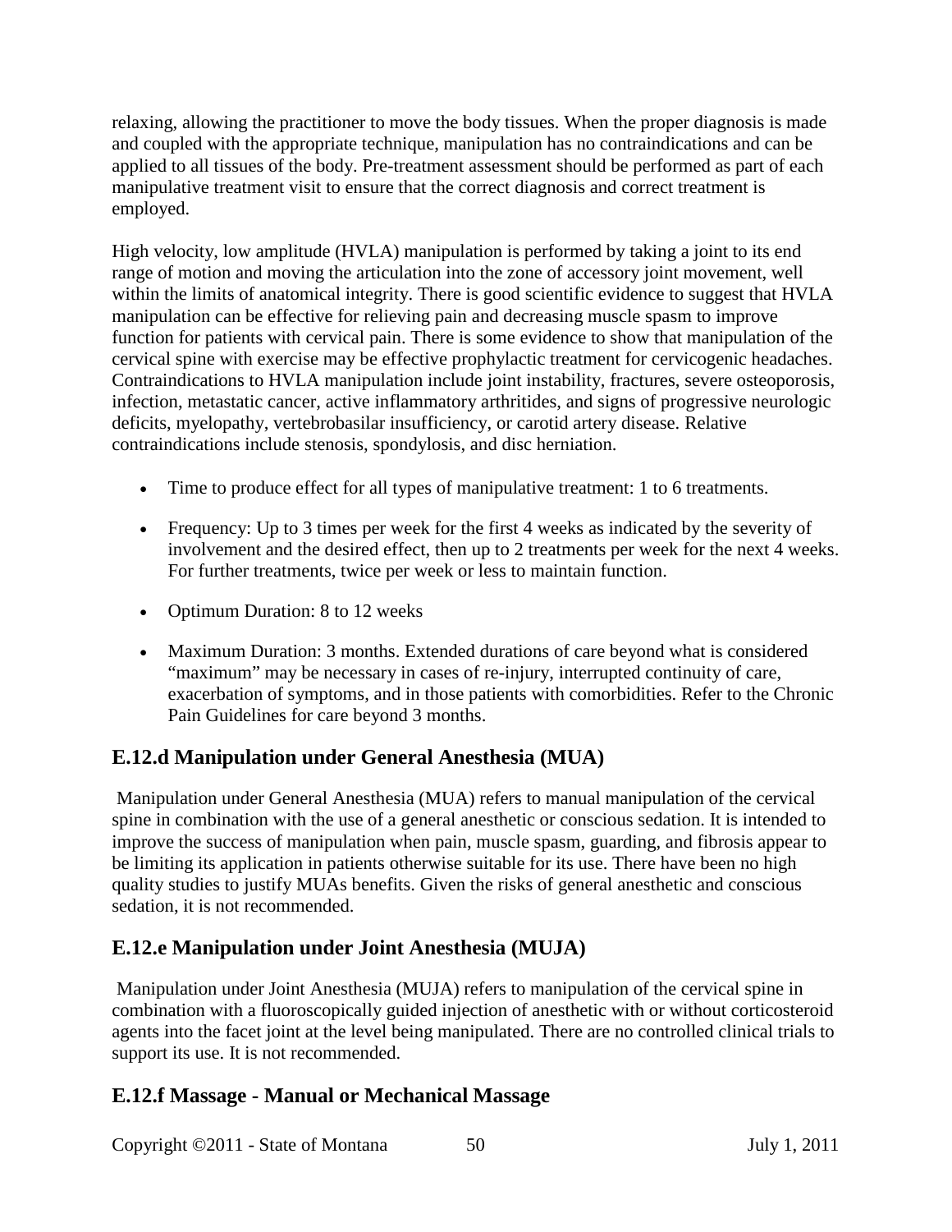relaxing, allowing the practitioner to move the body tissues. When the proper diagnosis is made and coupled with the appropriate technique, manipulation has no contraindications and can be applied to all tissues of the body. Pre-treatment assessment should be performed as part of each manipulative treatment visit to ensure that the correct diagnosis and correct treatment is employed.

High velocity, low amplitude (HVLA) manipulation is performed by taking a joint to its end range of motion and moving the articulation into the zone of accessory joint movement, well within the limits of anatomical integrity. There is good scientific evidence to suggest that HVLA manipulation can be effective for relieving pain and decreasing muscle spasm to improve function for patients with cervical pain. There is some evidence to show that manipulation of the cervical spine with exercise may be effective prophylactic treatment for cervicogenic headaches. Contraindications to HVLA manipulation include joint instability, fractures, severe osteoporosis, infection, metastatic cancer, active inflammatory arthritides, and signs of progressive neurologic deficits, myelopathy, vertebrobasilar insufficiency, or carotid artery disease. Relative contraindications include stenosis, spondylosis, and disc herniation.

- Time to produce effect for all types of manipulative treatment: 1 to 6 treatments.
- Frequency: Up to 3 times per week for the first 4 weeks as indicated by the severity of involvement and the desired effect, then up to 2 treatments per week for the next 4 weeks. For further treatments, twice per week or less to maintain function.
- Optimum Duration: 8 to 12 weeks
- Maximum Duration: 3 months. Extended durations of care beyond what is considered "maximum" may be necessary in cases of re-injury, interrupted continuity of care, exacerbation of symptoms, and in those patients with comorbidities. Refer to the Chronic Pain Guidelines for care beyond 3 months.

## E.12.d Manipulation under General Anesthesia (MUA)

Manipulation under General Anesthesia (MUA) refers to manual manipulation of the cervical spine in combination with the use of a general anesthetic or conscious sedation. It is intended to improve the success of manipulation when pain, muscle spasm, guarding, and fibrosis appear to be limiting its application in patients otherwise suitable for its use. There have been no high quality studies to justify MUAs benefits. Given the risks of general anesthetic and conscious sedation, it is not recommended.

## E.12.e Manipulation under Joint Anesthesia (MUJA)

Manipulation under Joint Anesthesia (MUJA) refers to manipulation of the cervical spine in combination with a fluoroscopically guided injection of anesthetic with or without corticosteroid agents into the facet joint at the level being manipulated. There are no controlled clinical trials to support its use. It is not recommended.

## E.12.f Massage - Manual or Mechanical Massage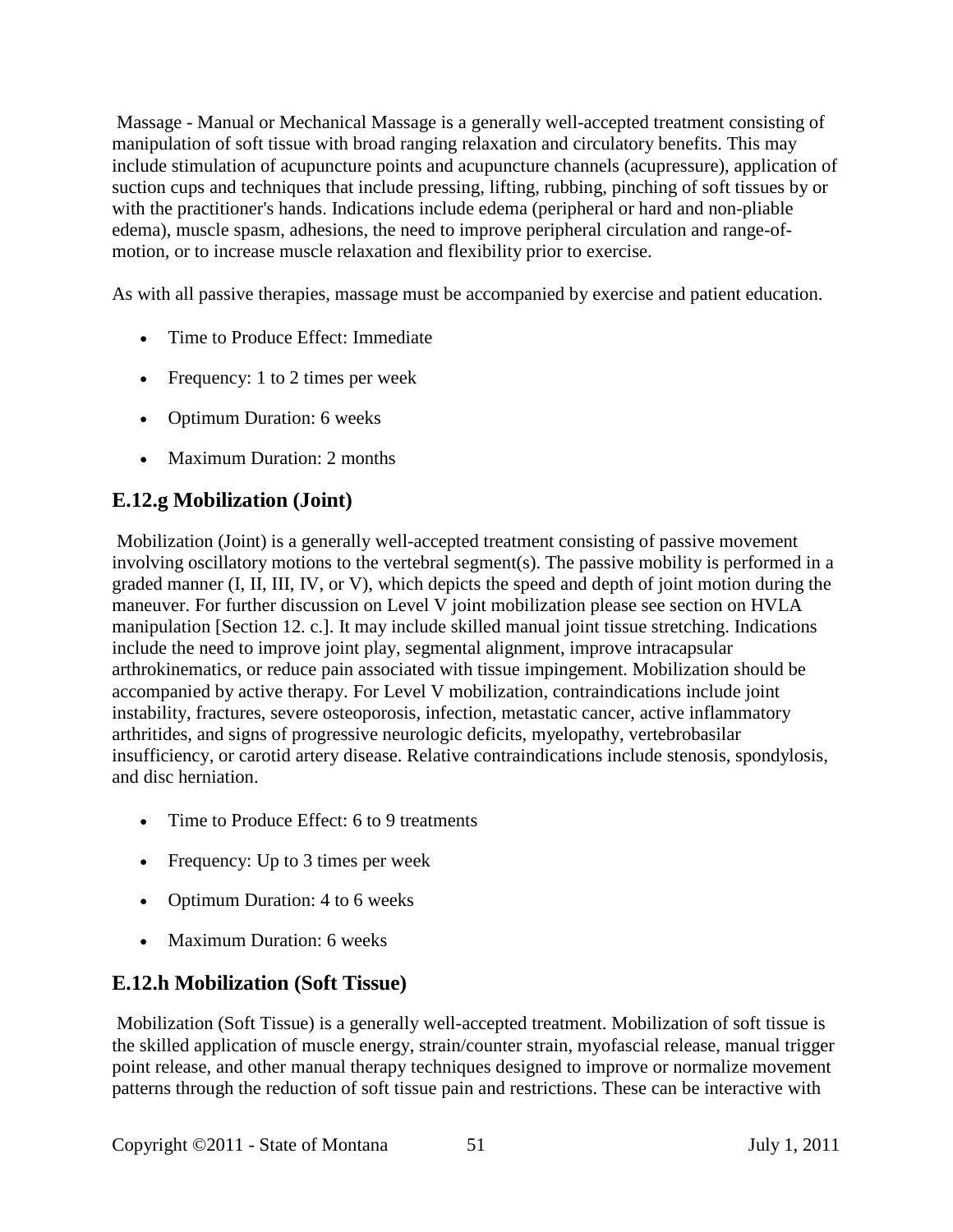Massage - Manual or Mechanical Massage is a generally well-accepted treatment consisting of manipulation of soft tissue with broad ranging relaxation and circulatory benefits. This may include stimulation of acupuncture points and acupuncture channels (acupressure), application of suction cups and techniques that include pressing, lifting, rubbing, pinching of soft tissues by or with the practitioner's hands. Indications include edema (peripheral or hard and non-pliable edema), muscle spasm, adhesions, the need to improve peripheral circulation and range-of-motion, or to increase muscle relaxation and flexibility prior to exercise.

As with all passive therapies, massage must be accompanied by exercise and patient education.

- Time to Produce Effect: Immediate
- Frequency: 1 to 2 times per week
- Optimum Duration: 6 weeks
- Maximum Duration: 2 months

## E.12.g Mobilization (Joint)

Mobilization (Joint) is a generally well-accepted treatment consisting of passive movement involving oscillatory motions to the vertebral segment(s). The passive mobility is performed in a graded manner (I, II, III, IV, or V), which depicts the speed and depth of joint motion during the maneuver. For further discussion on Level V joint mobilization please see section on HVLA manipulation [Section 12. c.]. It may include skilled manual joint tissue stretching. Indications include the need to improve joint play, segmental alignment, improve intracapsular arthrokinematics, or reduce pain associated with tissue impingement. Mobilization should be accompanied by active therapy. For Level V mobilization, contraindications include joint instability, fractures, severe osteoporosis, infection, metastatic cancer, active inflammatory arthritides, and signs of progressive neurologic deficits, myelopathy, vertebrobasilar insufficiency, or carotid artery disease. Relative contraindications include stenosis, spondylosis, and disc herniation.

- Time to Produce Effect: 6 to 9 treatments
- Frequency: Up to 3 times per week
- Optimum Duration: 4 to 6 weeks
- Maximum Duration: 6 weeks

## E.12.h Mobilization (Soft Tissue)

Mobilization (Soft Tissue) is a generally well-accepted treatment. Mobilization of soft tissue is the skilled application of muscle energy, strain/counter strain, myofascial release, manual trigger point release, and other manual therapy techniques designed to improve or normalize movement patterns through the reduction of soft tissue pain and restrictions. These can be interactive with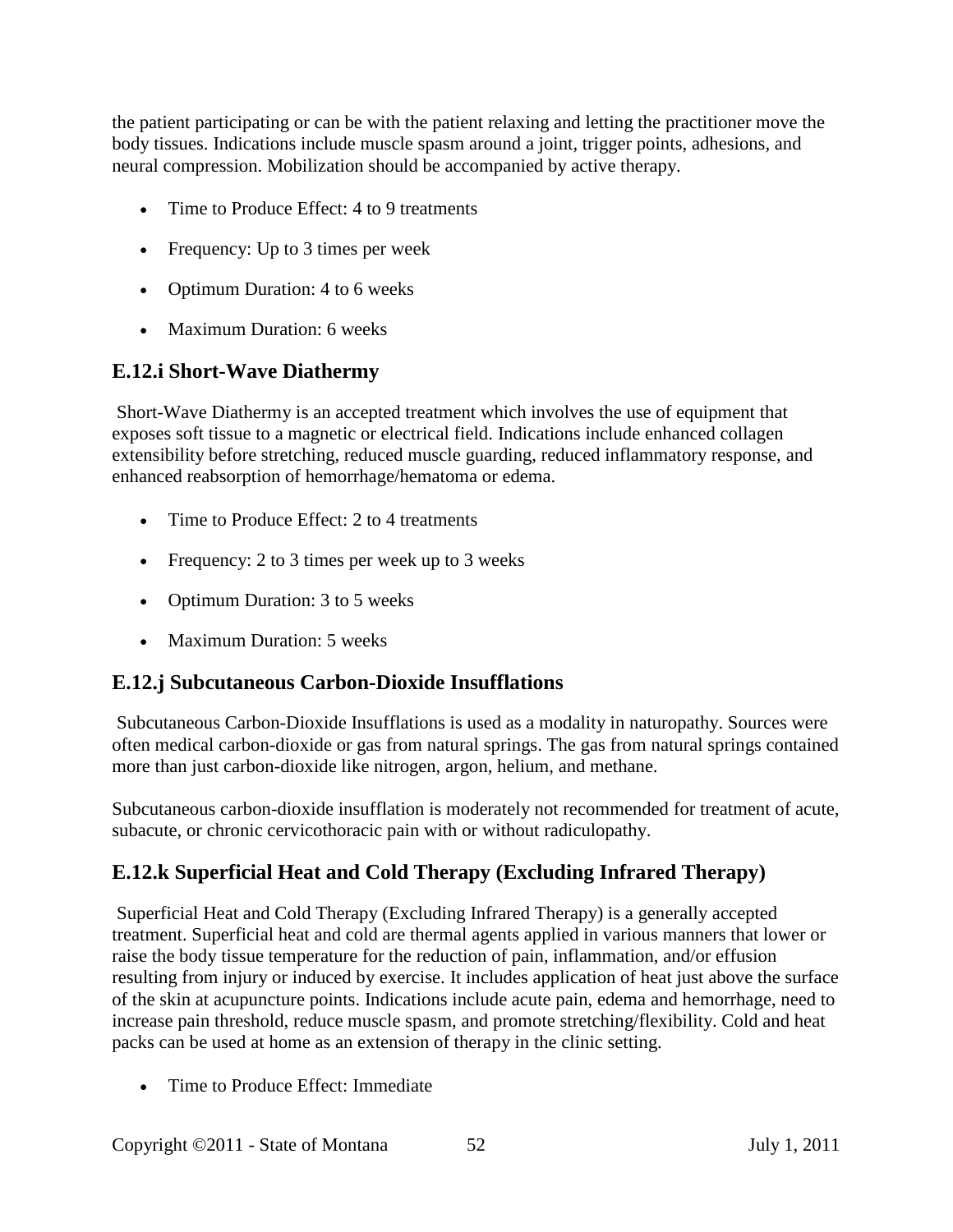the patient participating or can be with the patient relaxing and letting the practitioner move the body tissues. Indications include muscle spasm around a joint, trigger points, adhesions, and neural compression. Mobilization should be accompanied by active therapy.

- Time to Produce Effect: 4 to 9 treatments
- Frequency: Up to 3 times per week
- Optimum Duration: 4 to 6 weeks
- Maximum Duration: 6 weeks

## E.12.i Short-Wave Diathermy

Short-Wave Diathermy is an accepted treatment which involves the use of equipment that exposes soft tissue to a magnetic or electrical field. Indications include enhanced collagen extensibility before stretching, reduced muscle guarding, reduced inflammatory response, and enhanced reabsorption of hemorrhage/hematoma or edema.

- Time to Produce Effect: 2 to 4 treatments
- Frequency: 2 to 3 times per week up to 3 weeks
- Optimum Duration: 3 to 5 weeks
- Maximum Duration: 5 weeks

## E.12.j Subcutaneous Carbon-Dioxide Insufflations

Subcutaneous Carbon-Dioxide Insufflations is used as a modality in naturopathy. Sources were often medical carbon-dioxide or gas from natural springs. The gas from natural springs contained more than just carbon-dioxide like nitrogen, argon, helium, and methane.

Subcutaneous carbon-dioxide insufflation is moderately not recommended for treatment of acute, subacute, or chronic cervicothoracic pain with or without radiculopathy.

## E.12.k Superficial Heat and Cold Therapy (Excluding Infrared Therapy)

Superficial Heat and Cold Therapy (Excluding Infrared Therapy) is a generally accepted treatment. Superficial heat and cold are thermal agents applied in various manners that lower or raise the body tissue temperature for the reduction of pain, inflammation, and/or effusion resulting from injury or induced by exercise. It includes application of heat just above the surface of the skin at acupuncture points. Indications include acute pain, edema and hemorrhage, need to increase pain threshold, reduce muscle spasm, and promote stretching/flexibility. Cold and heat packs can be used at home as an extension of therapy in the clinic setting.

- Time to Produce Effect: Immediate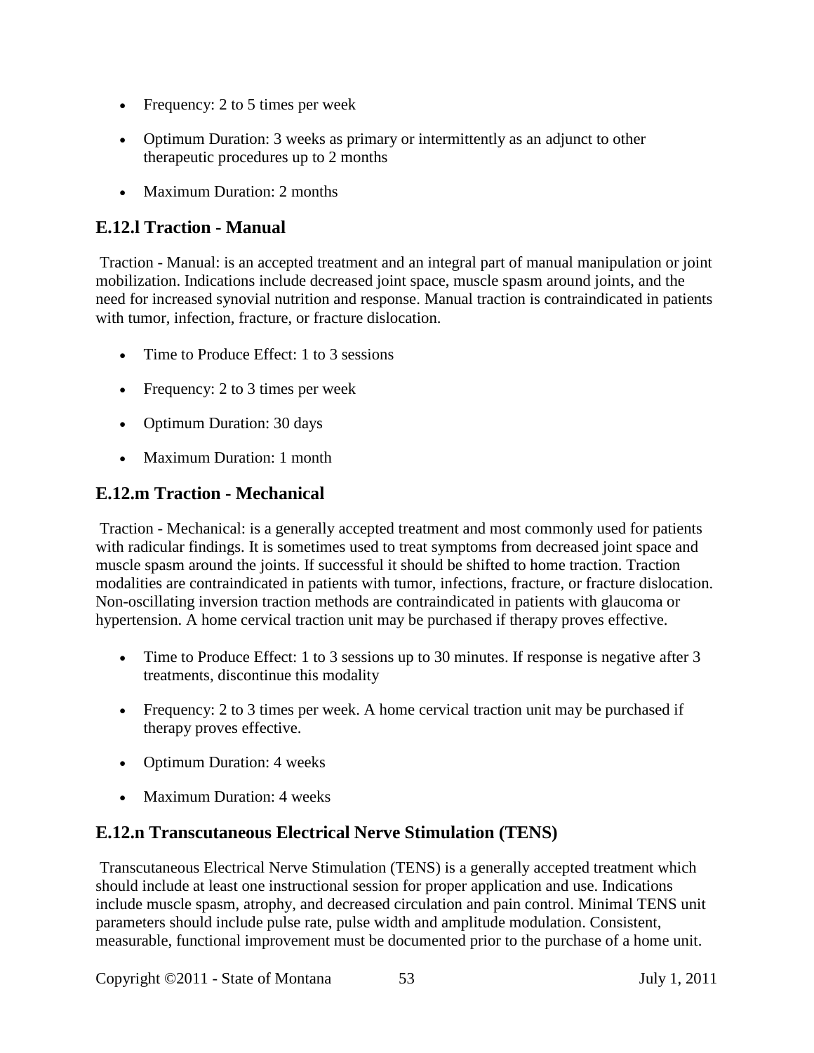- Frequency: 2 to 5 times per week
- Optimum Duration: 3 weeks as primary or intermittently as an adjunct to other therapeutic procedures up to 2 months
- Maximum Duration: 2 months

### E.12.l Traction - Manual

Traction - Manual: is an accepted treatment and an integral part of manual manipulation or joint mobilization. Indications include decreased joint space, muscle spasm around joints, and the need for increased synovial nutrition and response. Manual traction is contraindicated in patients with tumor, infection, fracture, or fracture dislocation.

- Time to Produce Effect: 1 to 3 sessions
- Frequency: 2 to 3 times per week
- Optimum Duration: 30 days
- Maximum Duration: 1 month

### E.12.m Traction - Mechanical

Traction - Mechanical: is a generally accepted treatment and most commonly used for patients with radicular findings. It is sometimes used to treat symptoms from decreased joint space and muscle spasm around the joints. If successful it should be shifted to home traction. Traction modalities are contraindicated in patients with tumor, infections, fracture, or fracture dislocation. Non-oscillating inversion traction methods are contraindicated in patients with glaucoma or hypertension. A home cervical traction unit may be purchased if therapy proves effective.

- Time to Produce Effect: 1 to 3 sessions up to 30 minutes. If response is negative after 3 treatments, discontinue this modality
- Frequency: 2 to 3 times per week. A home cervical traction unit may be purchased if therapy proves effective.
- Optimum Duration: 4 weeks
- Maximum Duration: 4 weeks

### E.12.n Transcutaneous Electrical Nerve Stimulation (TENS)

Transcutaneous Electrical Nerve Stimulation (TENS) is a generally accepted treatment which should include at least one instructional session for proper application and use. Indications include muscle spasm, atrophy, and decreased circulation and pain control. Minimal TENS unit parameters should include pulse rate, pulse width and amplitude modulation. Consistent, measurable, functional improvement must be documented prior to the purchase of a home unit.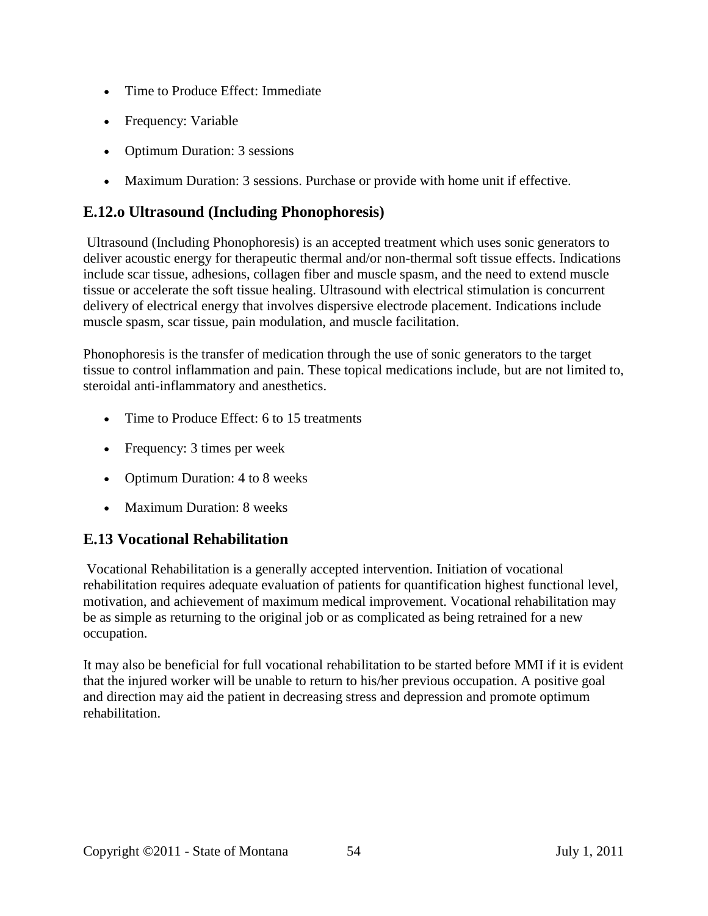- Time to Produce Effect: Immediate
- Frequency: Variable
- Optimum Duration: 3 sessions
- Maximum Duration: 3 sessions. Purchase or provide with home unit if effective.

## E.12.o Ultrasound (Including Phonophoresis)

Ultrasound (Including Phonophoresis) is an accepted treatment which uses sonic generators to deliver acoustic energy for therapeutic thermal and/or non-thermal soft tissue effects. Indications include scar tissue, adhesions, collagen fiber and muscle spasm, and the need to extend muscle tissue or accelerate the soft tissue healing. Ultrasound with electrical stimulation is concurrent delivery of electrical energy that involves dispersive electrode placement. Indications include muscle spasm, scar tissue, pain modulation, and muscle facilitation.

Phonophoresis is the transfer of medication through the use of sonic generators to the target tissue to control inflammation and pain. These topical medications include, but are not limited to, steroidal anti-inflammatory and anesthetics.

- Time to Produce Effect: 6 to 15 treatments
- Frequency: 3 times per week
- Optimum Duration: 4 to 8 weeks
- Maximum Duration: 8 weeks

## E.13 Vocational Rehabilitation

Vocational Rehabilitation is a generally accepted intervention. Initiation of vocational rehabilitation requires adequate evaluation of patients for quantification highest functional level, motivation, and achievement of maximum medical improvement. Vocational rehabilitation may be as simple as returning to the original job or as complicated as being retrained for a new occupation.

It may also be beneficial for full vocational rehabilitation to be started before MMI if it is evident that the injured worker will be unable to return to his/her previous occupation. A positive goal and direction may aid the patient in decreasing stress and depression and promote optimum rehabilitation.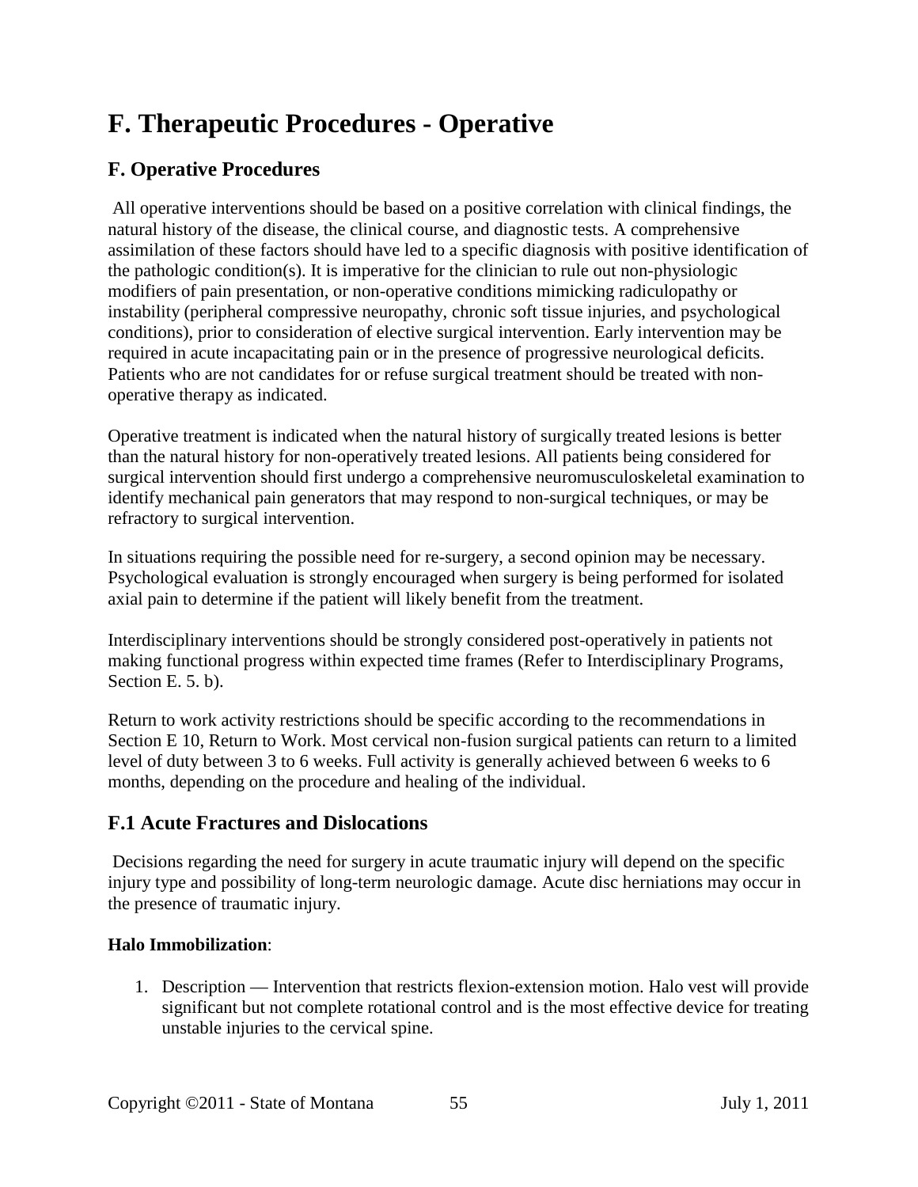# F. Therapeutic Procedures - Operative

## F. Operative Procedures

All operative interventions should be based on a positive correlation with clinical findings, the natural history of the disease, the clinical course, and diagnostic tests. A comprehensive assimilation of these factors should have led to a specific diagnosis with positive identification of the pathologic condition(s). It is imperative for the clinician to rule out non-physiologic modifiers of pain presentation, or non-operative conditions mimicking radiculopathy or instability (peripheral compressive neuropathy, chronic soft tissue injuries, and psychological conditions), prior to consideration of elective surgical intervention. Early intervention may be required in acute incapacitating pain or in the presence of progressive neurological deficits. Patients who are not candidates for or refuse surgical treatment should be treated with non-operative therapy as indicated.

Operative treatment is indicated when the natural history of surgically treated lesions is better than the natural history for non-operatively treated lesions. All patients being considered for surgical intervention should first undergo a comprehensive neuromusculoskeletal examination to identify mechanical pain generators that may respond to non-surgical techniques, or may be refractory to surgical intervention.

In situations requiring the possible need for re-surgery, a second opinion may be necessary. Psychological evaluation is strongly encouraged when surgery is being performed for isolated axial pain to determine if the patient will likely benefit from the treatment.

Interdisciplinary interventions should be strongly considered post-operatively in patients not making functional progress within expected time frames (Refer to Interdisciplinary Programs, Section E. 5. b).

Return to work activity restrictions should be specific according to the recommendations in Section E 10, Return to Work. Most cervical non-fusion surgical patients can return to a limited level of duty between 3 to 6 weeks. Full activity is generally achieved between 6 weeks to 6 months, depending on the procedure and healing of the individual.

## F.1 Acute Fractures and Dislocations

Decisions regarding the need for surgery in acute traumatic injury will depend on the specific injury type and possibility of long-term neurologic damage. Acute disc herniations may occur in the presence of traumatic injury.

**Halo Immobilization**:

1. Description — Intervention that restricts flexion-extension motion. Halo vest will provide significant but not complete rotational control and is the most effective device for treating unstable injuries to the cervical spine.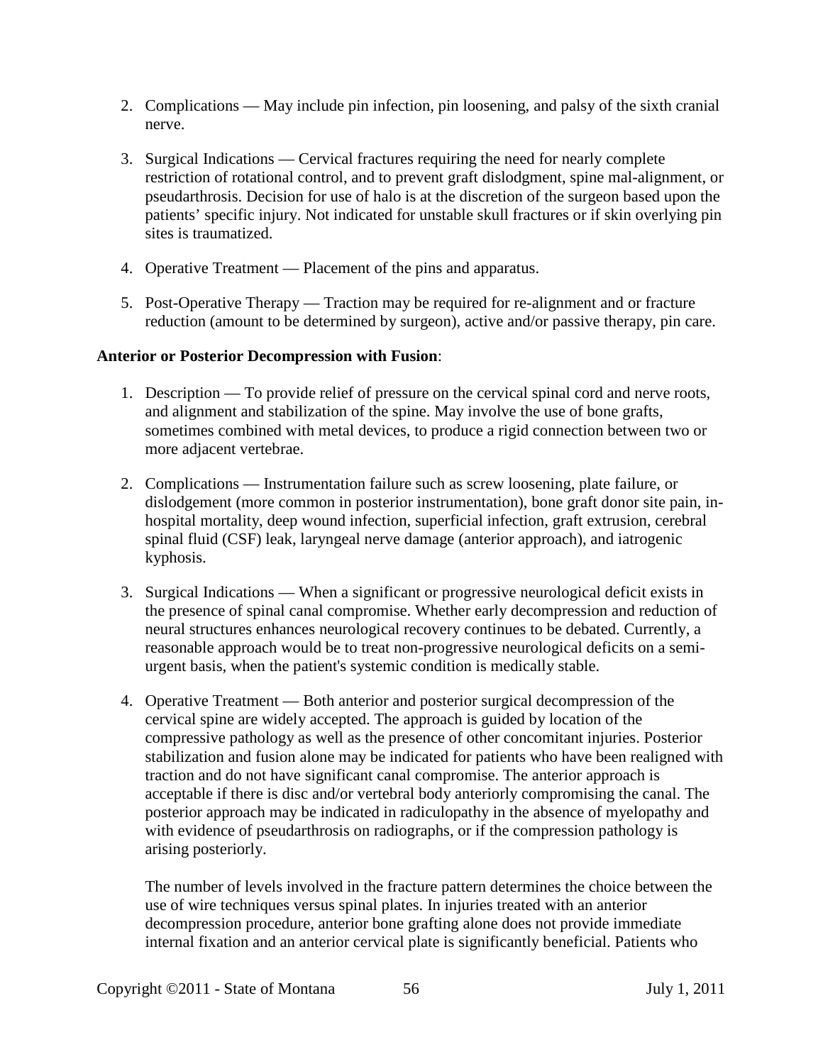2. Complications — May include pin infection, pin loosening, and palsy of the sixth cranial nerve.

3. Surgical Indications — Cervical fractures requiring the need for nearly complete restriction of rotational control, and to prevent graft dislodgment, spine mal-alignment, or pseudarthrosis. Decision for use of halo is at the discretion of the surgeon based upon the patients' specific injury. Not indicated for unstable skull fractures or if skin overlying pin sites is traumatized.

4. Operative Treatment — Placement of the pins and apparatus.

5. Post-Operative Therapy — Traction may be required for re-alignment and or fracture reduction (amount to be determined by surgeon), active and/or passive therapy, pin care.

**Anterior or Posterior Decompression with Fusion**:

1. Description — To provide relief of pressure on the cervical spinal cord and nerve roots, and alignment and stabilization of the spine. May involve the use of bone grafts, sometimes combined with metal devices, to produce a rigid connection between two or more adjacent vertebrae.

2. Complications — Instrumentation failure such as screw loosening, plate failure, or dislodgement (more common in posterior instrumentation), bone graft donor site pain, in-hospital mortality, deep wound infection, superficial infection, graft extrusion, cerebral spinal fluid (CSF) leak, laryngeal nerve damage (anterior approach), and iatrogenic kyphosis.

3. Surgical Indications — When a significant or progressive neurological deficit exists in the presence of spinal canal compromise. Whether early decompression and reduction of neural structures enhances neurological recovery continues to be debated. Currently, a reasonable approach would be to treat non-progressive neurological deficits on a semi-urgent basis, when the patient's systemic condition is medically stable.

4. Operative Treatment — Both anterior and posterior surgical decompression of the cervical spine are widely accepted. The approach is guided by location of the compressive pathology as well as the presence of other concomitant injuries. Posterior stabilization and fusion alone may be indicated for patients who have been realigned with traction and do not have significant canal compromise. The anterior approach is acceptable if there is disc and/or vertebral body anteriorly compromising the canal. The posterior approach may be indicated in radiculopathy in the absence of myelopathy and with evidence of pseudarthrosis on radiographs, or if the compression pathology is arising posteriorly.

   The number of levels involved in the fracture pattern determines the choice between the use of wire techniques versus spinal plates. In injuries treated with an anterior decompression procedure, anterior bone grafting alone does not provide immediate internal fixation and an anterior cervical plate is significantly beneficial. Patients who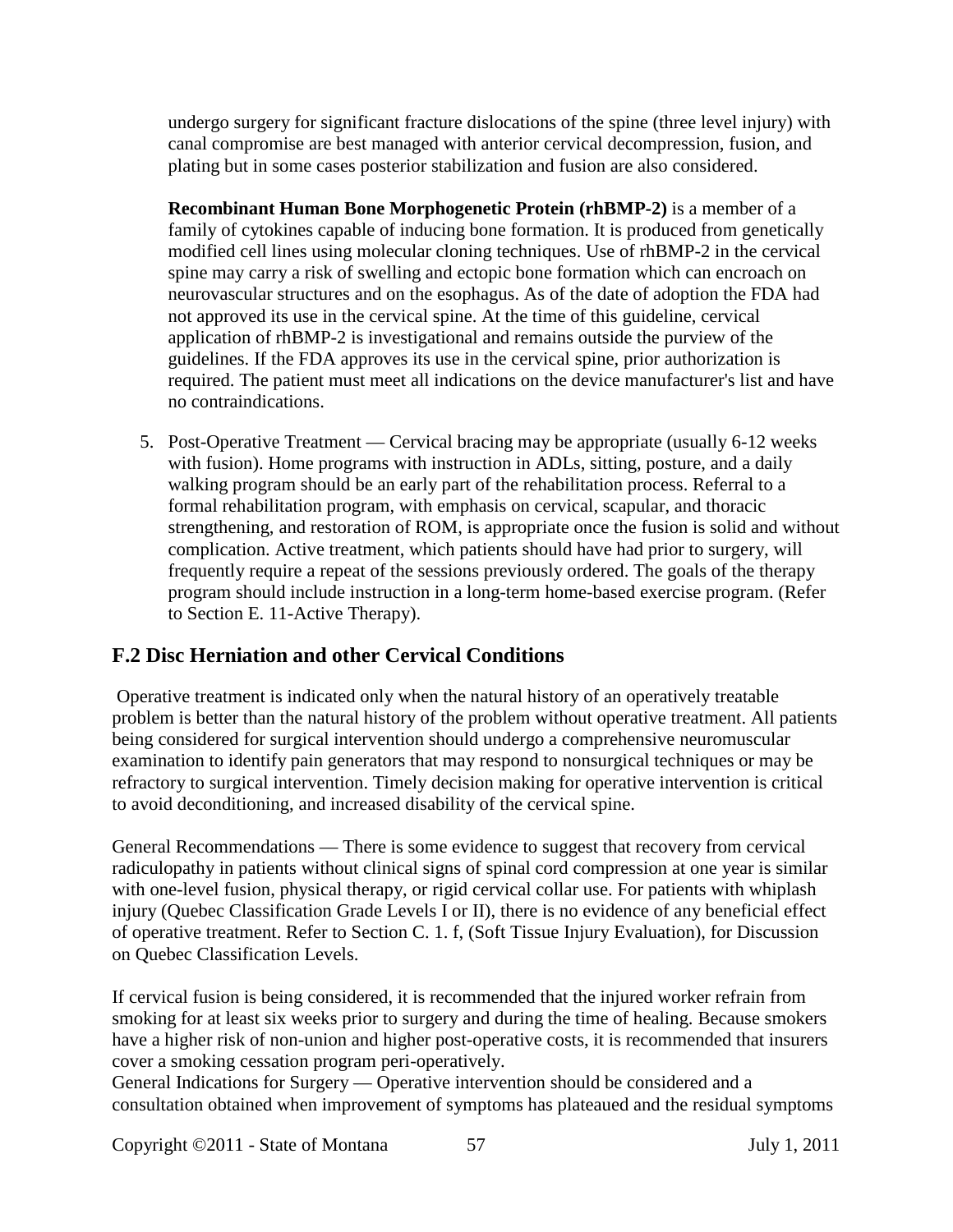undergo surgery for significant fracture dislocations of the spine (three level injury) with canal compromise are best managed with anterior cervical decompression, fusion, and plating but in some cases posterior stabilization and fusion are also considered.

**Recombinant Human Bone Morphogenetic Protein (rhBMP-2)** is a member of a family of cytokines capable of inducing bone formation. It is produced from genetically modified cell lines using molecular cloning techniques. Use of rhBMP-2 in the cervical spine may carry a risk of swelling and ectopic bone formation which can encroach on neurovascular structures and on the esophagus. As of the date of adoption the FDA had not approved its use in the cervical spine. At the time of this guideline, cervical application of rhBMP-2 is investigational and remains outside the purview of the guidelines. If the FDA approves its use in the cervical spine, prior authorization is required. The patient must meet all indications on the device manufacturer's list and have no contraindications.

5. Post-Operative Treatment — Cervical bracing may be appropriate (usually 6-12 weeks with fusion). Home programs with instruction in ADLs, sitting, posture, and a daily walking program should be an early part of the rehabilitation process. Referral to a formal rehabilitation program, with emphasis on cervical, scapular, and thoracic strengthening, and restoration of ROM, is appropriate once the fusion is solid and without complication. Active treatment, which patients should have had prior to surgery, will frequently require a repeat of the sessions previously ordered. The goals of the therapy program should include instruction in a long-term home-based exercise program. (Refer to Section E. 11-Active Therapy).

## F.2 Disc Herniation and other Cervical Conditions

Operative treatment is indicated only when the natural history of an operatively treatable problem is better than the natural history of the problem without operative treatment. All patients being considered for surgical intervention should undergo a comprehensive neuromuscular examination to identify pain generators that may respond to nonsurgical techniques or may be refractory to surgical intervention. Timely decision making for operative intervention is critical to avoid deconditioning, and increased disability of the cervical spine.

General Recommendations — There is some evidence to suggest that recovery from cervical radiculopathy in patients without clinical signs of spinal cord compression at one year is similar with one-level fusion, physical therapy, or rigid cervical collar use. For patients with whiplash injury (Quebec Classification Grade Levels I or II), there is no evidence of any beneficial effect of operative treatment. Refer to Section C. 1. f, (Soft Tissue Injury Evaluation), for Discussion on Quebec Classification Levels.

If cervical fusion is being considered, it is recommended that the injured worker refrain from smoking for at least six weeks prior to surgery and during the time of healing. Because smokers have a higher risk of non-union and higher post-operative costs, it is recommended that insurers cover a smoking cessation program peri-operatively.
General Indications for Surgery — Operative intervention should be considered and a consultation obtained when improvement of symptoms has plateaued and the residual symptoms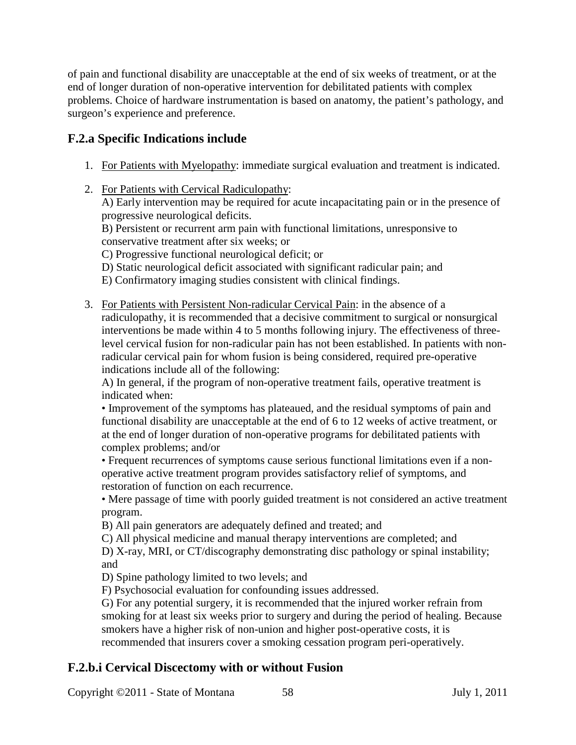of pain and functional disability are unacceptable at the end of six weeks of treatment, or at the end of longer duration of non-operative intervention for debilitated patients with complex problems. Choice of hardware instrumentation is based on anatomy, the patient's pathology, and surgeon's experience and preference.

## F.2.a Specific Indications include

1. For Patients with Myelopathy: immediate surgical evaluation and treatment is indicated.

2. For Patients with Cervical Radiculopathy:
   A) Early intervention may be required for acute incapacitating pain or in the presence of progressive neurological deficits.
   B) Persistent or recurrent arm pain with functional limitations, unresponsive to conservative treatment after six weeks; or
   C) Progressive functional neurological deficit; or
   D) Static neurological deficit associated with significant radicular pain; and
   E) Confirmatory imaging studies consistent with clinical findings.

3. For Patients with Persistent Non-radicular Cervical Pain: in the absence of a radiculopathy, it is recommended that a decisive commitment to surgical or nonsurgical interventions be made within 4 to 5 months following injury. The effectiveness of three-level cervical fusion for non-radicular pain has not been established. In patients with non-radicular cervical pain for whom fusion is being considered, required pre-operative indications include all of the following:
   A) In general, if the program of non-operative treatment fails, operative treatment is indicated when:
   • Improvement of the symptoms has plateaued, and the residual symptoms of pain and functional disability are unacceptable at the end of 6 to 12 weeks of active treatment, or at the end of longer duration of non-operative programs for debilitated patients with complex problems; and/or
   • Frequent recurrences of symptoms cause serious functional limitations even if a non-operative active treatment program provides satisfactory relief of symptoms, and restoration of function on each recurrence.
   • Mere passage of time with poorly guided treatment is not considered an active treatment program.
   B) All pain generators are adequately defined and treated; and
   C) All physical medicine and manual therapy interventions are completed; and
   D) X-ray, MRI, or CT/discography demonstrating disc pathology or spinal instability; and
   D) Spine pathology limited to two levels; and
   F) Psychosocial evaluation for confounding issues addressed.
   G) For any potential surgery, it is recommended that the injured worker refrain from smoking for at least six weeks prior to surgery and during the period of healing. Because smokers have a higher risk of non-union and higher post-operative costs, it is recommended that insurers cover a smoking cessation program peri-operatively.

## F.2.b.i Cervical Discectomy with or without Fusion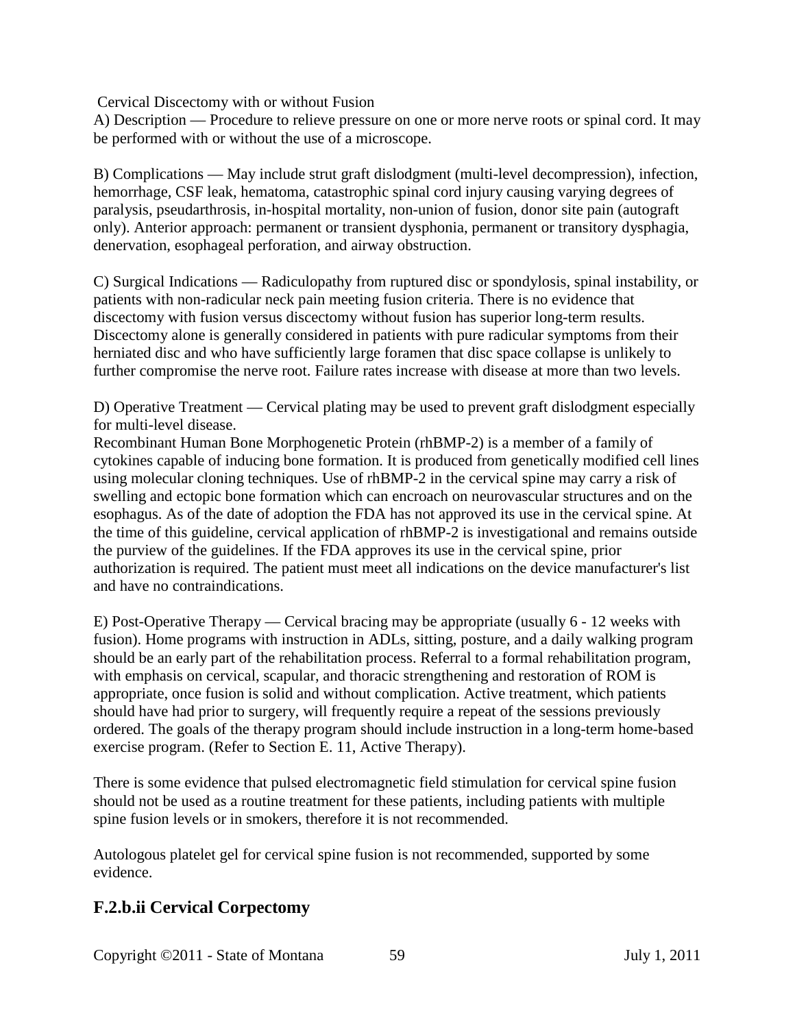Cervical Discectomy with or without Fusion

A) Description — Procedure to relieve pressure on one or more nerve roots or spinal cord. It may be performed with or without the use of a microscope.

B) Complications — May include strut graft dislodgment (multi-level decompression), infection, hemorrhage, CSF leak, hematoma, catastrophic spinal cord injury causing varying degrees of paralysis, pseudarthrosis, in-hospital mortality, non-union of fusion, donor site pain (autograft only). Anterior approach: permanent or transient dysphonia, permanent or transitory dysphagia, denervation, esophageal perforation, and airway obstruction.

C) Surgical Indications — Radiculopathy from ruptured disc or spondylosis, spinal instability, or patients with non-radicular neck pain meeting fusion criteria. There is no evidence that discectomy with fusion versus discectomy without fusion has superior long-term results. Discectomy alone is generally considered in patients with pure radicular symptoms from their herniated disc and who have sufficiently large foramen that disc space collapse is unlikely to further compromise the nerve root. Failure rates increase with disease at more than two levels.

D) Operative Treatment — Cervical plating may be used to prevent graft dislodgment especially for multi-level disease.
Recombinant Human Bone Morphogenetic Protein (rhBMP-2) is a member of a family of cytokines capable of inducing bone formation. It is produced from genetically modified cell lines using molecular cloning techniques. Use of rhBMP-2 in the cervical spine may carry a risk of swelling and ectopic bone formation which can encroach on neurovascular structures and on the esophagus. As of the date of adoption the FDA has not approved its use in the cervical spine. At the time of this guideline, cervical application of rhBMP-2 is investigational and remains outside the purview of the guidelines. If the FDA approves its use in the cervical spine, prior authorization is required. The patient must meet all indications on the device manufacturer's list and have no contraindications.

E) Post-Operative Therapy — Cervical bracing may be appropriate (usually 6 - 12 weeks with fusion). Home programs with instruction in ADLs, sitting, posture, and a daily walking program should be an early part of the rehabilitation process. Referral to a formal rehabilitation program, with emphasis on cervical, scapular, and thoracic strengthening and restoration of ROM is appropriate, once fusion is solid and without complication. Active treatment, which patients should have had prior to surgery, will frequently require a repeat of the sessions previously ordered. The goals of the therapy program should include instruction in a long-term home-based exercise program. (Refer to Section E. 11, Active Therapy).

There is some evidence that pulsed electromagnetic field stimulation for cervical spine fusion should not be used as a routine treatment for these patients, including patients with multiple spine fusion levels or in smokers, therefore it is not recommended.

Autologous platelet gel for cervical spine fusion is not recommended, supported by some evidence.

## F.2.b.ii Cervical Corpectomy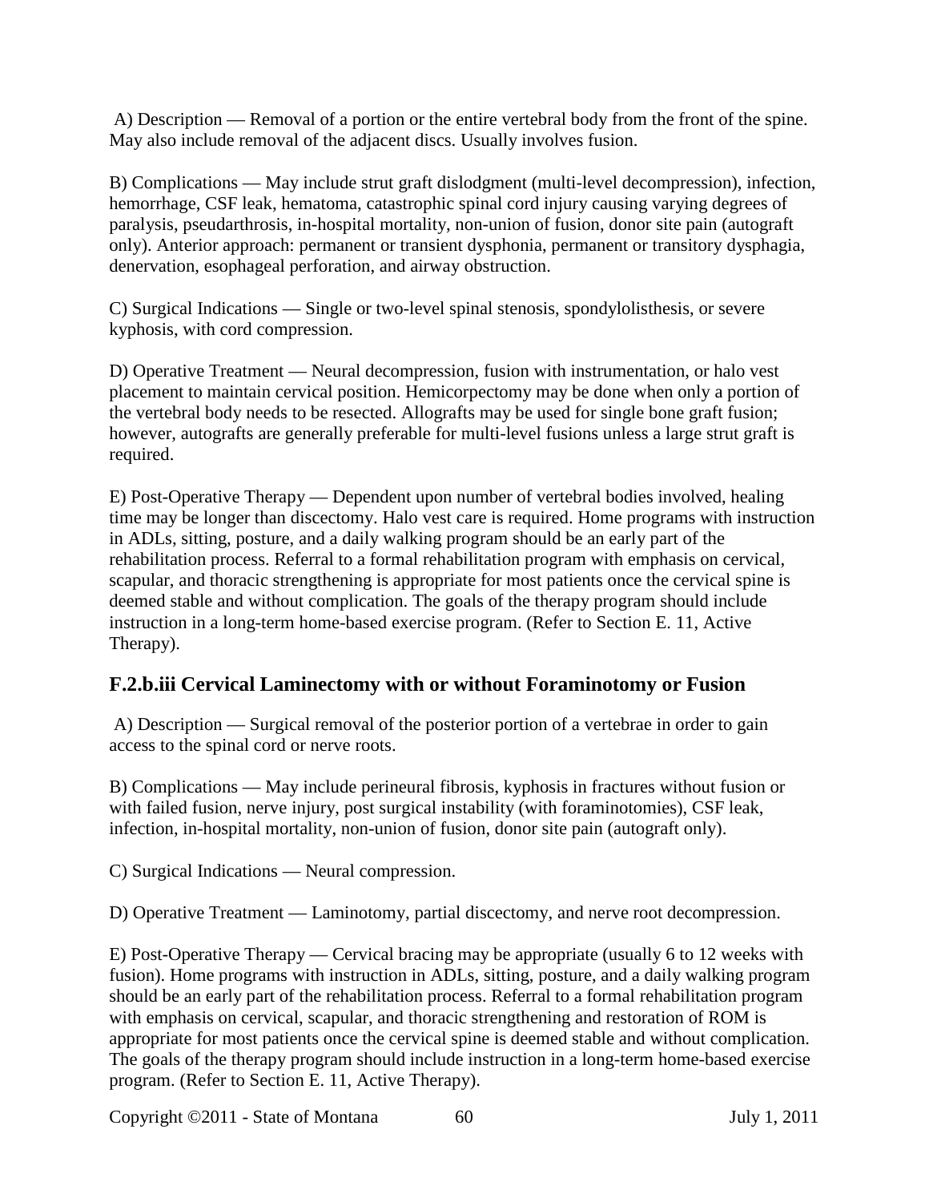A) Description — Removal of a portion or the entire vertebral body from the front of the spine. May also include removal of the adjacent discs. Usually involves fusion.

B) Complications — May include strut graft dislodgment (multi-level decompression), infection, hemorrhage, CSF leak, hematoma, catastrophic spinal cord injury causing varying degrees of paralysis, pseudarthrosis, in-hospital mortality, non-union of fusion, donor site pain (autograft only). Anterior approach: permanent or transient dysphonia, permanent or transitory dysphagia, denervation, esophageal perforation, and airway obstruction.

C) Surgical Indications — Single or two-level spinal stenosis, spondylolisthesis, or severe kyphosis, with cord compression.

D) Operative Treatment — Neural decompression, fusion with instrumentation, or halo vest placement to maintain cervical position. Hemicorpectomy may be done when only a portion of the vertebral body needs to be resected. Allografts may be used for single bone graft fusion; however, autografts are generally preferable for multi-level fusions unless a large strut graft is required.

E) Post-Operative Therapy — Dependent upon number of vertebral bodies involved, healing time may be longer than discectomy. Halo vest care is required. Home programs with instruction in ADLs, sitting, posture, and a daily walking program should be an early part of the rehabilitation process. Referral to a formal rehabilitation program with emphasis on cervical, scapular, and thoracic strengthening is appropriate for most patients once the cervical spine is deemed stable and without complication. The goals of the therapy program should include instruction in a long-term home-based exercise program. (Refer to Section E. 11, Active Therapy).

### F.2.b.iii Cervical Laminectomy with or without Foraminotomy or Fusion

A) Description — Surgical removal of the posterior portion of a vertebrae in order to gain access to the spinal cord or nerve roots.

B) Complications — May include perineural fibrosis, kyphosis in fractures without fusion or with failed fusion, nerve injury, post surgical instability (with foraminotomies), CSF leak, infection, in-hospital mortality, non-union of fusion, donor site pain (autograft only).

C) Surgical Indications — Neural compression.

D) Operative Treatment — Laminotomy, partial discectomy, and nerve root decompression.

E) Post-Operative Therapy — Cervical bracing may be appropriate (usually 6 to 12 weeks with fusion). Home programs with instruction in ADLs, sitting, posture, and a daily walking program should be an early part of the rehabilitation process. Referral to a formal rehabilitation program with emphasis on cervical, scapular, and thoracic strengthening and restoration of ROM is appropriate for most patients once the cervical spine is deemed stable and without complication. The goals of the therapy program should include instruction in a long-term home-based exercise program. (Refer to Section E. 11, Active Therapy).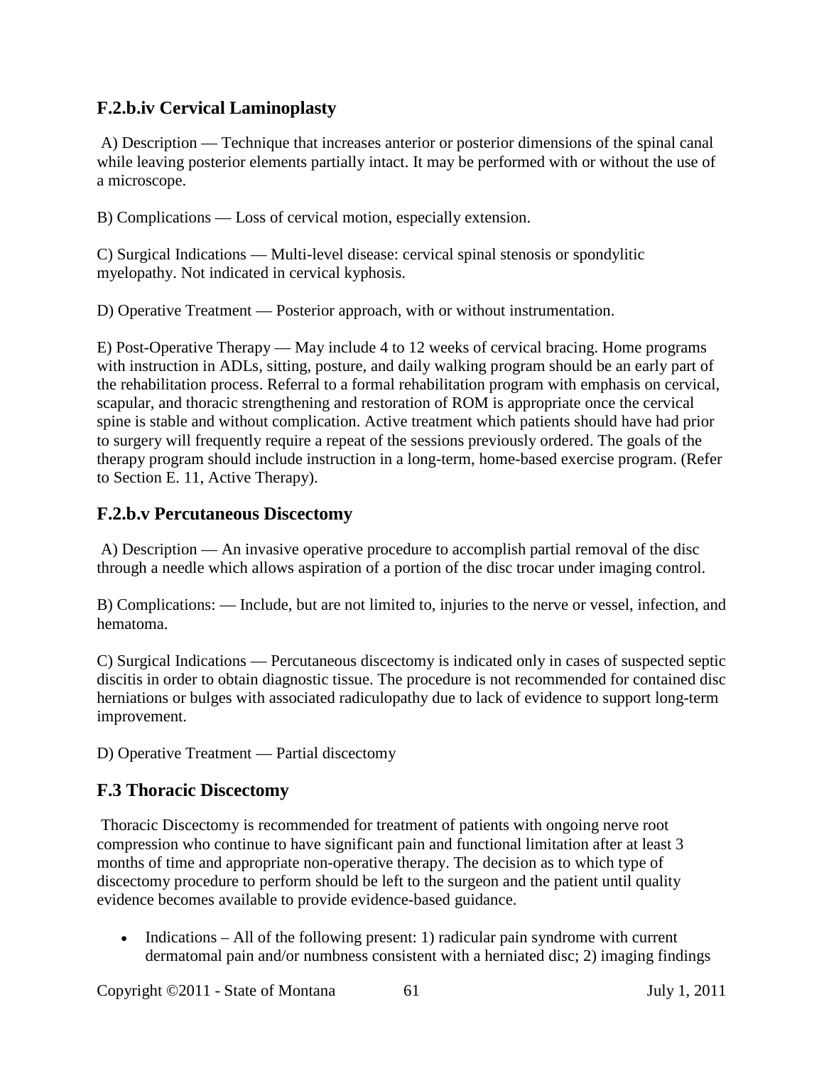### F.2.b.iv Cervical Laminoplasty

A) Description — Technique that increases anterior or posterior dimensions of the spinal canal while leaving posterior elements partially intact. It may be performed with or without the use of a microscope.

B) Complications — Loss of cervical motion, especially extension.

C) Surgical Indications — Multi-level disease: cervical spinal stenosis or spondylitic myelopathy. Not indicated in cervical kyphosis.

D) Operative Treatment — Posterior approach, with or without instrumentation.

E) Post-Operative Therapy — May include 4 to 12 weeks of cervical bracing. Home programs with instruction in ADLs, sitting, posture, and daily walking program should be an early part of the rehabilitation process. Referral to a formal rehabilitation program with emphasis on cervical, scapular, and thoracic strengthening and restoration of ROM is appropriate once the cervical spine is stable and without complication. Active treatment which patients should have had prior to surgery will frequently require a repeat of the sessions previously ordered. The goals of the therapy program should include instruction in a long-term, home-based exercise program. (Refer to Section E. 11, Active Therapy).

### F.2.b.v Percutaneous Discectomy

A) Description — An invasive operative procedure to accomplish partial removal of the disc through a needle which allows aspiration of a portion of the disc trocar under imaging control.

B) Complications: — Include, but are not limited to, injuries to the nerve or vessel, infection, and hematoma.

C) Surgical Indications — Percutaneous discectomy is indicated only in cases of suspected septic discitis in order to obtain diagnostic tissue. The procedure is not recommended for contained disc herniations or bulges with associated radiculopathy due to lack of evidence to support long-term improvement.

D) Operative Treatment — Partial discectomy

## F.3 Thoracic Discectomy

Thoracic Discectomy is recommended for treatment of patients with ongoing nerve root compression who continue to have significant pain and functional limitation after at least 3 months of time and appropriate non-operative therapy. The decision as to which type of discectomy procedure to perform should be left to the surgeon and the patient until quality evidence becomes available to provide evidence-based guidance.

- Indications – All of the following present: 1) radicular pain syndrome with current dermatomal pain and/or numbness consistent with a herniated disc; 2) imaging findings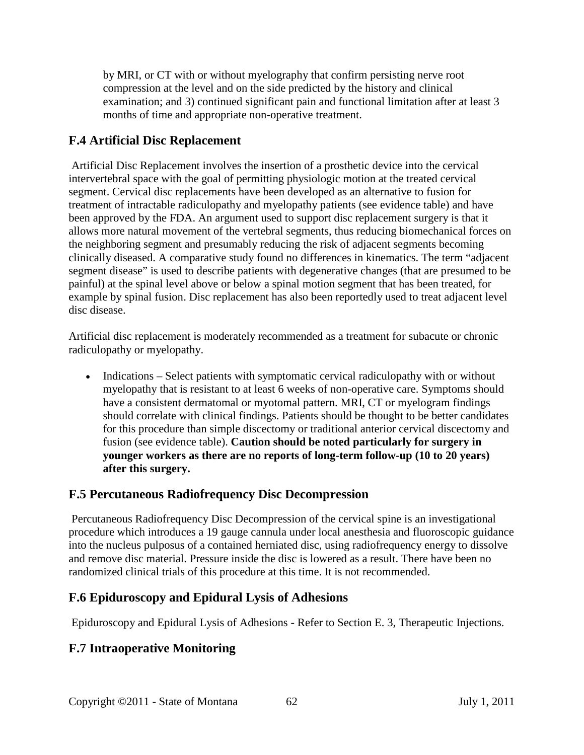by MRI, or CT with or without myelography that confirm persisting nerve root compression at the level and on the side predicted by the history and clinical examination; and 3) continued significant pain and functional limitation after at least 3 months of time and appropriate non-operative treatment.

## F.4 Artificial Disc Replacement

Artificial Disc Replacement involves the insertion of a prosthetic device into the cervical intervertebral space with the goal of permitting physiologic motion at the treated cervical segment. Cervical disc replacements have been developed as an alternative to fusion for treatment of intractable radiculopathy and myelopathy patients (see evidence table) and have been approved by the FDA. An argument used to support disc replacement surgery is that it allows more natural movement of the vertebral segments, thus reducing biomechanical forces on the neighboring segment and presumably reducing the risk of adjacent segments becoming clinically diseased. A comparative study found no differences in kinematics. The term "adjacent segment disease" is used to describe patients with degenerative changes (that are presumed to be painful) at the spinal level above or below a spinal motion segment that has been treated, for example by spinal fusion. Disc replacement has also been reportedly used to treat adjacent level disc disease.

Artificial disc replacement is moderately recommended as a treatment for subacute or chronic radiculopathy or myelopathy.

- Indications – Select patients with symptomatic cervical radiculopathy with or without myelopathy that is resistant to at least 6 weeks of non-operative care. Symptoms should have a consistent dermatomal or myotomal pattern. MRI, CT or myelogram findings should correlate with clinical findings. Patients should be thought to be better candidates for this procedure than simple discectomy or traditional anterior cervical discectomy and fusion (see evidence table). **Caution should be noted particularly for surgery in younger workers as there are no reports of long-term follow-up (10 to 20 years) after this surgery.**

## F.5 Percutaneous Radiofrequency Disc Decompression

Percutaneous Radiofrequency Disc Decompression of the cervical spine is an investigational procedure which introduces a 19 gauge cannula under local anesthesia and fluoroscopic guidance into the nucleus pulposus of a contained herniated disc, using radiofrequency energy to dissolve and remove disc material. Pressure inside the disc is lowered as a result. There have been no randomized clinical trials of this procedure at this time. It is not recommended.

## F.6 Epiduroscopy and Epidural Lysis of Adhesions

Epiduroscopy and Epidural Lysis of Adhesions - Refer to Section E. 3, Therapeutic Injections.

## F.7 Intraoperative Monitoring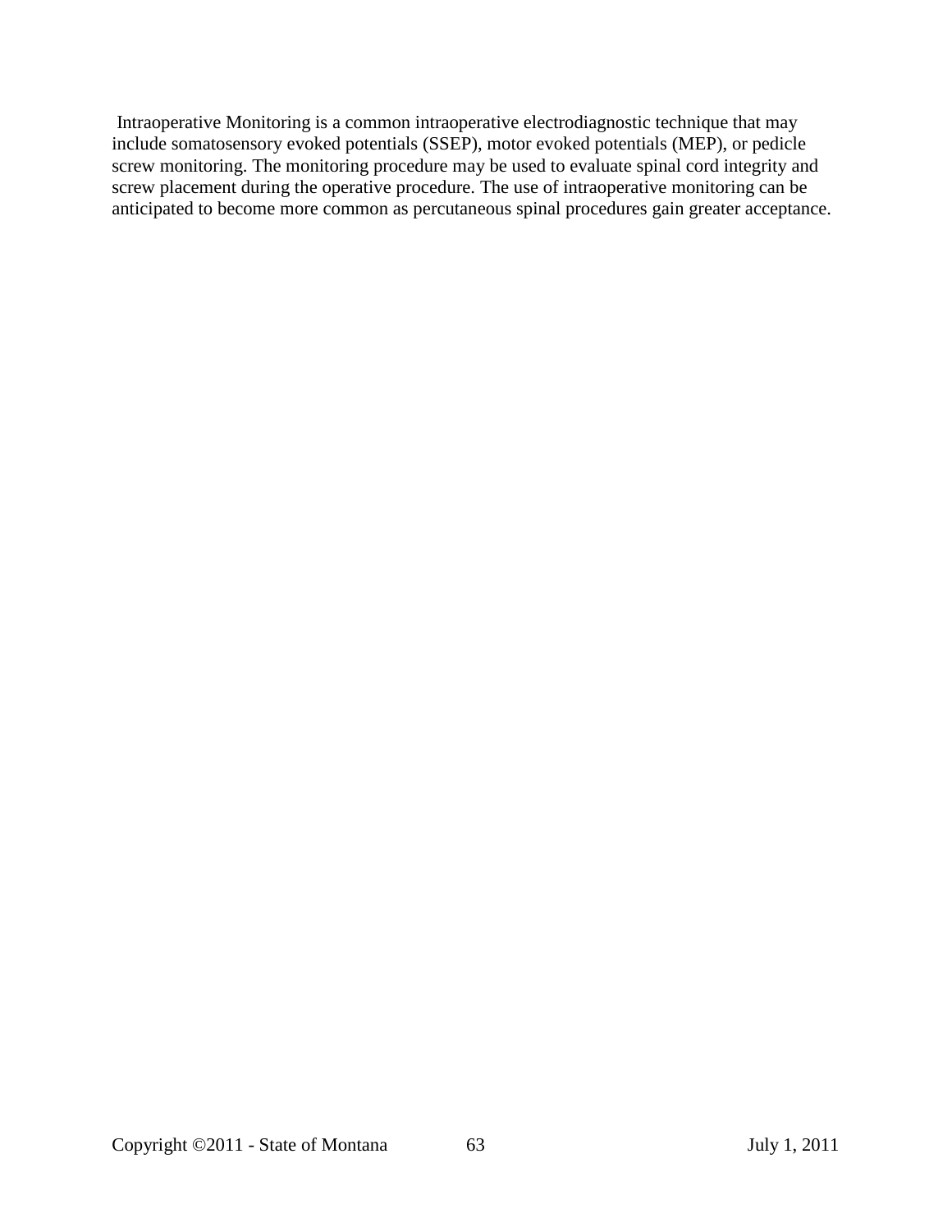Intraoperative Monitoring is a common intraoperative electrodiagnostic technique that may include somatosensory evoked potentials (SSEP), motor evoked potentials (MEP), or pedicle screw monitoring. The monitoring procedure may be used to evaluate spinal cord integrity and screw placement during the operative procedure. The use of intraoperative monitoring can be anticipated to become more common as percutaneous spinal procedures gain greater acceptance.